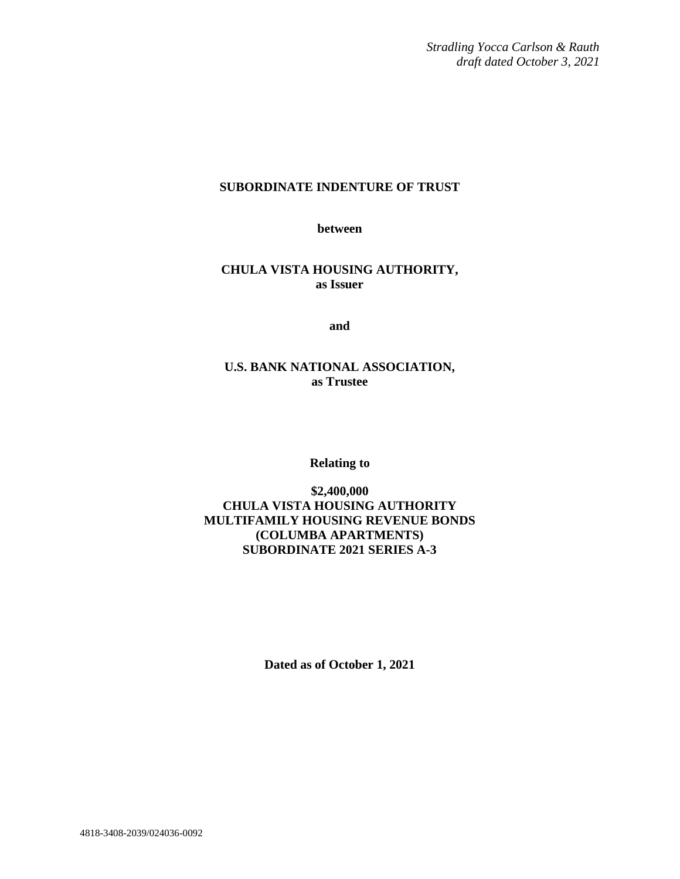*Stradling Yocca Carlson & Rauth*
*draft dated October 3, 2021*

# SUBORDINATE INDENTURE OF TRUST

**between**

**CHULA VISTA HOUSING AUTHORITY,**
**as Issuer**

**and**

**U.S. BANK NATIONAL ASSOCIATION,**
**as Trustee**

**Relating to**

**$2,400,000**
**CHULA VISTA HOUSING AUTHORITY**
**MULTIFAMILY HOUSING REVENUE BONDS**
**(COLUMBA APARTMENTS)**
**SUBORDINATE 2021 SERIES A-3**

**Dated as of October 1, 2021**

4818-3408-2039/024036-0092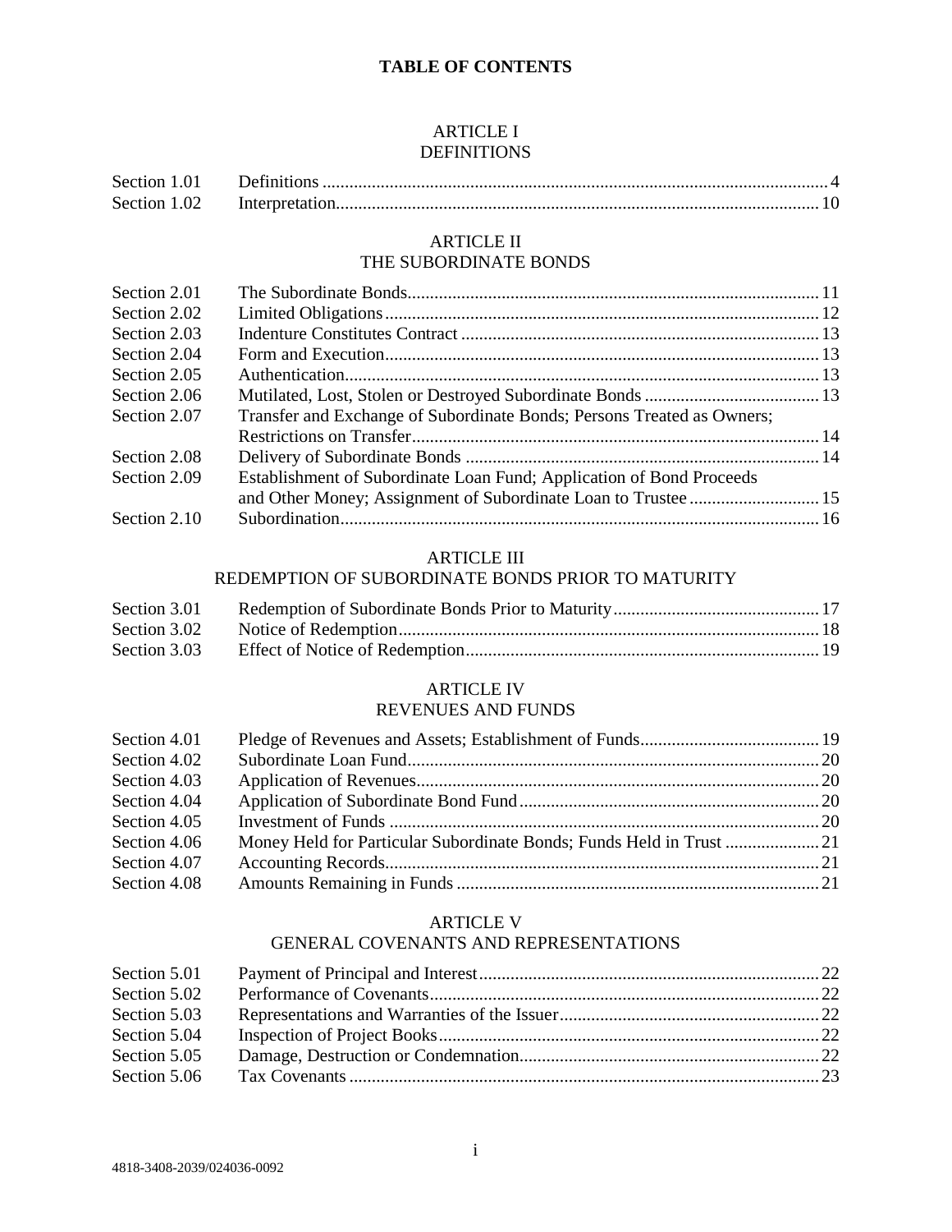# TABLE OF CONTENTS

## ARTICLE I
## DEFINITIONS

| | | |
|---|---|---|
| Section 1.01 | Definitions | 4 |
| Section 1.02 | Interpretation | 10 |

## ARTICLE II
## THE SUBORDINATE BONDS

| | | |
|---|---|---|
| Section 2.01 | The Subordinate Bonds | 11 |
| Section 2.02 | Limited Obligations | 12 |
| Section 2.03 | Indenture Constitutes Contract | 13 |
| Section 2.04 | Form and Execution | 13 |
| Section 2.05 | Authentication | 13 |
| Section 2.06 | Mutilated, Lost, Stolen or Destroyed Subordinate Bonds | 13 |
| Section 2.07 | Transfer and Exchange of Subordinate Bonds; Persons Treated as Owners; Restrictions on Transfer | 14 |
| Section 2.08 | Delivery of Subordinate Bonds | 14 |
| Section 2.09 | Establishment of Subordinate Loan Fund; Application of Bond Proceeds and Other Money; Assignment of Subordinate Loan to Trustee | 15 |
| Section 2.10 | Subordination | 16 |

## ARTICLE III
## REDEMPTION OF SUBORDINATE BONDS PRIOR TO MATURITY

| | | |
|---|---|---|
| Section 3.01 | Redemption of Subordinate Bonds Prior to Maturity | 17 |
| Section 3.02 | Notice of Redemption | 18 |
| Section 3.03 | Effect of Notice of Redemption | 19 |

## ARTICLE IV
## REVENUES AND FUNDS

| | | |
|---|---|---|
| Section 4.01 | Pledge of Revenues and Assets; Establishment of Funds | 19 |
| Section 4.02 | Subordinate Loan Fund | 20 |
| Section 4.03 | Application of Revenues | 20 |
| Section 4.04 | Application of Subordinate Bond Fund | 20 |
| Section 4.05 | Investment of Funds | 20 |
| Section 4.06 | Money Held for Particular Subordinate Bonds; Funds Held in Trust | 21 |
| Section 4.07 | Accounting Records | 21 |
| Section 4.08 | Amounts Remaining in Funds | 21 |

## ARTICLE V
## GENERAL COVENANTS AND REPRESENTATIONS

| | | |
|---|---|---|
| Section 5.01 | Payment of Principal and Interest | 22 |
| Section 5.02 | Performance of Covenants | 22 |
| Section 5.03 | Representations and Warranties of the Issuer | 22 |
| Section 5.04 | Inspection of Project Books | 22 |
| Section 5.05 | Damage, Destruction or Condemnation | 22 |
| Section 5.06 | Tax Covenants | 23 |

4818-3408-2039/024036-0092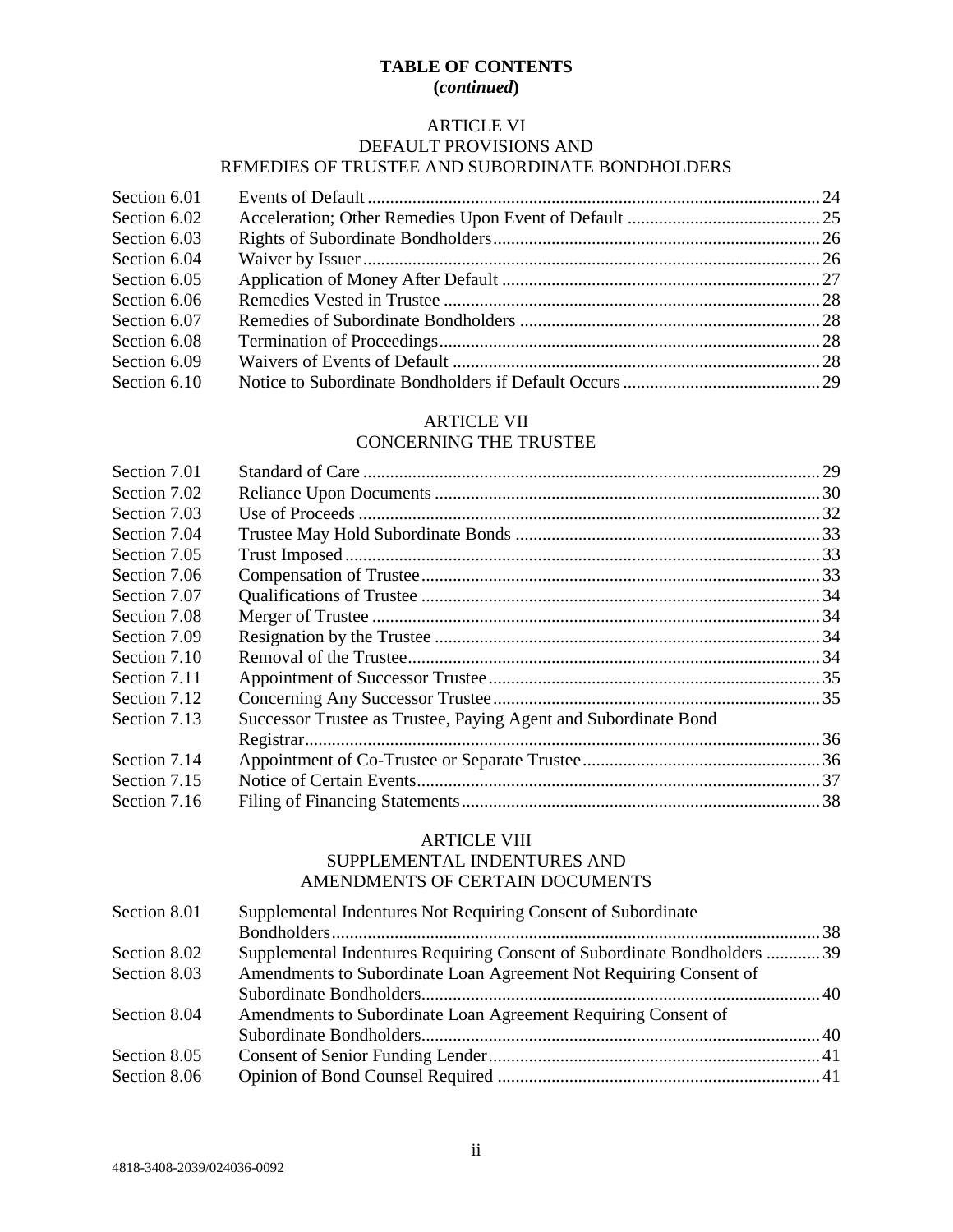## TABLE OF CONTENTS
**(*continued*)**

### ARTICLE VI
### DEFAULT PROVISIONS AND
### REMEDIES OF TRUSTEE AND SUBORDINATE BONDHOLDERS

| | | |
|---|---|---|
| Section 6.01 | Events of Default | 24 |
| Section 6.02 | Acceleration; Other Remedies Upon Event of Default | 25 |
| Section 6.03 | Rights of Subordinate Bondholders | 26 |
| Section 6.04 | Waiver by Issuer | 26 |
| Section 6.05 | Application of Money After Default | 27 |
| Section 6.06 | Remedies Vested in Trustee | 28 |
| Section 6.07 | Remedies of Subordinate Bondholders | 28 |
| Section 6.08 | Termination of Proceedings | 28 |
| Section 6.09 | Waivers of Events of Default | 28 |
| Section 6.10 | Notice to Subordinate Bondholders if Default Occurs | 29 |

### ARTICLE VII
### CONCERNING THE TRUSTEE

| | | |
|---|---|---|
| Section 7.01 | Standard of Care | 29 |
| Section 7.02 | Reliance Upon Documents | 30 |
| Section 7.03 | Use of Proceeds | 32 |
| Section 7.04 | Trustee May Hold Subordinate Bonds | 33 |
| Section 7.05 | Trust Imposed | 33 |
| Section 7.06 | Compensation of Trustee | 33 |
| Section 7.07 | Qualifications of Trustee | 34 |
| Section 7.08 | Merger of Trustee | 34 |
| Section 7.09 | Resignation by the Trustee | 34 |
| Section 7.10 | Removal of the Trustee | 34 |
| Section 7.11 | Appointment of Successor Trustee | 35 |
| Section 7.12 | Concerning Any Successor Trustee | 35 |
| Section 7.13 | Successor Trustee as Trustee, Paying Agent and Subordinate Bond Registrar | 36 |
| Section 7.14 | Appointment of Co-Trustee or Separate Trustee | 36 |
| Section 7.15 | Notice of Certain Events | 37 |
| Section 7.16 | Filing of Financing Statements | 38 |

### ARTICLE VIII
### SUPPLEMENTAL INDENTURES AND
### AMENDMENTS OF CERTAIN DOCUMENTS

| | | |
|---|---|---|
| Section 8.01 | Supplemental Indentures Not Requiring Consent of Subordinate Bondholders | 38 |
| Section 8.02 | Supplemental Indentures Requiring Consent of Subordinate Bondholders | 39 |
| Section 8.03 | Amendments to Subordinate Loan Agreement Not Requiring Consent of Subordinate Bondholders | 40 |
| Section 8.04 | Amendments to Subordinate Loan Agreement Requiring Consent of Subordinate Bondholders | 40 |
| Section 8.05 | Consent of Senior Funding Lender | 41 |
| Section 8.06 | Opinion of Bond Counsel Required | 41 |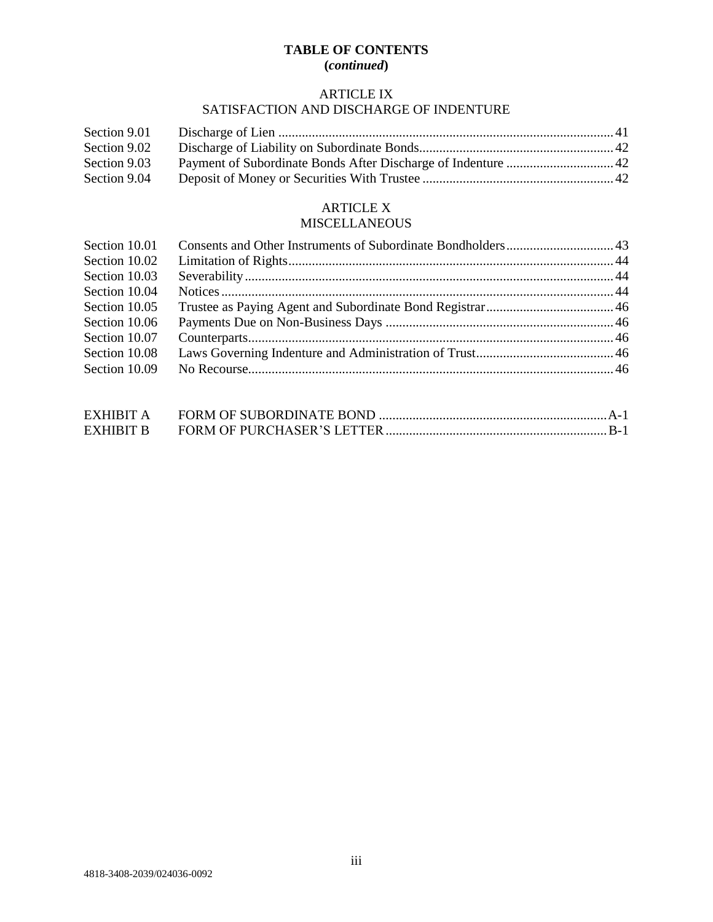**TABLE OF CONTENTS**
**(*continued*)**

ARTICLE IX
SATISFACTION AND DISCHARGE OF INDENTURE

| | | |
|---|---|---|
| Section 9.01 | Discharge of Lien | 41 |
| Section 9.02 | Discharge of Liability on Subordinate Bonds | 42 |
| Section 9.03 | Payment of Subordinate Bonds After Discharge of Indenture | 42 |
| Section 9.04 | Deposit of Money or Securities With Trustee | 42 |

ARTICLE X
MISCELLANEOUS

| | | |
|---|---|---|
| Section 10.01 | Consents and Other Instruments of Subordinate Bondholders | 43 |
| Section 10.02 | Limitation of Rights | 44 |
| Section 10.03 | Severability | 44 |
| Section 10.04 | Notices | 44 |
| Section 10.05 | Trustee as Paying Agent and Subordinate Bond Registrar | 46 |
| Section 10.06 | Payments Due on Non-Business Days | 46 |
| Section 10.07 | Counterparts | 46 |
| Section 10.08 | Laws Governing Indenture and Administration of Trust | 46 |
| Section 10.09 | No Recourse | 46 |

| | | |
|---|---|---|
| EXHIBIT A | FORM OF SUBORDINATE BOND | A-1 |
| EXHIBIT B | FORM OF PURCHASER'S LETTER | B-1 |

4818-3408-2039/024036-0092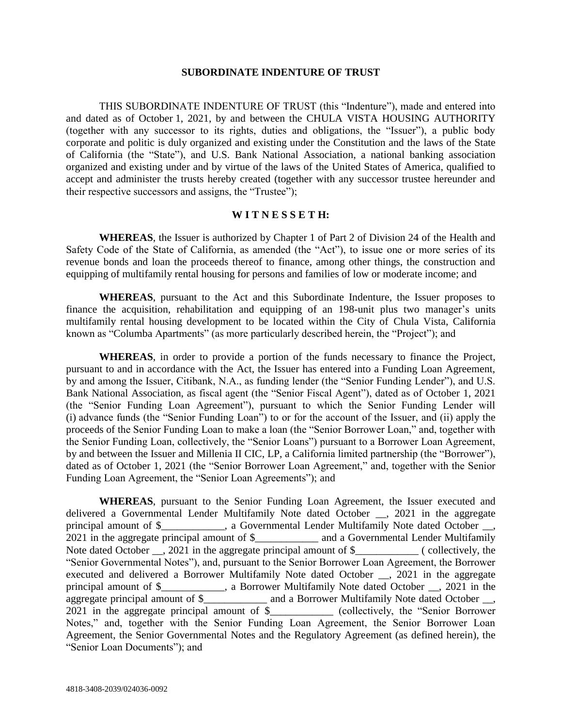# SUBORDINATE INDENTURE OF TRUST

THIS SUBORDINATE INDENTURE OF TRUST (this "Indenture"), made and entered into and dated as of October 1, 2021, by and between the CHULA VISTA HOUSING AUTHORITY (together with any successor to its rights, duties and obligations, the "Issuer"), a public body corporate and politic is duly organized and existing under the Constitution and the laws of the State of California (the "State"), and U.S. Bank National Association, a national banking association organized and existing under and by virtue of the laws of the United States of America, qualified to accept and administer the trusts hereby created (together with any successor trustee hereunder and their respective successors and assigns, the "Trustee");

## W I T N E S S E T H:

**WHEREAS**, the Issuer is authorized by Chapter 1 of Part 2 of Division 24 of the Health and Safety Code of the State of California, as amended (the "Act"), to issue one or more series of its revenue bonds and loan the proceeds thereof to finance, among other things, the construction and equipping of multifamily rental housing for persons and families of low or moderate income; and

**WHEREAS**, pursuant to the Act and this Subordinate Indenture, the Issuer proposes to finance the acquisition, rehabilitation and equipping of an 198-unit plus two manager's units multifamily rental housing development to be located within the City of Chula Vista, California known as "Columba Apartments" (as more particularly described herein, the "Project"); and

**WHEREAS**, in order to provide a portion of the funds necessary to finance the Project, pursuant to and in accordance with the Act, the Issuer has entered into a Funding Loan Agreement, by and among the Issuer, Citibank, N.A., as funding lender (the "Senior Funding Lender"), and U.S. Bank National Association, as fiscal agent (the "Senior Fiscal Agent"), dated as of October 1, 2021 (the "Senior Funding Loan Agreement"), pursuant to which the Senior Funding Lender will (i) advance funds (the "Senior Funding Loan") to or for the account of the Issuer, and (ii) apply the proceeds of the Senior Funding Loan to make a loan (the "Senior Borrower Loan," and, together with the Senior Funding Loan, collectively, the "Senior Loans") pursuant to a Borrower Loan Agreement, by and between the Issuer and Millenia II CIC, LP, a California limited partnership (the "Borrower"), dated as of October 1, 2021 (the "Senior Borrower Loan Agreement," and, together with the Senior Funding Loan Agreement, the "Senior Loan Agreements"); and

**WHEREAS**, pursuant to the Senior Funding Loan Agreement, the Issuer executed and delivered a Governmental Lender Multifamily Note dated October __, 2021 in the aggregate principal amount of $____________, a Governmental Lender Multifamily Note dated October __, 2021 in the aggregate principal amount of $____________ and a Governmental Lender Multifamily Note dated October __, 2021 in the aggregate principal amount of $____________ ( collectively, the "Senior Governmental Notes"), and, pursuant to the Senior Borrower Loan Agreement, the Borrower executed and delivered a Borrower Multifamily Note dated October __, 2021 in the aggregate principal amount of $____________, a Borrower Multifamily Note dated October __, 2021 in the aggregate principal amount of $____________ and a Borrower Multifamily Note dated October __, 2021 in the aggregate principal amount of $____________ (collectively, the "Senior Borrower Notes," and, together with the Senior Funding Loan Agreement, the Senior Borrower Loan Agreement, the Senior Governmental Notes and the Regulatory Agreement (as defined herein), the "Senior Loan Documents"); and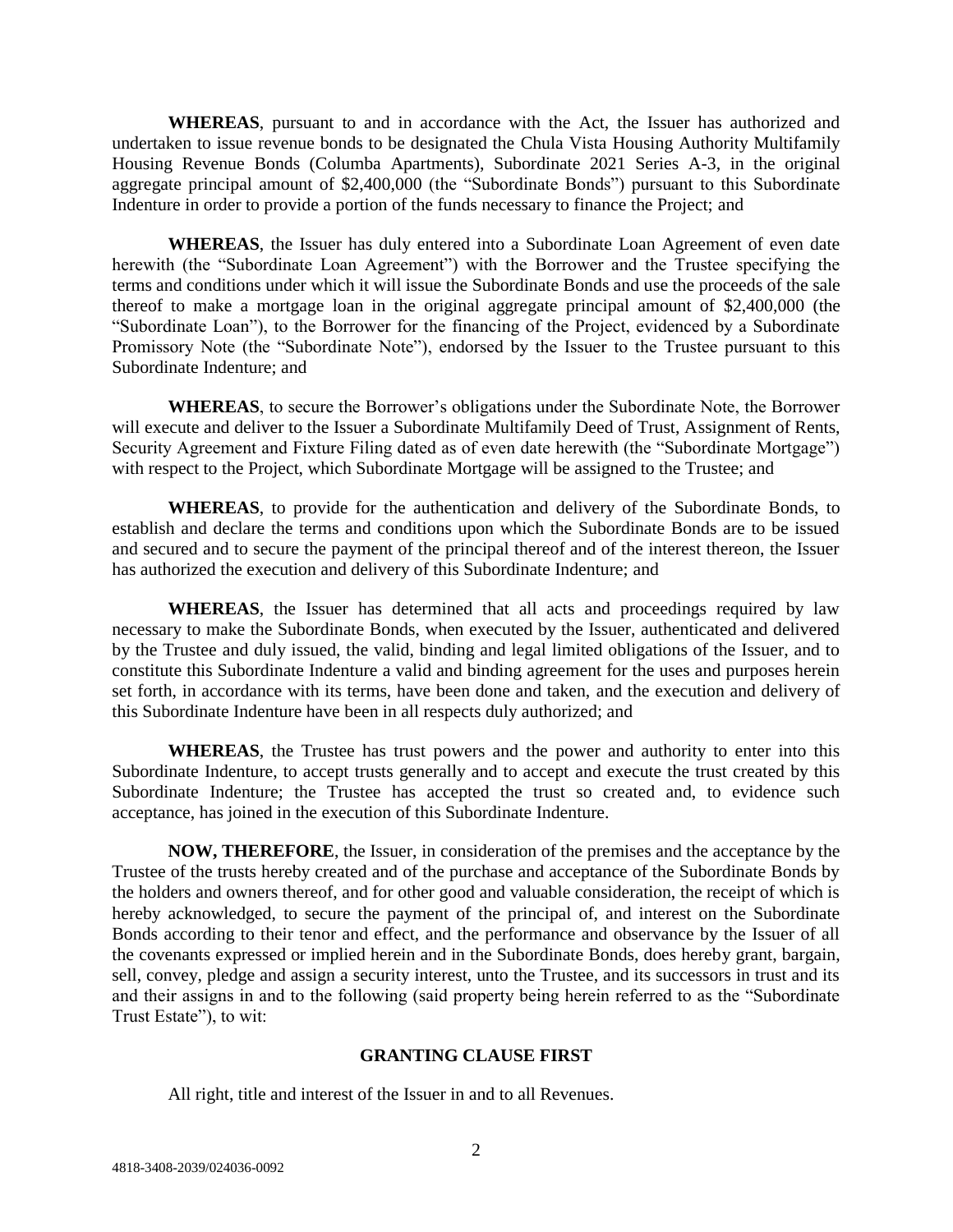**WHEREAS**, pursuant to and in accordance with the Act, the Issuer has authorized and undertaken to issue revenue bonds to be designated the Chula Vista Housing Authority Multifamily Housing Revenue Bonds (Columba Apartments), Subordinate 2021 Series A-3, in the original aggregate principal amount of $2,400,000 (the "Subordinate Bonds") pursuant to this Subordinate Indenture in order to provide a portion of the funds necessary to finance the Project; and

**WHEREAS**, the Issuer has duly entered into a Subordinate Loan Agreement of even date herewith (the "Subordinate Loan Agreement") with the Borrower and the Trustee specifying the terms and conditions under which it will issue the Subordinate Bonds and use the proceeds of the sale thereof to make a mortgage loan in the original aggregate principal amount of $2,400,000 (the "Subordinate Loan"), to the Borrower for the financing of the Project, evidenced by a Subordinate Promissory Note (the "Subordinate Note"), endorsed by the Issuer to the Trustee pursuant to this Subordinate Indenture; and

**WHEREAS**, to secure the Borrower's obligations under the Subordinate Note, the Borrower will execute and deliver to the Issuer a Subordinate Multifamily Deed of Trust, Assignment of Rents, Security Agreement and Fixture Filing dated as of even date herewith (the "Subordinate Mortgage") with respect to the Project, which Subordinate Mortgage will be assigned to the Trustee; and

**WHEREAS**, to provide for the authentication and delivery of the Subordinate Bonds, to establish and declare the terms and conditions upon which the Subordinate Bonds are to be issued and secured and to secure the payment of the principal thereof and of the interest thereon, the Issuer has authorized the execution and delivery of this Subordinate Indenture; and

**WHEREAS**, the Issuer has determined that all acts and proceedings required by law necessary to make the Subordinate Bonds, when executed by the Issuer, authenticated and delivered by the Trustee and duly issued, the valid, binding and legal limited obligations of the Issuer, and to constitute this Subordinate Indenture a valid and binding agreement for the uses and purposes herein set forth, in accordance with its terms, have been done and taken, and the execution and delivery of this Subordinate Indenture have been in all respects duly authorized; and

**WHEREAS**, the Trustee has trust powers and the power and authority to enter into this Subordinate Indenture, to accept trusts generally and to accept and execute the trust created by this Subordinate Indenture; the Trustee has accepted the trust so created and, to evidence such acceptance, has joined in the execution of this Subordinate Indenture.

**NOW, THEREFORE**, the Issuer, in consideration of the premises and the acceptance by the Trustee of the trusts hereby created and of the purchase and acceptance of the Subordinate Bonds by the holders and owners thereof, and for other good and valuable consideration, the receipt of which is hereby acknowledged, to secure the payment of the principal of, and interest on the Subordinate Bonds according to their tenor and effect, and the performance and observance by the Issuer of all the covenants expressed or implied herein and in the Subordinate Bonds, does hereby grant, bargain, sell, convey, pledge and assign a security interest, unto the Trustee, and its successors in trust and its and their assigns in and to the following (said property being herein referred to as the "Subordinate Trust Estate"), to wit:

**GRANTING CLAUSE FIRST**

All right, title and interest of the Issuer in and to all Revenues.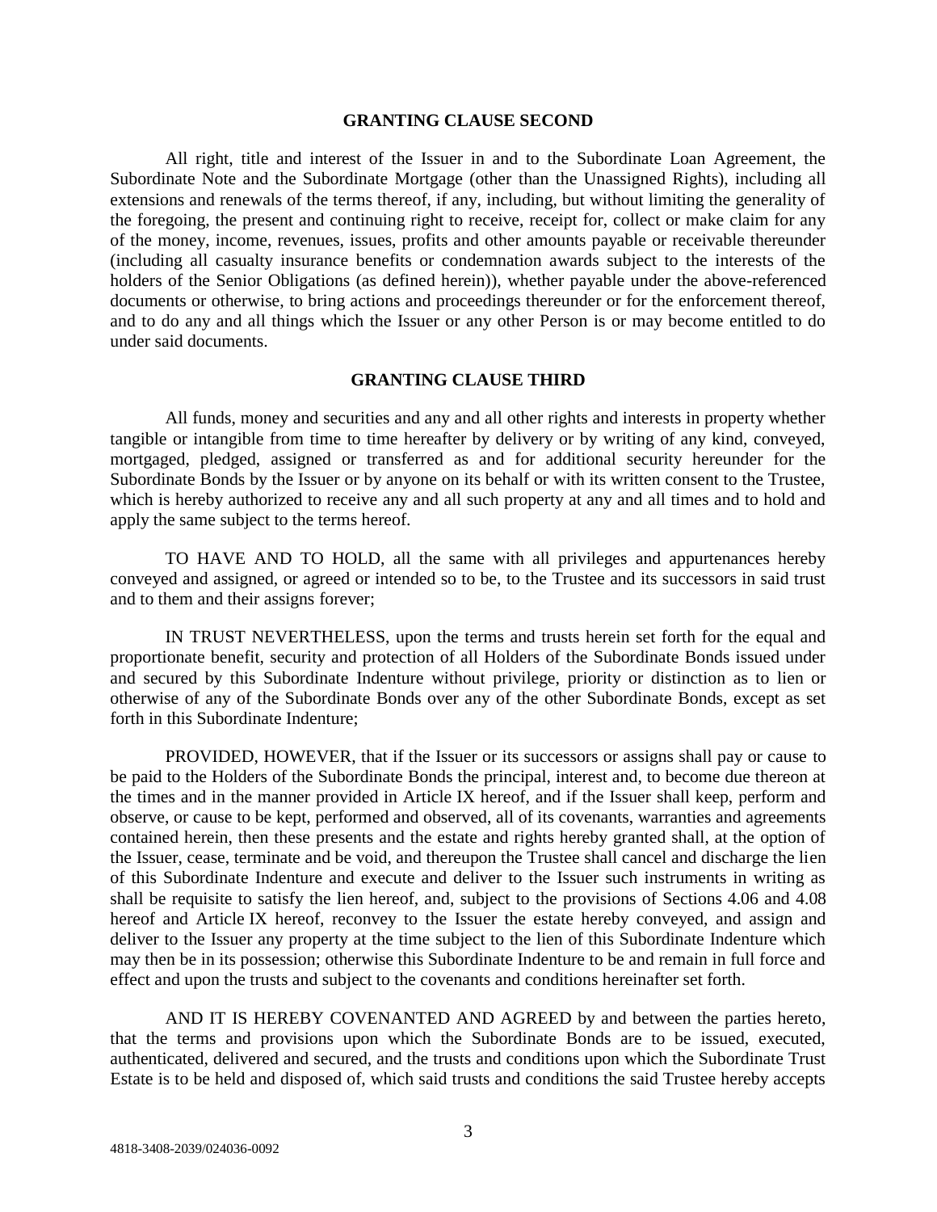## GRANTING CLAUSE SECOND

All right, title and interest of the Issuer in and to the Subordinate Loan Agreement, the Subordinate Note and the Subordinate Mortgage (other than the Unassigned Rights), including all extensions and renewals of the terms thereof, if any, including, but without limiting the generality of the foregoing, the present and continuing right to receive, receipt for, collect or make claim for any of the money, income, revenues, issues, profits and other amounts payable or receivable thereunder (including all casualty insurance benefits or condemnation awards subject to the interests of the holders of the Senior Obligations (as defined herein)), whether payable under the above-referenced documents or otherwise, to bring actions and proceedings thereunder or for the enforcement thereof, and to do any and all things which the Issuer or any other Person is or may become entitled to do under said documents.

## GRANTING CLAUSE THIRD

All funds, money and securities and any and all other rights and interests in property whether tangible or intangible from time to time hereafter by delivery or by writing of any kind, conveyed, mortgaged, pledged, assigned or transferred as and for additional security hereunder for the Subordinate Bonds by the Issuer or by anyone on its behalf or with its written consent to the Trustee, which is hereby authorized to receive any and all such property at any and all times and to hold and apply the same subject to the terms hereof.

TO HAVE AND TO HOLD, all the same with all privileges and appurtenances hereby conveyed and assigned, or agreed or intended so to be, to the Trustee and its successors in said trust and to them and their assigns forever;

IN TRUST NEVERTHELESS, upon the terms and trusts herein set forth for the equal and proportionate benefit, security and protection of all Holders of the Subordinate Bonds issued under and secured by this Subordinate Indenture without privilege, priority or distinction as to lien or otherwise of any of the Subordinate Bonds over any of the other Subordinate Bonds, except as set forth in this Subordinate Indenture;

PROVIDED, HOWEVER, that if the Issuer or its successors or assigns shall pay or cause to be paid to the Holders of the Subordinate Bonds the principal, interest and, to become due thereon at the times and in the manner provided in Article IX hereof, and if the Issuer shall keep, perform and observe, or cause to be kept, performed and observed, all of its covenants, warranties and agreements contained herein, then these presents and the estate and rights hereby granted shall, at the option of the Issuer, cease, terminate and be void, and thereupon the Trustee shall cancel and discharge the lien of this Subordinate Indenture and execute and deliver to the Issuer such instruments in writing as shall be requisite to satisfy the lien hereof, and, subject to the provisions of Sections 4.06 and 4.08 hereof and Article IX hereof, reconvey to the Issuer the estate hereby conveyed, and assign and deliver to the Issuer any property at the time subject to the lien of this Subordinate Indenture which may then be in its possession; otherwise this Subordinate Indenture to be and remain in full force and effect and upon the trusts and subject to the covenants and conditions hereinafter set forth.

AND IT IS HEREBY COVENANTED AND AGREED by and between the parties hereto, that the terms and provisions upon which the Subordinate Bonds are to be issued, executed, authenticated, delivered and secured, and the trusts and conditions upon which the Subordinate Trust Estate is to be held and disposed of, which said trusts and conditions the said Trustee hereby accepts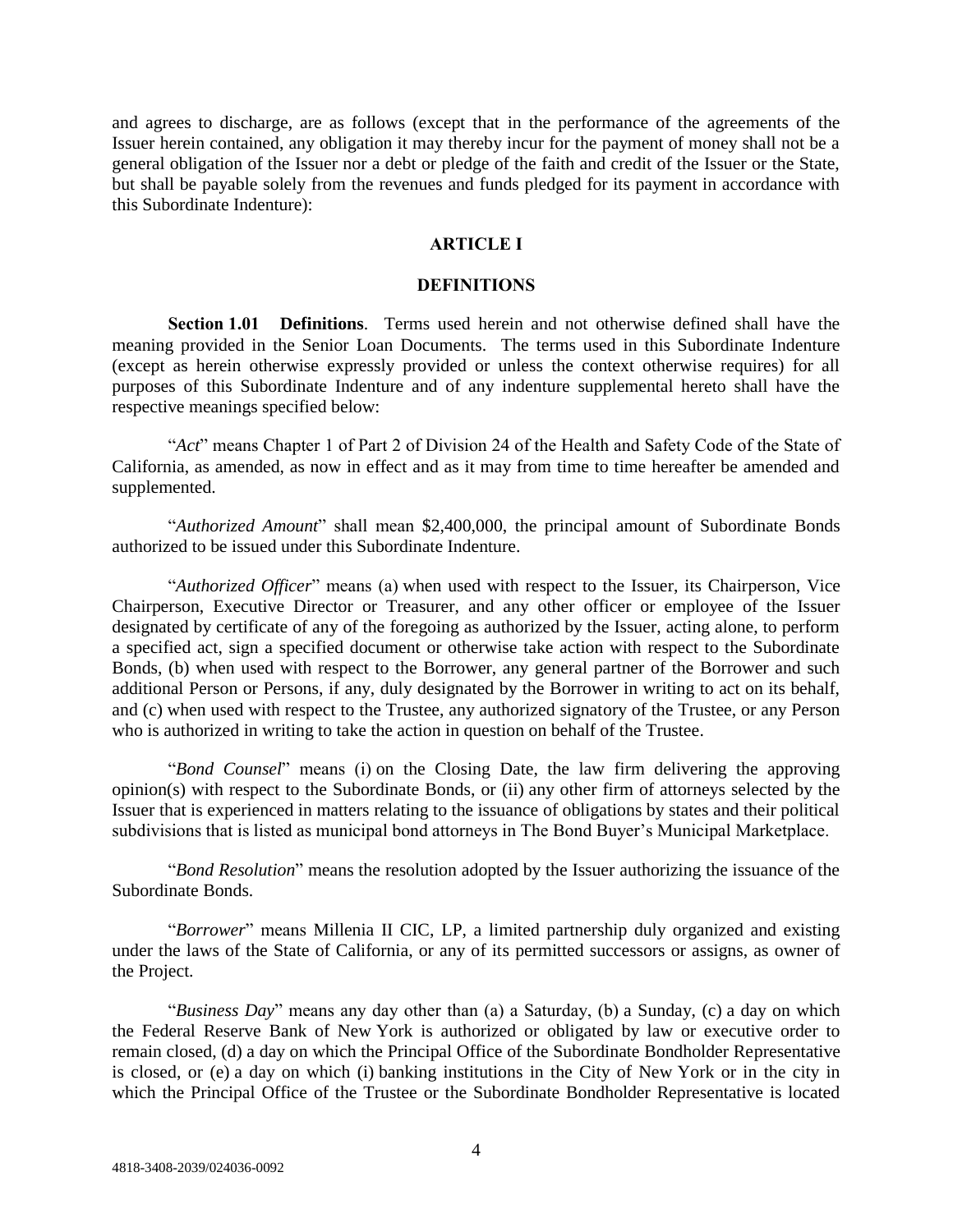and agrees to discharge, are as follows (except that in the performance of the agreements of the Issuer herein contained, any obligation it may thereby incur for the payment of money shall not be a general obligation of the Issuer nor a debt or pledge of the faith and credit of the Issuer or the State, but shall be payable solely from the revenues and funds pledged for its payment in accordance with this Subordinate Indenture):

## ARTICLE I

## DEFINITIONS

**Section 1.01 Definitions**. Terms used herein and not otherwise defined shall have the meaning provided in the Senior Loan Documents. The terms used in this Subordinate Indenture (except as herein otherwise expressly provided or unless the context otherwise requires) for all purposes of this Subordinate Indenture and of any indenture supplemental hereto shall have the respective meanings specified below:

"*Act*" means Chapter 1 of Part 2 of Division 24 of the Health and Safety Code of the State of California, as amended, as now in effect and as it may from time to time hereafter be amended and supplemented.

"*Authorized Amount*" shall mean $2,400,000, the principal amount of Subordinate Bonds authorized to be issued under this Subordinate Indenture.

"*Authorized Officer*" means (a) when used with respect to the Issuer, its Chairperson, Vice Chairperson, Executive Director or Treasurer, and any other officer or employee of the Issuer designated by certificate of any of the foregoing as authorized by the Issuer, acting alone, to perform a specified act, sign a specified document or otherwise take action with respect to the Subordinate Bonds, (b) when used with respect to the Borrower, any general partner of the Borrower and such additional Person or Persons, if any, duly designated by the Borrower in writing to act on its behalf, and (c) when used with respect to the Trustee, any authorized signatory of the Trustee, or any Person who is authorized in writing to take the action in question on behalf of the Trustee.

"*Bond Counsel*" means (i) on the Closing Date, the law firm delivering the approving opinion(s) with respect to the Subordinate Bonds, or (ii) any other firm of attorneys selected by the Issuer that is experienced in matters relating to the issuance of obligations by states and their political subdivisions that is listed as municipal bond attorneys in The Bond Buyer's Municipal Marketplace.

"*Bond Resolution*" means the resolution adopted by the Issuer authorizing the issuance of the Subordinate Bonds.

"*Borrower*" means Millenia II CIC, LP, a limited partnership duly organized and existing under the laws of the State of California, or any of its permitted successors or assigns, as owner of the Project.

"*Business Day*" means any day other than (a) a Saturday, (b) a Sunday, (c) a day on which the Federal Reserve Bank of New York is authorized or obligated by law or executive order to remain closed, (d) a day on which the Principal Office of the Subordinate Bondholder Representative is closed, or (e) a day on which (i) banking institutions in the City of New York or in the city in which the Principal Office of the Trustee or the Subordinate Bondholder Representative is located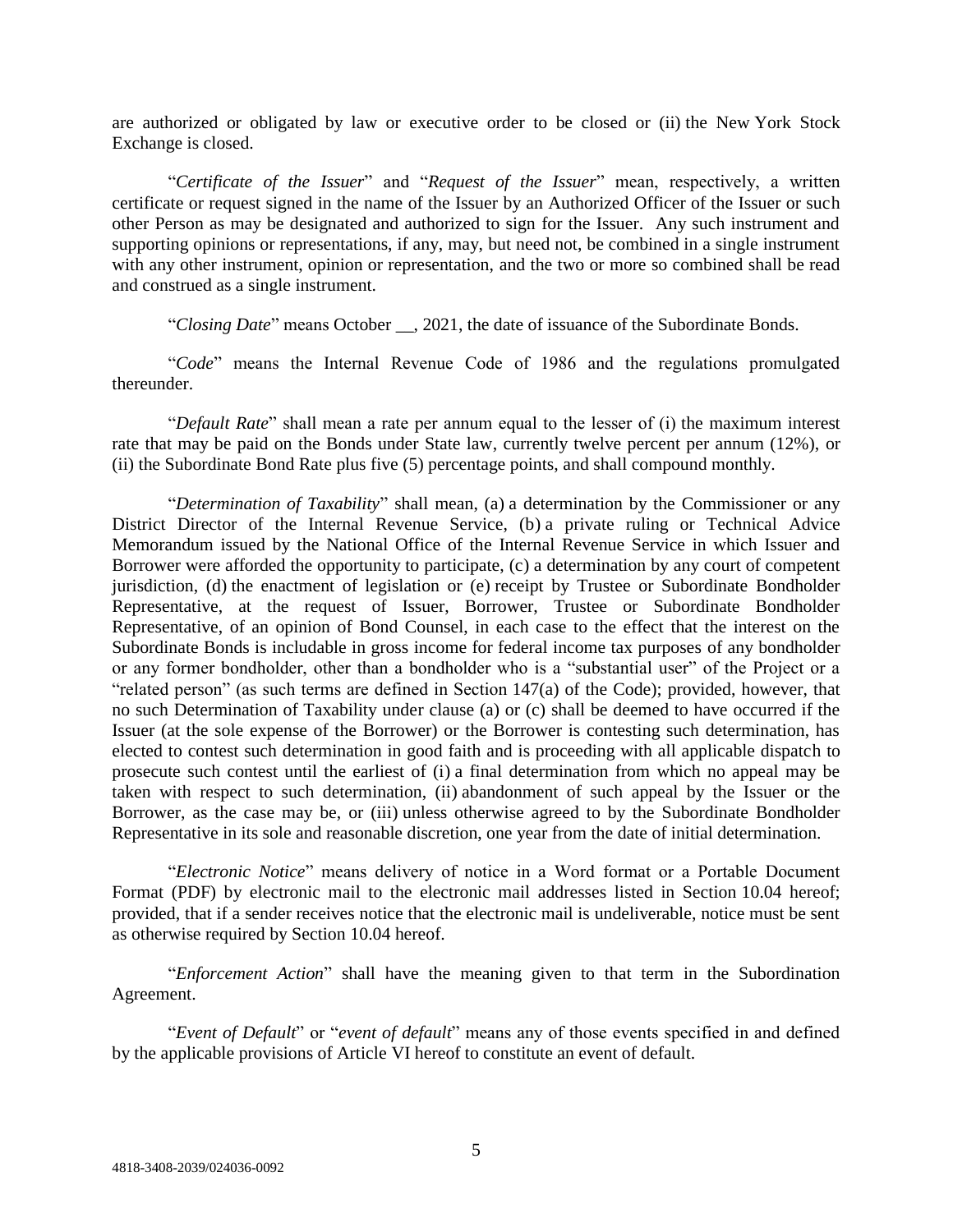are authorized or obligated by law or executive order to be closed or (ii) the New York Stock Exchange is closed.

"*Certificate of the Issuer*" and "*Request of the Issuer*" mean, respectively, a written certificate or request signed in the name of the Issuer by an Authorized Officer of the Issuer or such other Person as may be designated and authorized to sign for the Issuer. Any such instrument and supporting opinions or representations, if any, may, but need not, be combined in a single instrument with any other instrument, opinion or representation, and the two or more so combined shall be read and construed as a single instrument.

"*Closing Date*" means October __, 2021, the date of issuance of the Subordinate Bonds.

"*Code*" means the Internal Revenue Code of 1986 and the regulations promulgated thereunder.

"*Default Rate*" shall mean a rate per annum equal to the lesser of (i) the maximum interest rate that may be paid on the Bonds under State law, currently twelve percent per annum (12%), or (ii) the Subordinate Bond Rate plus five (5) percentage points, and shall compound monthly.

"*Determination of Taxability*" shall mean, (a) a determination by the Commissioner or any District Director of the Internal Revenue Service, (b) a private ruling or Technical Advice Memorandum issued by the National Office of the Internal Revenue Service in which Issuer and Borrower were afforded the opportunity to participate, (c) a determination by any court of competent jurisdiction, (d) the enactment of legislation or (e) receipt by Trustee or Subordinate Bondholder Representative, at the request of Issuer, Borrower, Trustee or Subordinate Bondholder Representative, of an opinion of Bond Counsel, in each case to the effect that the interest on the Subordinate Bonds is includable in gross income for federal income tax purposes of any bondholder or any former bondholder, other than a bondholder who is a "substantial user" of the Project or a "related person" (as such terms are defined in Section 147(a) of the Code); provided, however, that no such Determination of Taxability under clause (a) or (c) shall be deemed to have occurred if the Issuer (at the sole expense of the Borrower) or the Borrower is contesting such determination, has elected to contest such determination in good faith and is proceeding with all applicable dispatch to prosecute such contest until the earliest of (i) a final determination from which no appeal may be taken with respect to such determination, (ii) abandonment of such appeal by the Issuer or the Borrower, as the case may be, or (iii) unless otherwise agreed to by the Subordinate Bondholder Representative in its sole and reasonable discretion, one year from the date of initial determination.

"*Electronic Notice*" means delivery of notice in a Word format or a Portable Document Format (PDF) by electronic mail to the electronic mail addresses listed in Section 10.04 hereof; provided, that if a sender receives notice that the electronic mail is undeliverable, notice must be sent as otherwise required by Section 10.04 hereof.

"*Enforcement Action*" shall have the meaning given to that term in the Subordination Agreement.

"*Event of Default*" or "*event of default*" means any of those events specified in and defined by the applicable provisions of Article VI hereof to constitute an event of default.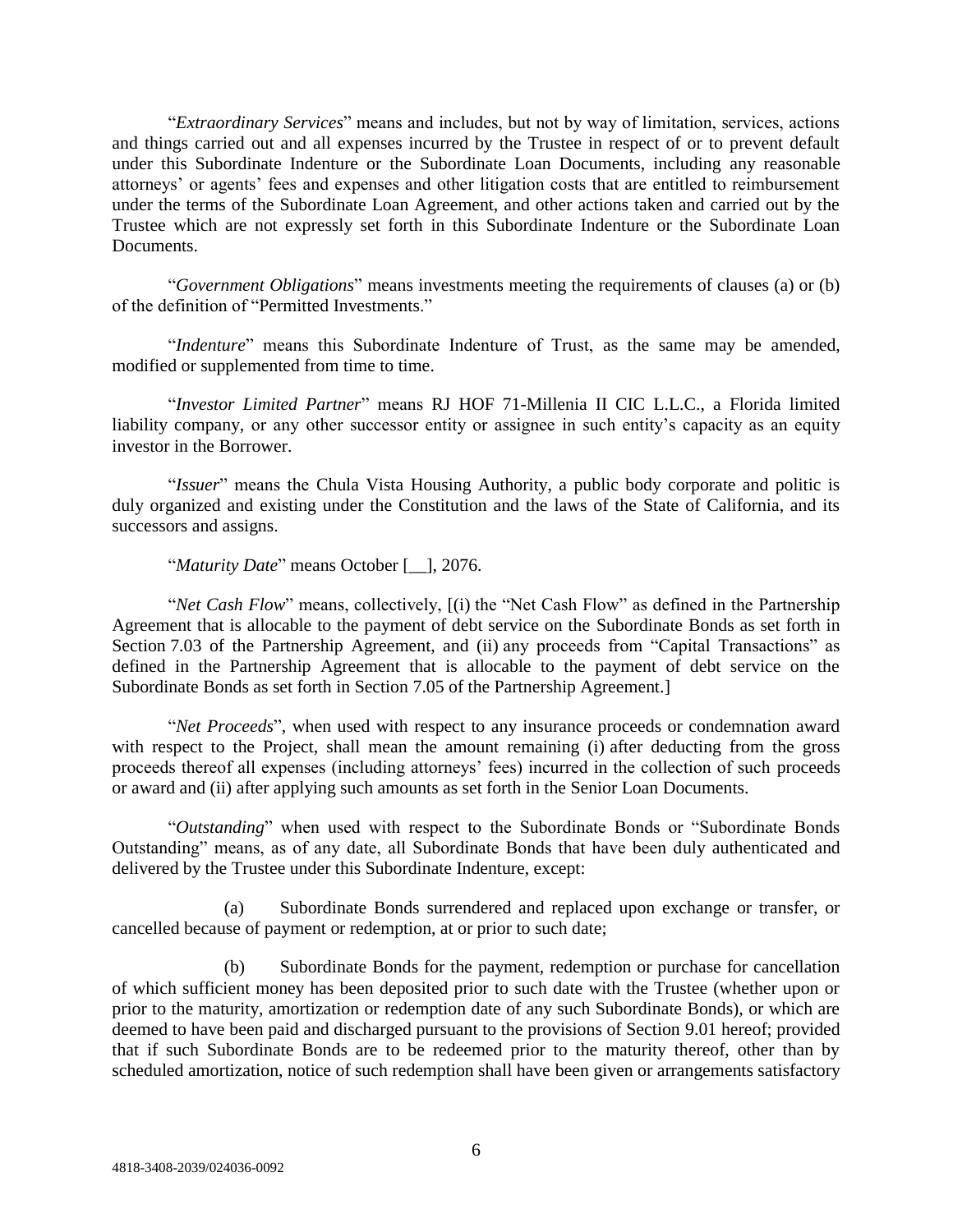"*Extraordinary Services*" means and includes, but not by way of limitation, services, actions and things carried out and all expenses incurred by the Trustee in respect of or to prevent default under this Subordinate Indenture or the Subordinate Loan Documents, including any reasonable attorneys' or agents' fees and expenses and other litigation costs that are entitled to reimbursement under the terms of the Subordinate Loan Agreement, and other actions taken and carried out by the Trustee which are not expressly set forth in this Subordinate Indenture or the Subordinate Loan Documents.

"*Government Obligations*" means investments meeting the requirements of clauses (a) or (b) of the definition of "Permitted Investments."

"*Indenture*" means this Subordinate Indenture of Trust, as the same may be amended, modified or supplemented from time to time.

"*Investor Limited Partner*" means RJ HOF 71-Millenia II CIC L.L.C., a Florida limited liability company, or any other successor entity or assignee in such entity's capacity as an equity investor in the Borrower.

"*Issuer*" means the Chula Vista Housing Authority, a public body corporate and politic is duly organized and existing under the Constitution and the laws of the State of California, and its successors and assigns.

"*Maturity Date*" means October [__], 2076.

"*Net Cash Flow*" means, collectively, [(i) the "Net Cash Flow" as defined in the Partnership Agreement that is allocable to the payment of debt service on the Subordinate Bonds as set forth in Section 7.03 of the Partnership Agreement, and (ii) any proceeds from "Capital Transactions" as defined in the Partnership Agreement that is allocable to the payment of debt service on the Subordinate Bonds as set forth in Section 7.05 of the Partnership Agreement.]

"*Net Proceeds*", when used with respect to any insurance proceeds or condemnation award with respect to the Project, shall mean the amount remaining (i) after deducting from the gross proceeds thereof all expenses (including attorneys' fees) incurred in the collection of such proceeds or award and (ii) after applying such amounts as set forth in the Senior Loan Documents.

"*Outstanding*" when used with respect to the Subordinate Bonds or "Subordinate Bonds Outstanding" means, as of any date, all Subordinate Bonds that have been duly authenticated and delivered by the Trustee under this Subordinate Indenture, except:

(a) Subordinate Bonds surrendered and replaced upon exchange or transfer, or cancelled because of payment or redemption, at or prior to such date;

(b) Subordinate Bonds for the payment, redemption or purchase for cancellation of which sufficient money has been deposited prior to such date with the Trustee (whether upon or prior to the maturity, amortization or redemption date of any such Subordinate Bonds), or which are deemed to have been paid and discharged pursuant to the provisions of Section 9.01 hereof; provided that if such Subordinate Bonds are to be redeemed prior to the maturity thereof, other than by scheduled amortization, notice of such redemption shall have been given or arrangements satisfactory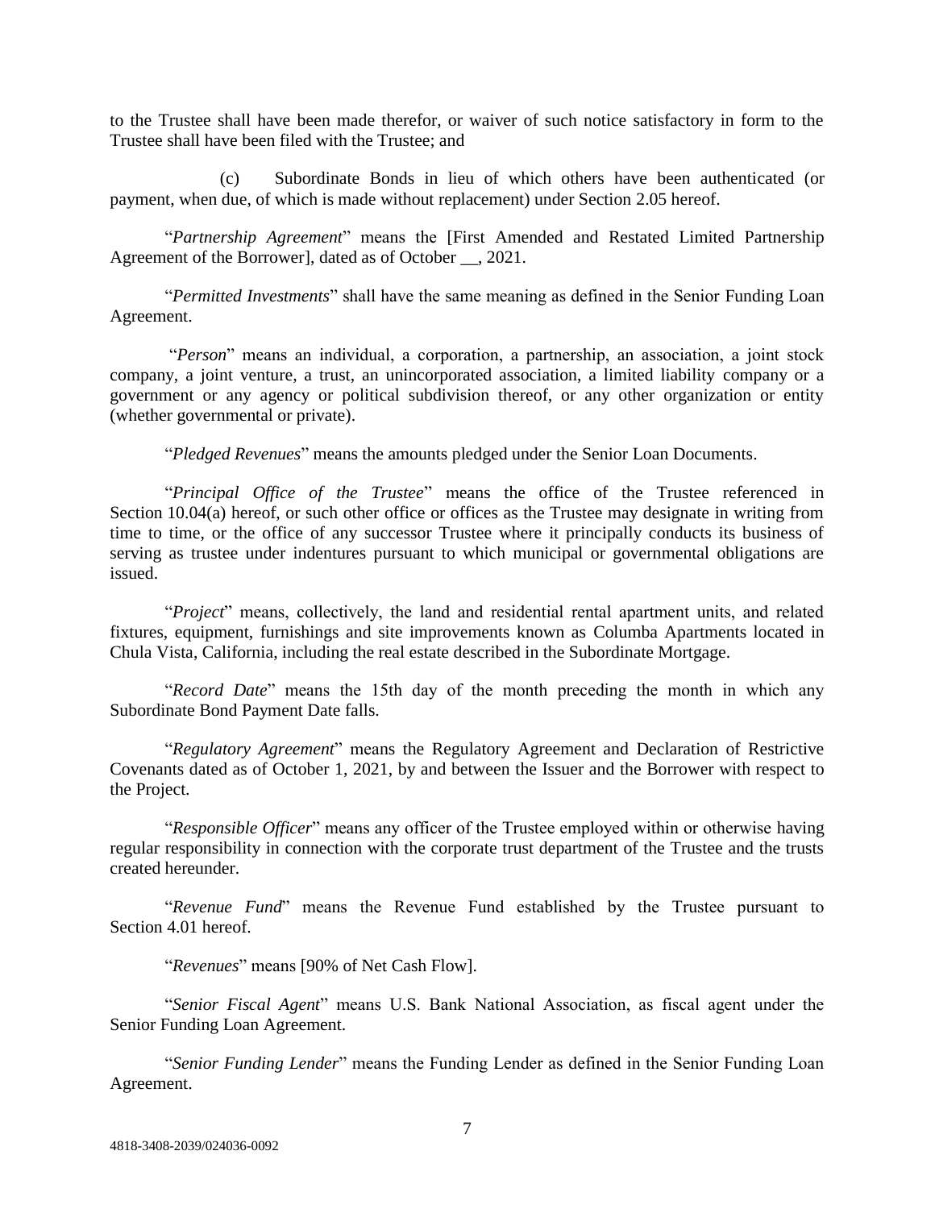to the Trustee shall have been made therefor, or waiver of such notice satisfactory in form to the Trustee shall have been filed with the Trustee; and

(c) Subordinate Bonds in lieu of which others have been authenticated (or payment, when due, of which is made without replacement) under Section 2.05 hereof.

"*Partnership Agreement*" means the [First Amended and Restated Limited Partnership Agreement of the Borrower], dated as of October __, 2021.

"*Permitted Investments*" shall have the same meaning as defined in the Senior Funding Loan Agreement.

"*Person*" means an individual, a corporation, a partnership, an association, a joint stock company, a joint venture, a trust, an unincorporated association, a limited liability company or a government or any agency or political subdivision thereof, or any other organization or entity (whether governmental or private).

"*Pledged Revenues*" means the amounts pledged under the Senior Loan Documents.

"*Principal Office of the Trustee*" means the office of the Trustee referenced in Section 10.04(a) hereof, or such other office or offices as the Trustee may designate in writing from time to time, or the office of any successor Trustee where it principally conducts its business of serving as trustee under indentures pursuant to which municipal or governmental obligations are issued.

"*Project*" means, collectively, the land and residential rental apartment units, and related fixtures, equipment, furnishings and site improvements known as Columba Apartments located in Chula Vista, California, including the real estate described in the Subordinate Mortgage.

"*Record Date*" means the 15th day of the month preceding the month in which any Subordinate Bond Payment Date falls.

"*Regulatory Agreement*" means the Regulatory Agreement and Declaration of Restrictive Covenants dated as of October 1, 2021, by and between the Issuer and the Borrower with respect to the Project.

"*Responsible Officer*" means any officer of the Trustee employed within or otherwise having regular responsibility in connection with the corporate trust department of the Trustee and the trusts created hereunder.

"*Revenue Fund*" means the Revenue Fund established by the Trustee pursuant to Section 4.01 hereof.

"*Revenues*" means [90% of Net Cash Flow].

"*Senior Fiscal Agent*" means U.S. Bank National Association, as fiscal agent under the Senior Funding Loan Agreement.

"*Senior Funding Lender*" means the Funding Lender as defined in the Senior Funding Loan Agreement.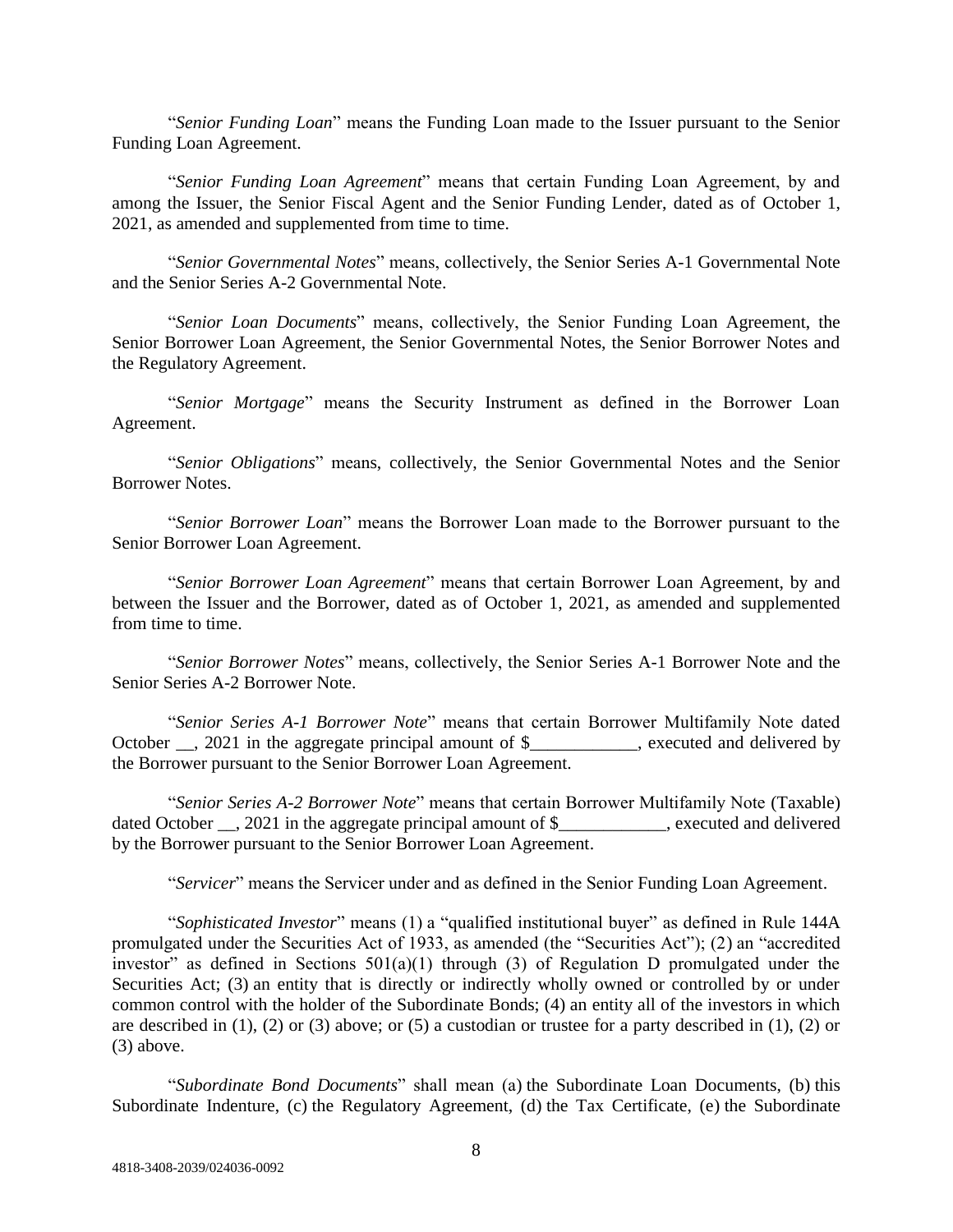"*Senior Funding Loan*" means the Funding Loan made to the Issuer pursuant to the Senior Funding Loan Agreement.

"*Senior Funding Loan Agreement*" means that certain Funding Loan Agreement, by and among the Issuer, the Senior Fiscal Agent and the Senior Funding Lender, dated as of October 1, 2021, as amended and supplemented from time to time.

"*Senior Governmental Notes*" means, collectively, the Senior Series A-1 Governmental Note and the Senior Series A-2 Governmental Note.

"*Senior Loan Documents*" means, collectively, the Senior Funding Loan Agreement, the Senior Borrower Loan Agreement, the Senior Governmental Notes, the Senior Borrower Notes and the Regulatory Agreement.

"*Senior Mortgage*" means the Security Instrument as defined in the Borrower Loan Agreement.

"*Senior Obligations*" means, collectively, the Senior Governmental Notes and the Senior Borrower Notes.

"*Senior Borrower Loan*" means the Borrower Loan made to the Borrower pursuant to the Senior Borrower Loan Agreement.

"*Senior Borrower Loan Agreement*" means that certain Borrower Loan Agreement, by and between the Issuer and the Borrower, dated as of October 1, 2021, as amended and supplemented from time to time.

"*Senior Borrower Notes*" means, collectively, the Senior Series A-1 Borrower Note and the Senior Series A-2 Borrower Note.

"*Senior Series A-1 Borrower Note*" means that certain Borrower Multifamily Note dated October __, 2021 in the aggregate principal amount of $____________, executed and delivered by the Borrower pursuant to the Senior Borrower Loan Agreement.

"*Senior Series A-2 Borrower Note*" means that certain Borrower Multifamily Note (Taxable) dated October __, 2021 in the aggregate principal amount of $____________, executed and delivered by the Borrower pursuant to the Senior Borrower Loan Agreement.

"*Servicer*" means the Servicer under and as defined in the Senior Funding Loan Agreement.

"*Sophisticated Investor*" means (1) a "qualified institutional buyer" as defined in Rule 144A promulgated under the Securities Act of 1933, as amended (the "Securities Act"); (2) an "accredited investor" as defined in Sections 501(a)(1) through (3) of Regulation D promulgated under the Securities Act; (3) an entity that is directly or indirectly wholly owned or controlled by or under common control with the holder of the Subordinate Bonds; (4) an entity all of the investors in which are described in (1), (2) or (3) above; or (5) a custodian or trustee for a party described in (1), (2) or (3) above.

"*Subordinate Bond Documents*" shall mean (a) the Subordinate Loan Documents, (b) this Subordinate Indenture, (c) the Regulatory Agreement, (d) the Tax Certificate, (e) the Subordinate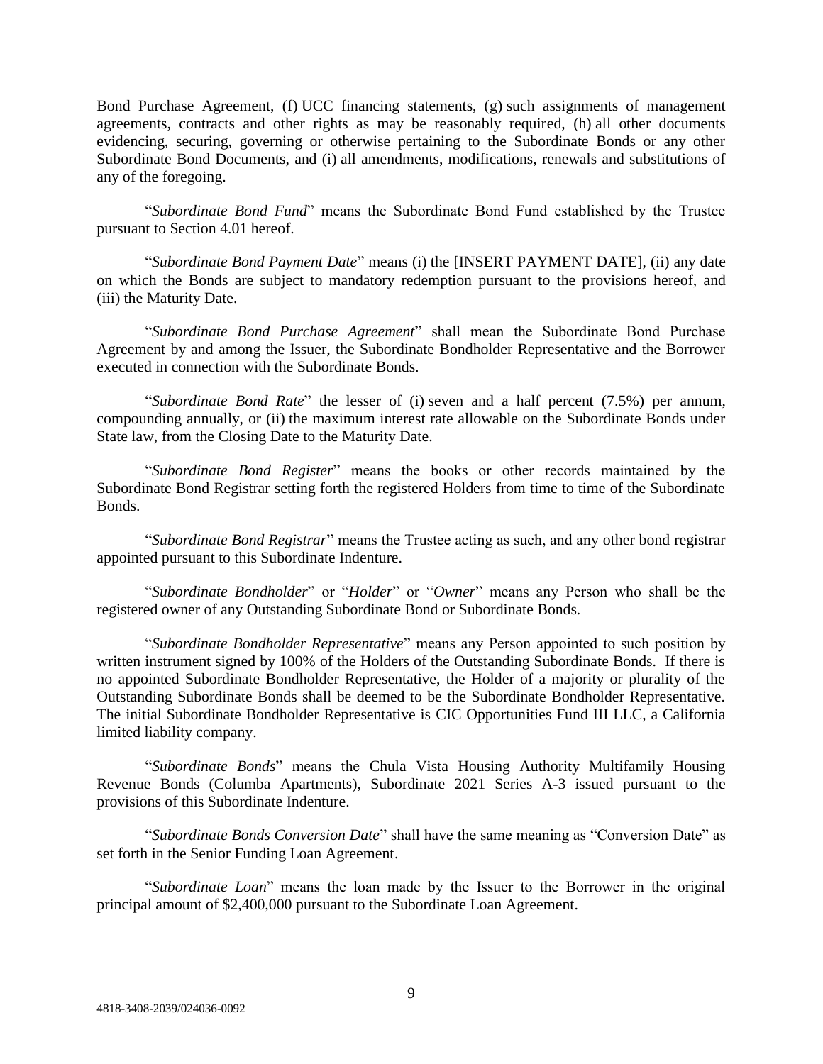Bond Purchase Agreement, (f) UCC financing statements, (g) such assignments of management agreements, contracts and other rights as may be reasonably required, (h) all other documents evidencing, securing, governing or otherwise pertaining to the Subordinate Bonds or any other Subordinate Bond Documents, and (i) all amendments, modifications, renewals and substitutions of any of the foregoing.

"*Subordinate Bond Fund*" means the Subordinate Bond Fund established by the Trustee pursuant to Section 4.01 hereof.

"*Subordinate Bond Payment Date*" means (i) the [INSERT PAYMENT DATE], (ii) any date on which the Bonds are subject to mandatory redemption pursuant to the provisions hereof, and (iii) the Maturity Date.

"*Subordinate Bond Purchase Agreement*" shall mean the Subordinate Bond Purchase Agreement by and among the Issuer, the Subordinate Bondholder Representative and the Borrower executed in connection with the Subordinate Bonds.

"*Subordinate Bond Rate*" the lesser of (i) seven and a half percent (7.5%) per annum, compounding annually, or (ii) the maximum interest rate allowable on the Subordinate Bonds under State law, from the Closing Date to the Maturity Date.

"*Subordinate Bond Register*" means the books or other records maintained by the Subordinate Bond Registrar setting forth the registered Holders from time to time of the Subordinate Bonds.

"*Subordinate Bond Registrar*" means the Trustee acting as such, and any other bond registrar appointed pursuant to this Subordinate Indenture.

"*Subordinate Bondholder*" or "*Holder*" or "*Owner*" means any Person who shall be the registered owner of any Outstanding Subordinate Bond or Subordinate Bonds.

"*Subordinate Bondholder Representative*" means any Person appointed to such position by written instrument signed by 100% of the Holders of the Outstanding Subordinate Bonds. If there is no appointed Subordinate Bondholder Representative, the Holder of a majority or plurality of the Outstanding Subordinate Bonds shall be deemed to be the Subordinate Bondholder Representative. The initial Subordinate Bondholder Representative is CIC Opportunities Fund III LLC, a California limited liability company.

"*Subordinate Bonds*" means the Chula Vista Housing Authority Multifamily Housing Revenue Bonds (Columba Apartments), Subordinate 2021 Series A-3 issued pursuant to the provisions of this Subordinate Indenture.

"*Subordinate Bonds Conversion Date*" shall have the same meaning as "Conversion Date" as set forth in the Senior Funding Loan Agreement.

"*Subordinate Loan*" means the loan made by the Issuer to the Borrower in the original principal amount of $2,400,000 pursuant to the Subordinate Loan Agreement.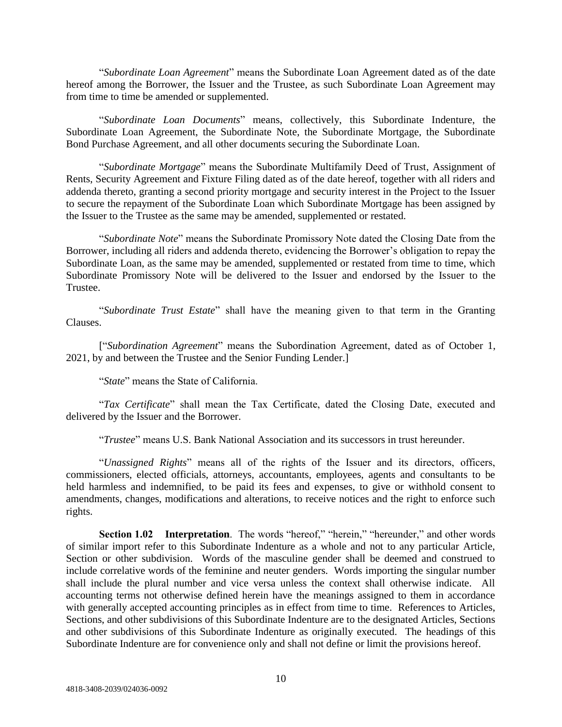"*Subordinate Loan Agreement*" means the Subordinate Loan Agreement dated as of the date hereof among the Borrower, the Issuer and the Trustee, as such Subordinate Loan Agreement may from time to time be amended or supplemented.

"*Subordinate Loan Documents*" means, collectively, this Subordinate Indenture, the Subordinate Loan Agreement, the Subordinate Note, the Subordinate Mortgage, the Subordinate Bond Purchase Agreement, and all other documents securing the Subordinate Loan.

"*Subordinate Mortgage*" means the Subordinate Multifamily Deed of Trust, Assignment of Rents, Security Agreement and Fixture Filing dated as of the date hereof, together with all riders and addenda thereto, granting a second priority mortgage and security interest in the Project to the Issuer to secure the repayment of the Subordinate Loan which Subordinate Mortgage has been assigned by the Issuer to the Trustee as the same may be amended, supplemented or restated.

"*Subordinate Note*" means the Subordinate Promissory Note dated the Closing Date from the Borrower, including all riders and addenda thereto, evidencing the Borrower's obligation to repay the Subordinate Loan, as the same may be amended, supplemented or restated from time to time, which Subordinate Promissory Note will be delivered to the Issuer and endorsed by the Issuer to the Trustee.

"*Subordinate Trust Estate*" shall have the meaning given to that term in the Granting Clauses.

["*Subordination Agreement*" means the Subordination Agreement, dated as of October 1, 2021, by and between the Trustee and the Senior Funding Lender.]

"*State*" means the State of California.

"*Tax Certificate*" shall mean the Tax Certificate, dated the Closing Date, executed and delivered by the Issuer and the Borrower.

"*Trustee*" means U.S. Bank National Association and its successors in trust hereunder.

"*Unassigned Rights*" means all of the rights of the Issuer and its directors, officers, commissioners, elected officials, attorneys, accountants, employees, agents and consultants to be held harmless and indemnified, to be paid its fees and expenses, to give or withhold consent to amendments, changes, modifications and alterations, to receive notices and the right to enforce such rights.

**Section 1.02 Interpretation**. The words "hereof," "herein," "hereunder," and other words of similar import refer to this Subordinate Indenture as a whole and not to any particular Article, Section or other subdivision. Words of the masculine gender shall be deemed and construed to include correlative words of the feminine and neuter genders. Words importing the singular number shall include the plural number and vice versa unless the context shall otherwise indicate. All accounting terms not otherwise defined herein have the meanings assigned to them in accordance with generally accepted accounting principles as in effect from time to time. References to Articles, Sections, and other subdivisions of this Subordinate Indenture are to the designated Articles, Sections and other subdivisions of this Subordinate Indenture as originally executed. The headings of this Subordinate Indenture are for convenience only and shall not define or limit the provisions hereof.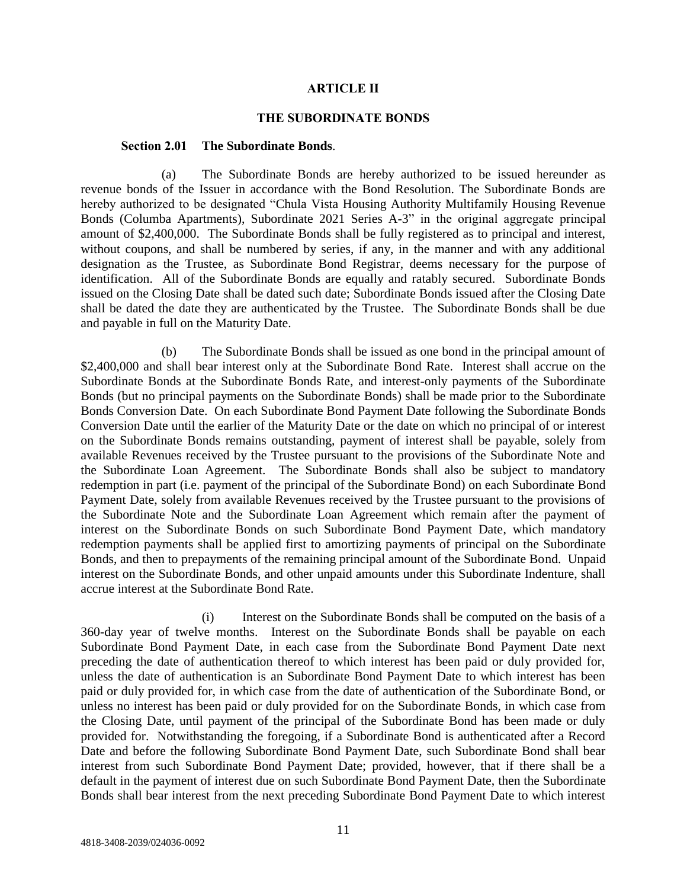# ARTICLE II

## THE SUBORDINATE BONDS

**Section 2.01 The Subordinate Bonds**.

(a) The Subordinate Bonds are hereby authorized to be issued hereunder as revenue bonds of the Issuer in accordance with the Bond Resolution. The Subordinate Bonds are hereby authorized to be designated "Chula Vista Housing Authority Multifamily Housing Revenue Bonds (Columba Apartments), Subordinate 2021 Series A-3" in the original aggregate principal amount of $2,400,000. The Subordinate Bonds shall be fully registered as to principal and interest, without coupons, and shall be numbered by series, if any, in the manner and with any additional designation as the Trustee, as Subordinate Bond Registrar, deems necessary for the purpose of identification. All of the Subordinate Bonds are equally and ratably secured. Subordinate Bonds issued on the Closing Date shall be dated such date; Subordinate Bonds issued after the Closing Date shall be dated the date they are authenticated by the Trustee. The Subordinate Bonds shall be due and payable in full on the Maturity Date.

(b) The Subordinate Bonds shall be issued as one bond in the principal amount of $2,400,000 and shall bear interest only at the Subordinate Bond Rate. Interest shall accrue on the Subordinate Bonds at the Subordinate Bonds Rate, and interest-only payments of the Subordinate Bonds (but no principal payments on the Subordinate Bonds) shall be made prior to the Subordinate Bonds Conversion Date. On each Subordinate Bond Payment Date following the Subordinate Bonds Conversion Date until the earlier of the Maturity Date or the date on which no principal of or interest on the Subordinate Bonds remains outstanding, payment of interest shall be payable, solely from available Revenues received by the Trustee pursuant to the provisions of the Subordinate Note and the Subordinate Loan Agreement. The Subordinate Bonds shall also be subject to mandatory redemption in part (i.e. payment of the principal of the Subordinate Bond) on each Subordinate Bond Payment Date, solely from available Revenues received by the Trustee pursuant to the provisions of the Subordinate Note and the Subordinate Loan Agreement which remain after the payment of interest on the Subordinate Bonds on such Subordinate Bond Payment Date, which mandatory redemption payments shall be applied first to amortizing payments of principal on the Subordinate Bonds, and then to prepayments of the remaining principal amount of the Subordinate Bond. Unpaid interest on the Subordinate Bonds, and other unpaid amounts under this Subordinate Indenture, shall accrue interest at the Subordinate Bond Rate.

(i) Interest on the Subordinate Bonds shall be computed on the basis of a 360-day year of twelve months. Interest on the Subordinate Bonds shall be payable on each Subordinate Bond Payment Date, in each case from the Subordinate Bond Payment Date next preceding the date of authentication thereof to which interest has been paid or duly provided for, unless the date of authentication is an Subordinate Bond Payment Date to which interest has been paid or duly provided for, in which case from the date of authentication of the Subordinate Bond, or unless no interest has been paid or duly provided for on the Subordinate Bonds, in which case from the Closing Date, until payment of the principal of the Subordinate Bond has been made or duly provided for. Notwithstanding the foregoing, if a Subordinate Bond is authenticated after a Record Date and before the following Subordinate Bond Payment Date, such Subordinate Bond shall bear interest from such Subordinate Bond Payment Date; provided, however, that if there shall be a default in the payment of interest due on such Subordinate Bond Payment Date, then the Subordinate Bonds shall bear interest from the next preceding Subordinate Bond Payment Date to which interest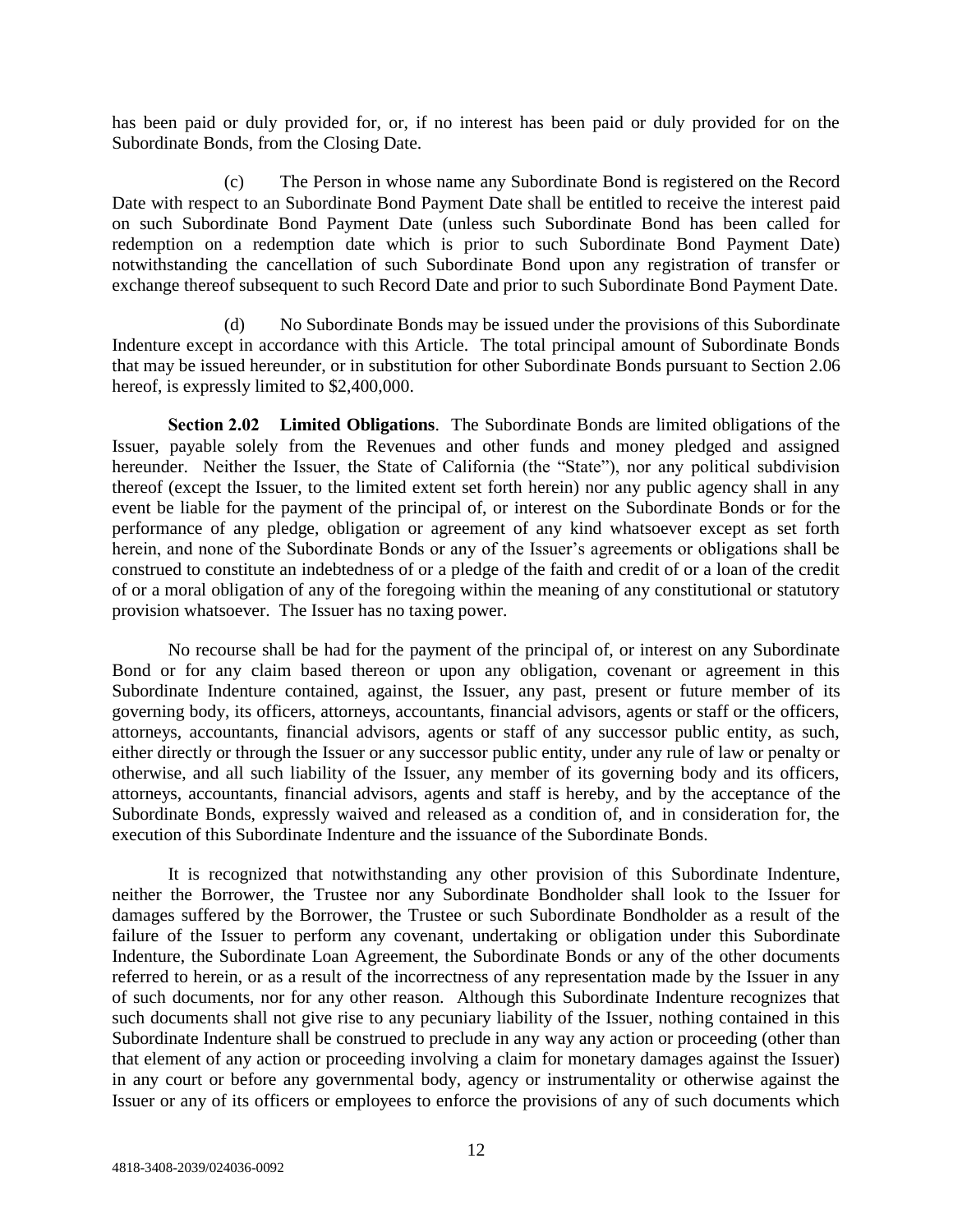has been paid or duly provided for, or, if no interest has been paid or duly provided for on the Subordinate Bonds, from the Closing Date.

(c) The Person in whose name any Subordinate Bond is registered on the Record Date with respect to an Subordinate Bond Payment Date shall be entitled to receive the interest paid on such Subordinate Bond Payment Date (unless such Subordinate Bond has been called for redemption on a redemption date which is prior to such Subordinate Bond Payment Date) notwithstanding the cancellation of such Subordinate Bond upon any registration of transfer or exchange thereof subsequent to such Record Date and prior to such Subordinate Bond Payment Date.

(d) No Subordinate Bonds may be issued under the provisions of this Subordinate Indenture except in accordance with this Article. The total principal amount of Subordinate Bonds that may be issued hereunder, or in substitution for other Subordinate Bonds pursuant to Section 2.06 hereof, is expressly limited to $2,400,000.

**Section 2.02 Limited Obligations**. The Subordinate Bonds are limited obligations of the Issuer, payable solely from the Revenues and other funds and money pledged and assigned hereunder. Neither the Issuer, the State of California (the "State"), nor any political subdivision thereof (except the Issuer, to the limited extent set forth herein) nor any public agency shall in any event be liable for the payment of the principal of, or interest on the Subordinate Bonds or for the performance of any pledge, obligation or agreement of any kind whatsoever except as set forth herein, and none of the Subordinate Bonds or any of the Issuer's agreements or obligations shall be construed to constitute an indebtedness of or a pledge of the faith and credit of or a loan of the credit of or a moral obligation of any of the foregoing within the meaning of any constitutional or statutory provision whatsoever. The Issuer has no taxing power.

No recourse shall be had for the payment of the principal of, or interest on any Subordinate Bond or for any claim based thereon or upon any obligation, covenant or agreement in this Subordinate Indenture contained, against, the Issuer, any past, present or future member of its governing body, its officers, attorneys, accountants, financial advisors, agents or staff or the officers, attorneys, accountants, financial advisors, agents or staff of any successor public entity, as such, either directly or through the Issuer or any successor public entity, under any rule of law or penalty or otherwise, and all such liability of the Issuer, any member of its governing body and its officers, attorneys, accountants, financial advisors, agents and staff is hereby, and by the acceptance of the Subordinate Bonds, expressly waived and released as a condition of, and in consideration for, the execution of this Subordinate Indenture and the issuance of the Subordinate Bonds.

It is recognized that notwithstanding any other provision of this Subordinate Indenture, neither the Borrower, the Trustee nor any Subordinate Bondholder shall look to the Issuer for damages suffered by the Borrower, the Trustee or such Subordinate Bondholder as a result of the failure of the Issuer to perform any covenant, undertaking or obligation under this Subordinate Indenture, the Subordinate Loan Agreement, the Subordinate Bonds or any of the other documents referred to herein, or as a result of the incorrectness of any representation made by the Issuer in any of such documents, nor for any other reason. Although this Subordinate Indenture recognizes that such documents shall not give rise to any pecuniary liability of the Issuer, nothing contained in this Subordinate Indenture shall be construed to preclude in any way any action or proceeding (other than that element of any action or proceeding involving a claim for monetary damages against the Issuer) in any court or before any governmental body, agency or instrumentality or otherwise against the Issuer or any of its officers or employees to enforce the provisions of any of such documents which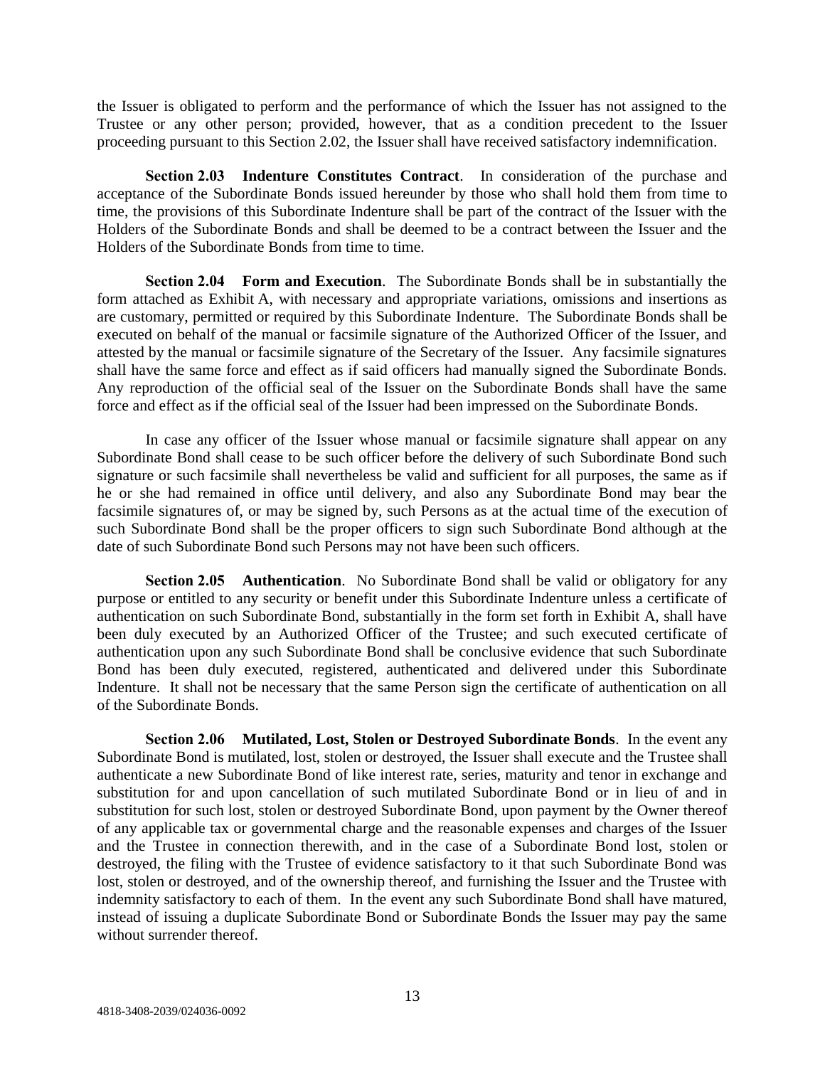the Issuer is obligated to perform and the performance of which the Issuer has not assigned to the Trustee or any other person; provided, however, that as a condition precedent to the Issuer proceeding pursuant to this Section 2.02, the Issuer shall have received satisfactory indemnification.

**Section 2.03 Indenture Constitutes Contract**. In consideration of the purchase and acceptance of the Subordinate Bonds issued hereunder by those who shall hold them from time to time, the provisions of this Subordinate Indenture shall be part of the contract of the Issuer with the Holders of the Subordinate Bonds and shall be deemed to be a contract between the Issuer and the Holders of the Subordinate Bonds from time to time.

**Section 2.04 Form and Execution**. The Subordinate Bonds shall be in substantially the form attached as Exhibit A, with necessary and appropriate variations, omissions and insertions as are customary, permitted or required by this Subordinate Indenture. The Subordinate Bonds shall be executed on behalf of the manual or facsimile signature of the Authorized Officer of the Issuer, and attested by the manual or facsimile signature of the Secretary of the Issuer. Any facsimile signatures shall have the same force and effect as if said officers had manually signed the Subordinate Bonds. Any reproduction of the official seal of the Issuer on the Subordinate Bonds shall have the same force and effect as if the official seal of the Issuer had been impressed on the Subordinate Bonds.

In case any officer of the Issuer whose manual or facsimile signature shall appear on any Subordinate Bond shall cease to be such officer before the delivery of such Subordinate Bond such signature or such facsimile shall nevertheless be valid and sufficient for all purposes, the same as if he or she had remained in office until delivery, and also any Subordinate Bond may bear the facsimile signatures of, or may be signed by, such Persons as at the actual time of the execution of such Subordinate Bond shall be the proper officers to sign such Subordinate Bond although at the date of such Subordinate Bond such Persons may not have been such officers.

**Section 2.05 Authentication**. No Subordinate Bond shall be valid or obligatory for any purpose or entitled to any security or benefit under this Subordinate Indenture unless a certificate of authentication on such Subordinate Bond, substantially in the form set forth in Exhibit A, shall have been duly executed by an Authorized Officer of the Trustee; and such executed certificate of authentication upon any such Subordinate Bond shall be conclusive evidence that such Subordinate Bond has been duly executed, registered, authenticated and delivered under this Subordinate Indenture. It shall not be necessary that the same Person sign the certificate of authentication on all of the Subordinate Bonds.

**Section 2.06 Mutilated, Lost, Stolen or Destroyed Subordinate Bonds**. In the event any Subordinate Bond is mutilated, lost, stolen or destroyed, the Issuer shall execute and the Trustee shall authenticate a new Subordinate Bond of like interest rate, series, maturity and tenor in exchange and substitution for and upon cancellation of such mutilated Subordinate Bond or in lieu of and in substitution for such lost, stolen or destroyed Subordinate Bond, upon payment by the Owner thereof of any applicable tax or governmental charge and the reasonable expenses and charges of the Issuer and the Trustee in connection therewith, and in the case of a Subordinate Bond lost, stolen or destroyed, the filing with the Trustee of evidence satisfactory to it that such Subordinate Bond was lost, stolen or destroyed, and of the ownership thereof, and furnishing the Issuer and the Trustee with indemnity satisfactory to each of them. In the event any such Subordinate Bond shall have matured, instead of issuing a duplicate Subordinate Bond or Subordinate Bonds the Issuer may pay the same without surrender thereof.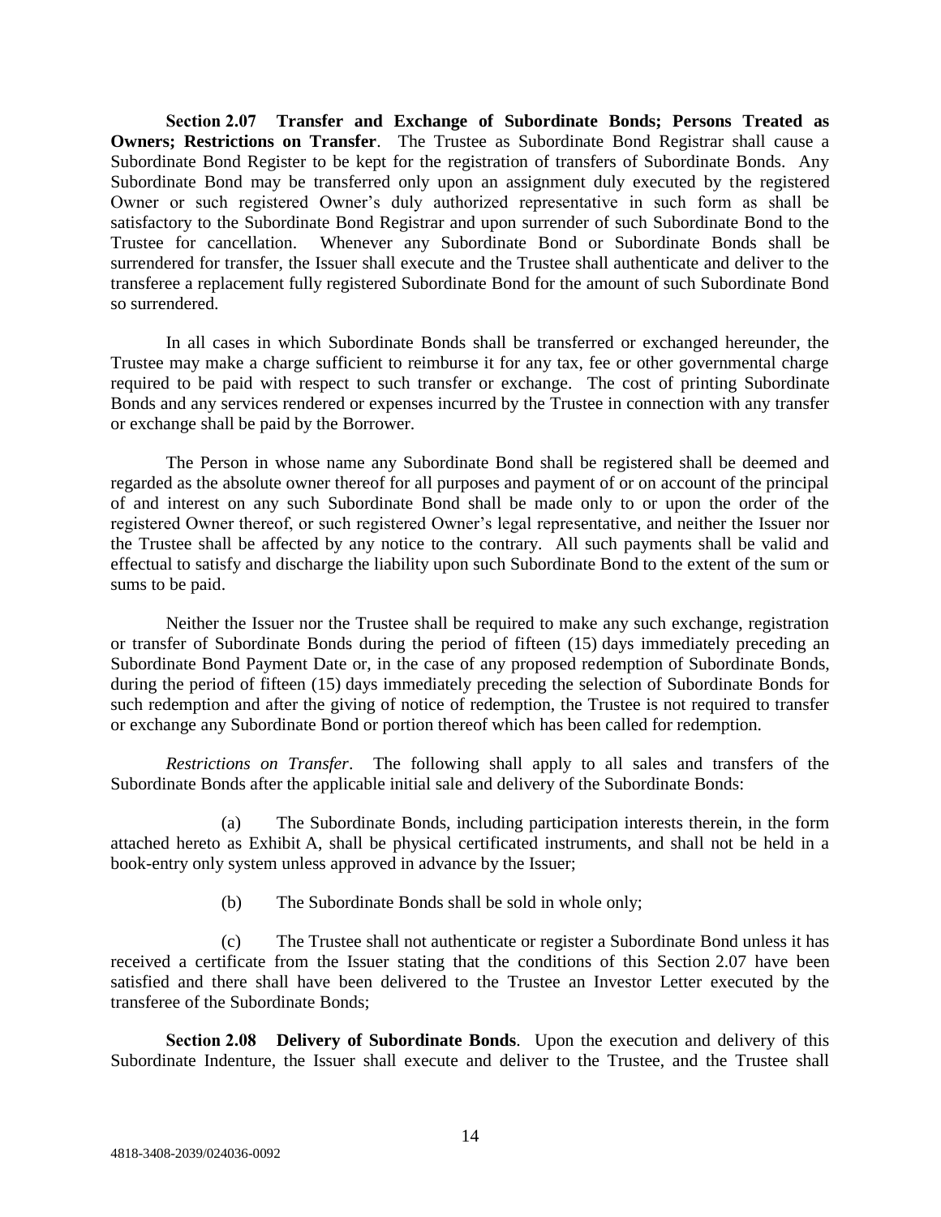**Section 2.07 Transfer and Exchange of Subordinate Bonds; Persons Treated as Owners; Restrictions on Transfer**. The Trustee as Subordinate Bond Registrar shall cause a Subordinate Bond Register to be kept for the registration of transfers of Subordinate Bonds. Any Subordinate Bond may be transferred only upon an assignment duly executed by the registered Owner or such registered Owner's duly authorized representative in such form as shall be satisfactory to the Subordinate Bond Registrar and upon surrender of such Subordinate Bond to the Trustee for cancellation. Whenever any Subordinate Bond or Subordinate Bonds shall be surrendered for transfer, the Issuer shall execute and the Trustee shall authenticate and deliver to the transferee a replacement fully registered Subordinate Bond for the amount of such Subordinate Bond so surrendered.

In all cases in which Subordinate Bonds shall be transferred or exchanged hereunder, the Trustee may make a charge sufficient to reimburse it for any tax, fee or other governmental charge required to be paid with respect to such transfer or exchange. The cost of printing Subordinate Bonds and any services rendered or expenses incurred by the Trustee in connection with any transfer or exchange shall be paid by the Borrower.

The Person in whose name any Subordinate Bond shall be registered shall be deemed and regarded as the absolute owner thereof for all purposes and payment of or on account of the principal of and interest on any such Subordinate Bond shall be made only to or upon the order of the registered Owner thereof, or such registered Owner's legal representative, and neither the Issuer nor the Trustee shall be affected by any notice to the contrary. All such payments shall be valid and effectual to satisfy and discharge the liability upon such Subordinate Bond to the extent of the sum or sums to be paid.

Neither the Issuer nor the Trustee shall be required to make any such exchange, registration or transfer of Subordinate Bonds during the period of fifteen (15) days immediately preceding an Subordinate Bond Payment Date or, in the case of any proposed redemption of Subordinate Bonds, during the period of fifteen (15) days immediately preceding the selection of Subordinate Bonds for such redemption and after the giving of notice of redemption, the Trustee is not required to transfer or exchange any Subordinate Bond or portion thereof which has been called for redemption.

*Restrictions on Transfer*. The following shall apply to all sales and transfers of the Subordinate Bonds after the applicable initial sale and delivery of the Subordinate Bonds:

(a) The Subordinate Bonds, including participation interests therein, in the form attached hereto as Exhibit A, shall be physical certificated instruments, and shall not be held in a book-entry only system unless approved in advance by the Issuer;

(b) The Subordinate Bonds shall be sold in whole only;

(c) The Trustee shall not authenticate or register a Subordinate Bond unless it has received a certificate from the Issuer stating that the conditions of this Section 2.07 have been satisfied and there shall have been delivered to the Trustee an Investor Letter executed by the transferee of the Subordinate Bonds;

**Section 2.08 Delivery of Subordinate Bonds**. Upon the execution and delivery of this Subordinate Indenture, the Issuer shall execute and deliver to the Trustee, and the Trustee shall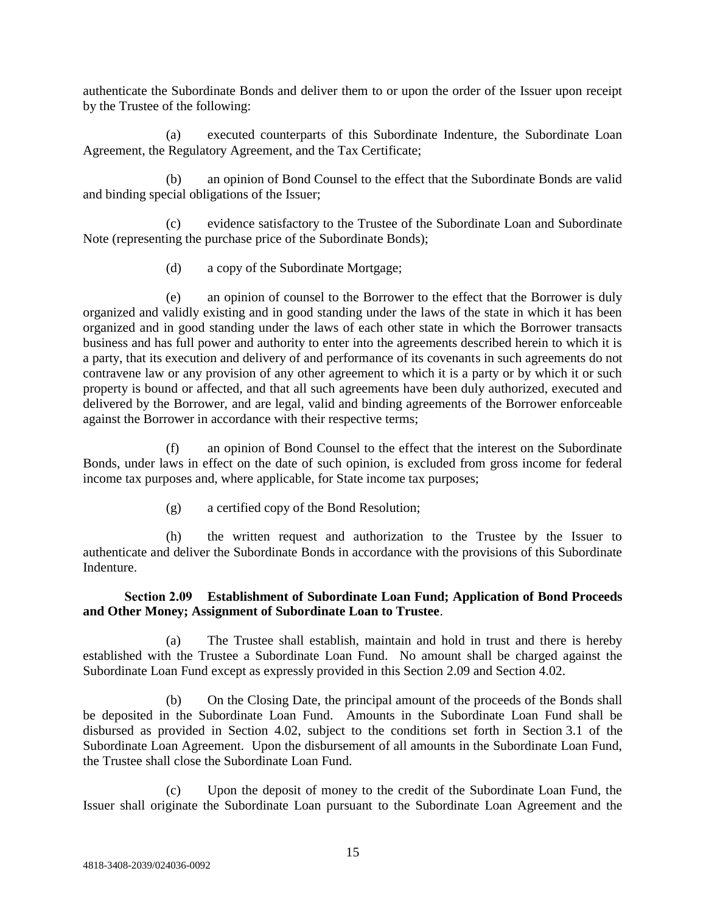authenticate the Subordinate Bonds and deliver them to or upon the order of the Issuer upon receipt by the Trustee of the following:

(a) executed counterparts of this Subordinate Indenture, the Subordinate Loan Agreement, the Regulatory Agreement, and the Tax Certificate;

(b) an opinion of Bond Counsel to the effect that the Subordinate Bonds are valid and binding special obligations of the Issuer;

(c) evidence satisfactory to the Trustee of the Subordinate Loan and Subordinate Note (representing the purchase price of the Subordinate Bonds);

(d) a copy of the Subordinate Mortgage;

(e) an opinion of counsel to the Borrower to the effect that the Borrower is duly organized and validly existing and in good standing under the laws of the state in which it has been organized and in good standing under the laws of each other state in which the Borrower transacts business and has full power and authority to enter into the agreements described herein to which it is a party, that its execution and delivery of and performance of its covenants in such agreements do not contravene law or any provision of any other agreement to which it is a party or by which it or such property is bound or affected, and that all such agreements have been duly authorized, executed and delivered by the Borrower, and are legal, valid and binding agreements of the Borrower enforceable against the Borrower in accordance with their respective terms;

(f) an opinion of Bond Counsel to the effect that the interest on the Subordinate Bonds, under laws in effect on the date of such opinion, is excluded from gross income for federal income tax purposes and, where applicable, for State income tax purposes;

(g) a certified copy of the Bond Resolution;

(h) the written request and authorization to the Trustee by the Issuer to authenticate and deliver the Subordinate Bonds in accordance with the provisions of this Subordinate Indenture.

**Section 2.09 Establishment of Subordinate Loan Fund; Application of Bond Proceeds and Other Money; Assignment of Subordinate Loan to Trustee**.

(a) The Trustee shall establish, maintain and hold in trust and there is hereby established with the Trustee a Subordinate Loan Fund. No amount shall be charged against the Subordinate Loan Fund except as expressly provided in this Section 2.09 and Section 4.02.

(b) On the Closing Date, the principal amount of the proceeds of the Bonds shall be deposited in the Subordinate Loan Fund. Amounts in the Subordinate Loan Fund shall be disbursed as provided in Section 4.02, subject to the conditions set forth in Section 3.1 of the Subordinate Loan Agreement. Upon the disbursement of all amounts in the Subordinate Loan Fund, the Trustee shall close the Subordinate Loan Fund.

(c) Upon the deposit of money to the credit of the Subordinate Loan Fund, the Issuer shall originate the Subordinate Loan pursuant to the Subordinate Loan Agreement and the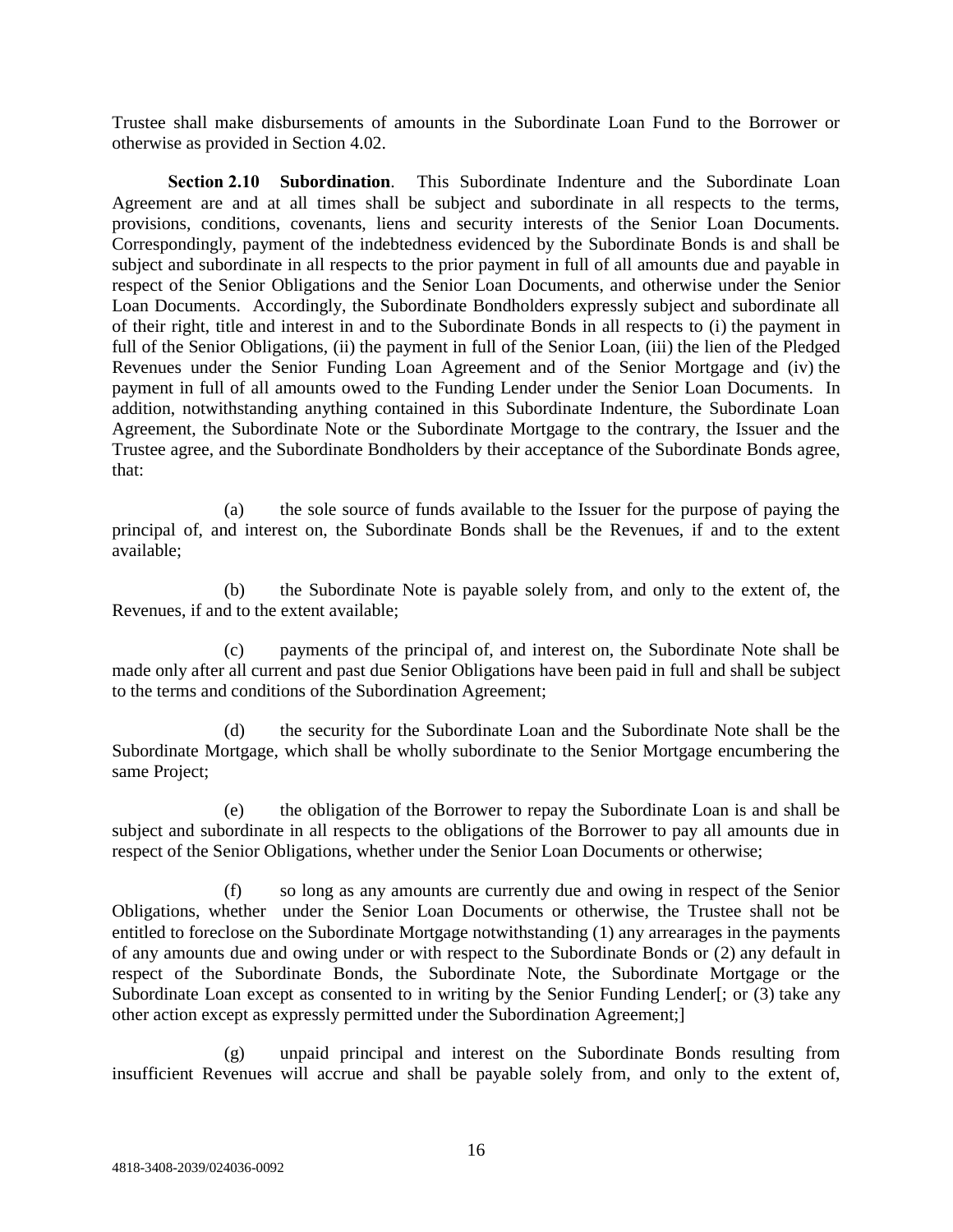Trustee shall make disbursements of amounts in the Subordinate Loan Fund to the Borrower or otherwise as provided in Section 4.02.

**Section 2.10 Subordination**. This Subordinate Indenture and the Subordinate Loan Agreement are and at all times shall be subject and subordinate in all respects to the terms, provisions, conditions, covenants, liens and security interests of the Senior Loan Documents. Correspondingly, payment of the indebtedness evidenced by the Subordinate Bonds is and shall be subject and subordinate in all respects to the prior payment in full of all amounts due and payable in respect of the Senior Obligations and the Senior Loan Documents, and otherwise under the Senior Loan Documents. Accordingly, the Subordinate Bondholders expressly subject and subordinate all of their right, title and interest in and to the Subordinate Bonds in all respects to (i) the payment in full of the Senior Obligations, (ii) the payment in full of the Senior Loan, (iii) the lien of the Pledged Revenues under the Senior Funding Loan Agreement and of the Senior Mortgage and (iv) the payment in full of all amounts owed to the Funding Lender under the Senior Loan Documents. In addition, notwithstanding anything contained in this Subordinate Indenture, the Subordinate Loan Agreement, the Subordinate Note or the Subordinate Mortgage to the contrary, the Issuer and the Trustee agree, and the Subordinate Bondholders by their acceptance of the Subordinate Bonds agree, that:

(a) the sole source of funds available to the Issuer for the purpose of paying the principal of, and interest on, the Subordinate Bonds shall be the Revenues, if and to the extent available;

(b) the Subordinate Note is payable solely from, and only to the extent of, the Revenues, if and to the extent available;

(c) payments of the principal of, and interest on, the Subordinate Note shall be made only after all current and past due Senior Obligations have been paid in full and shall be subject to the terms and conditions of the Subordination Agreement;

(d) the security for the Subordinate Loan and the Subordinate Note shall be the Subordinate Mortgage, which shall be wholly subordinate to the Senior Mortgage encumbering the same Project;

(e) the obligation of the Borrower to repay the Subordinate Loan is and shall be subject and subordinate in all respects to the obligations of the Borrower to pay all amounts due in respect of the Senior Obligations, whether under the Senior Loan Documents or otherwise;

(f) so long as any amounts are currently due and owing in respect of the Senior Obligations, whether under the Senior Loan Documents or otherwise, the Trustee shall not be entitled to foreclose on the Subordinate Mortgage notwithstanding (1) any arrearages in the payments of any amounts due and owing under or with respect to the Subordinate Bonds or (2) any default in respect of the Subordinate Bonds, the Subordinate Note, the Subordinate Mortgage or the Subordinate Loan except as consented to in writing by the Senior Funding Lender[; or (3) take any other action except as expressly permitted under the Subordination Agreement;]

(g) unpaid principal and interest on the Subordinate Bonds resulting from insufficient Revenues will accrue and shall be payable solely from, and only to the extent of,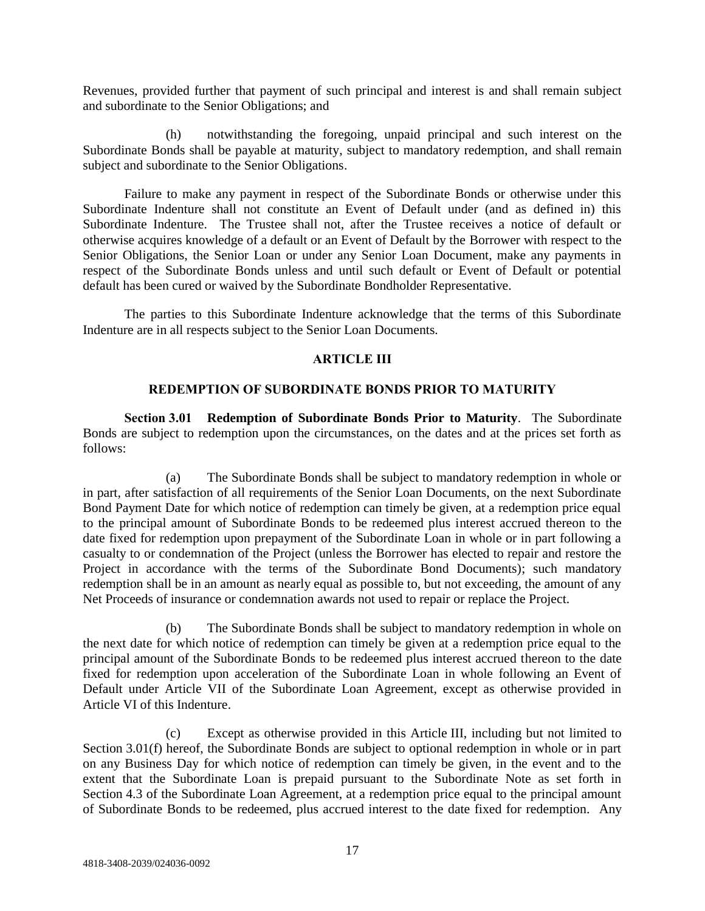Revenues, provided further that payment of such principal and interest is and shall remain subject and subordinate to the Senior Obligations; and

(h) notwithstanding the foregoing, unpaid principal and such interest on the Subordinate Bonds shall be payable at maturity, subject to mandatory redemption, and shall remain subject and subordinate to the Senior Obligations.

Failure to make any payment in respect of the Subordinate Bonds or otherwise under this Subordinate Indenture shall not constitute an Event of Default under (and as defined in) this Subordinate Indenture. The Trustee shall not, after the Trustee receives a notice of default or otherwise acquires knowledge of a default or an Event of Default by the Borrower with respect to the Senior Obligations, the Senior Loan or under any Senior Loan Document, make any payments in respect of the Subordinate Bonds unless and until such default or Event of Default or potential default has been cured or waived by the Subordinate Bondholder Representative.

The parties to this Subordinate Indenture acknowledge that the terms of this Subordinate Indenture are in all respects subject to the Senior Loan Documents.

## ARTICLE III

## REDEMPTION OF SUBORDINATE BONDS PRIOR TO MATURITY

**Section 3.01 Redemption of Subordinate Bonds Prior to Maturity**. The Subordinate Bonds are subject to redemption upon the circumstances, on the dates and at the prices set forth as follows:

(a) The Subordinate Bonds shall be subject to mandatory redemption in whole or in part, after satisfaction of all requirements of the Senior Loan Documents, on the next Subordinate Bond Payment Date for which notice of redemption can timely be given, at a redemption price equal to the principal amount of Subordinate Bonds to be redeemed plus interest accrued thereon to the date fixed for redemption upon prepayment of the Subordinate Loan in whole or in part following a casualty to or condemnation of the Project (unless the Borrower has elected to repair and restore the Project in accordance with the terms of the Subordinate Bond Documents); such mandatory redemption shall be in an amount as nearly equal as possible to, but not exceeding, the amount of any Net Proceeds of insurance or condemnation awards not used to repair or replace the Project.

(b) The Subordinate Bonds shall be subject to mandatory redemption in whole on the next date for which notice of redemption can timely be given at a redemption price equal to the principal amount of the Subordinate Bonds to be redeemed plus interest accrued thereon to the date fixed for redemption upon acceleration of the Subordinate Loan in whole following an Event of Default under Article VII of the Subordinate Loan Agreement, except as otherwise provided in Article VI of this Indenture.

(c) Except as otherwise provided in this Article III, including but not limited to Section 3.01(f) hereof, the Subordinate Bonds are subject to optional redemption in whole or in part on any Business Day for which notice of redemption can timely be given, in the event and to the extent that the Subordinate Loan is prepaid pursuant to the Subordinate Note as set forth in Section 4.3 of the Subordinate Loan Agreement, at a redemption price equal to the principal amount of Subordinate Bonds to be redeemed, plus accrued interest to the date fixed for redemption. Any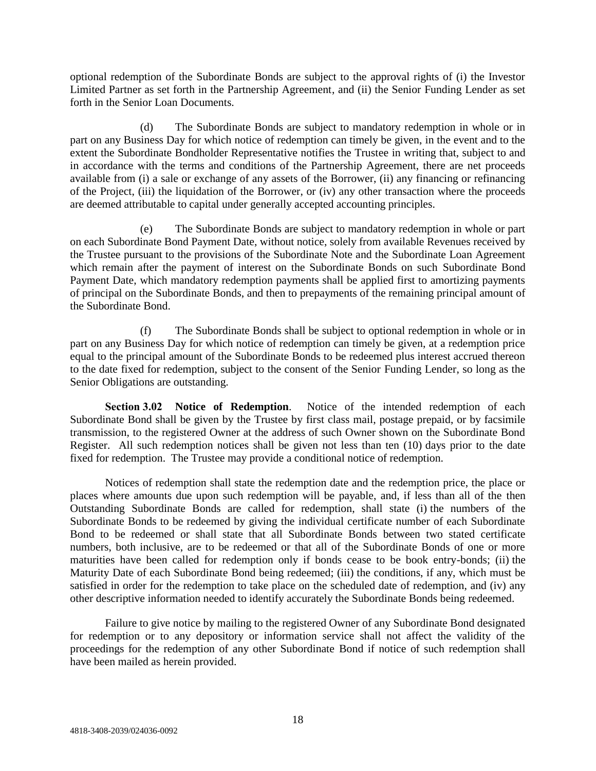optional redemption of the Subordinate Bonds are subject to the approval rights of (i) the Investor Limited Partner as set forth in the Partnership Agreement, and (ii) the Senior Funding Lender as set forth in the Senior Loan Documents.

(d) The Subordinate Bonds are subject to mandatory redemption in whole or in part on any Business Day for which notice of redemption can timely be given, in the event and to the extent the Subordinate Bondholder Representative notifies the Trustee in writing that, subject to and in accordance with the terms and conditions of the Partnership Agreement, there are net proceeds available from (i) a sale or exchange of any assets of the Borrower, (ii) any financing or refinancing of the Project, (iii) the liquidation of the Borrower, or (iv) any other transaction where the proceeds are deemed attributable to capital under generally accepted accounting principles.

(e) The Subordinate Bonds are subject to mandatory redemption in whole or part on each Subordinate Bond Payment Date, without notice, solely from available Revenues received by the Trustee pursuant to the provisions of the Subordinate Note and the Subordinate Loan Agreement which remain after the payment of interest on the Subordinate Bonds on such Subordinate Bond Payment Date, which mandatory redemption payments shall be applied first to amortizing payments of principal on the Subordinate Bonds, and then to prepayments of the remaining principal amount of the Subordinate Bond.

(f) The Subordinate Bonds shall be subject to optional redemption in whole or in part on any Business Day for which notice of redemption can timely be given, at a redemption price equal to the principal amount of the Subordinate Bonds to be redeemed plus interest accrued thereon to the date fixed for redemption, subject to the consent of the Senior Funding Lender, so long as the Senior Obligations are outstanding.

**Section 3.02 Notice of Redemption**. Notice of the intended redemption of each Subordinate Bond shall be given by the Trustee by first class mail, postage prepaid, or by facsimile transmission, to the registered Owner at the address of such Owner shown on the Subordinate Bond Register. All such redemption notices shall be given not less than ten (10) days prior to the date fixed for redemption. The Trustee may provide a conditional notice of redemption.

Notices of redemption shall state the redemption date and the redemption price, the place or places where amounts due upon such redemption will be payable, and, if less than all of the then Outstanding Subordinate Bonds are called for redemption, shall state (i) the numbers of the Subordinate Bonds to be redeemed by giving the individual certificate number of each Subordinate Bond to be redeemed or shall state that all Subordinate Bonds between two stated certificate numbers, both inclusive, are to be redeemed or that all of the Subordinate Bonds of one or more maturities have been called for redemption only if bonds cease to be book entry-bonds; (ii) the Maturity Date of each Subordinate Bond being redeemed; (iii) the conditions, if any, which must be satisfied in order for the redemption to take place on the scheduled date of redemption, and (iv) any other descriptive information needed to identify accurately the Subordinate Bonds being redeemed.

Failure to give notice by mailing to the registered Owner of any Subordinate Bond designated for redemption or to any depository or information service shall not affect the validity of the proceedings for the redemption of any other Subordinate Bond if notice of such redemption shall have been mailed as herein provided.

4818-3408-2039/024036-0092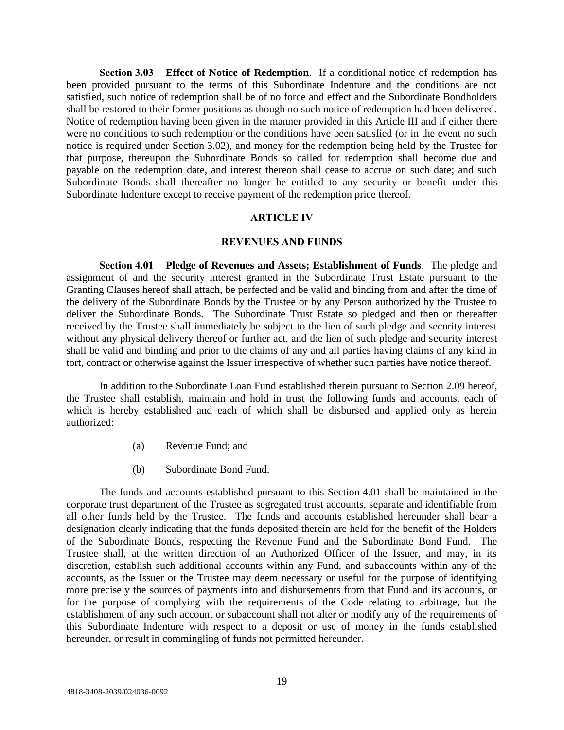**Section 3.03 Effect of Notice of Redemption**. If a conditional notice of redemption has been provided pursuant to the terms of this Subordinate Indenture and the conditions are not satisfied, such notice of redemption shall be of no force and effect and the Subordinate Bondholders shall be restored to their former positions as though no such notice of redemption had been delivered. Notice of redemption having been given in the manner provided in this Article III and if either there were no conditions to such redemption or the conditions have been satisfied (or in the event no such notice is required under Section 3.02), and money for the redemption being held by the Trustee for that purpose, thereupon the Subordinate Bonds so called for redemption shall become due and payable on the redemption date, and interest thereon shall cease to accrue on such date; and such Subordinate Bonds shall thereafter no longer be entitled to any security or benefit under this Subordinate Indenture except to receive payment of the redemption price thereof.

## ARTICLE IV

## REVENUES AND FUNDS

**Section 4.01 Pledge of Revenues and Assets; Establishment of Funds**. The pledge and assignment of and the security interest granted in the Subordinate Trust Estate pursuant to the Granting Clauses hereof shall attach, be perfected and be valid and binding from and after the time of the delivery of the Subordinate Bonds by the Trustee or by any Person authorized by the Trustee to deliver the Subordinate Bonds. The Subordinate Trust Estate so pledged and then or thereafter received by the Trustee shall immediately be subject to the lien of such pledge and security interest without any physical delivery thereof or further act, and the lien of such pledge and security interest shall be valid and binding and prior to the claims of any and all parties having claims of any kind in tort, contract or otherwise against the Issuer irrespective of whether such parties have notice thereof.

In addition to the Subordinate Loan Fund established therein pursuant to Section 2.09 hereof, the Trustee shall establish, maintain and hold in trust the following funds and accounts, each of which is hereby established and each of which shall be disbursed and applied only as herein authorized:

(a) Revenue Fund; and

(b) Subordinate Bond Fund.

The funds and accounts established pursuant to this Section 4.01 shall be maintained in the corporate trust department of the Trustee as segregated trust accounts, separate and identifiable from all other funds held by the Trustee. The funds and accounts established hereunder shall bear a designation clearly indicating that the funds deposited therein are held for the benefit of the Holders of the Subordinate Bonds, respecting the Revenue Fund and the Subordinate Bond Fund. The Trustee shall, at the written direction of an Authorized Officer of the Issuer, and may, in its discretion, establish such additional accounts within any Fund, and subaccounts within any of the accounts, as the Issuer or the Trustee may deem necessary or useful for the purpose of identifying more precisely the sources of payments into and disbursements from that Fund and its accounts, or for the purpose of complying with the requirements of the Code relating to arbitrage, but the establishment of any such account or subaccount shall not alter or modify any of the requirements of this Subordinate Indenture with respect to a deposit or use of money in the funds established hereunder, or result in commingling of funds not permitted hereunder.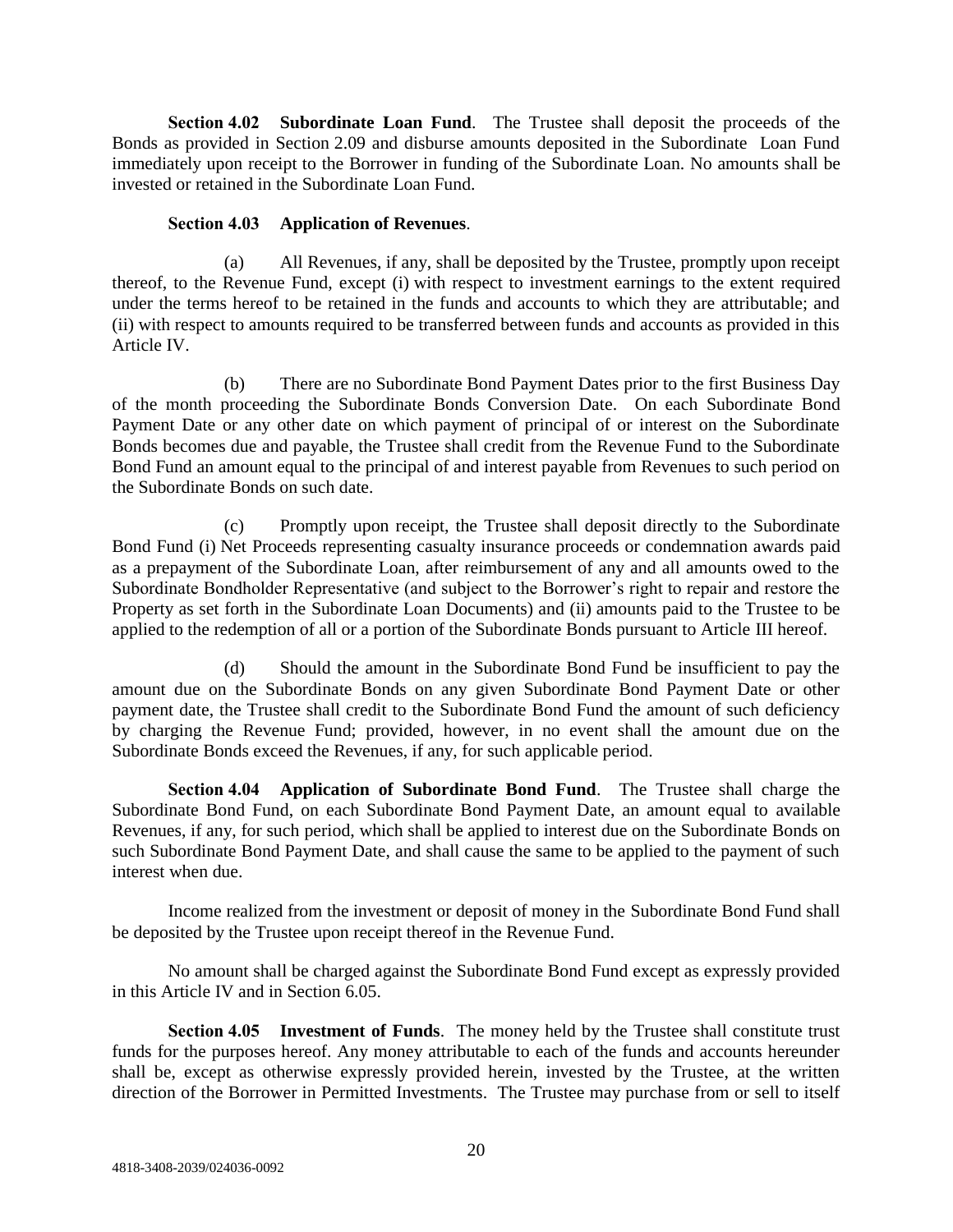**Section 4.02 Subordinate Loan Fund**. The Trustee shall deposit the proceeds of the Bonds as provided in Section 2.09 and disburse amounts deposited in the Subordinate Loan Fund immediately upon receipt to the Borrower in funding of the Subordinate Loan. No amounts shall be invested or retained in the Subordinate Loan Fund.

**Section 4.03 Application of Revenues**.

(a) All Revenues, if any, shall be deposited by the Trustee, promptly upon receipt thereof, to the Revenue Fund, except (i) with respect to investment earnings to the extent required under the terms hereof to be retained in the funds and accounts to which they are attributable; and (ii) with respect to amounts required to be transferred between funds and accounts as provided in this Article IV.

(b) There are no Subordinate Bond Payment Dates prior to the first Business Day of the month proceeding the Subordinate Bonds Conversion Date. On each Subordinate Bond Payment Date or any other date on which payment of principal of or interest on the Subordinate Bonds becomes due and payable, the Trustee shall credit from the Revenue Fund to the Subordinate Bond Fund an amount equal to the principal of and interest payable from Revenues to such period on the Subordinate Bonds on such date.

(c) Promptly upon receipt, the Trustee shall deposit directly to the Subordinate Bond Fund (i) Net Proceeds representing casualty insurance proceeds or condemnation awards paid as a prepayment of the Subordinate Loan, after reimbursement of any and all amounts owed to the Subordinate Bondholder Representative (and subject to the Borrower's right to repair and restore the Property as set forth in the Subordinate Loan Documents) and (ii) amounts paid to the Trustee to be applied to the redemption of all or a portion of the Subordinate Bonds pursuant to Article III hereof.

(d) Should the amount in the Subordinate Bond Fund be insufficient to pay the amount due on the Subordinate Bonds on any given Subordinate Bond Payment Date or other payment date, the Trustee shall credit to the Subordinate Bond Fund the amount of such deficiency by charging the Revenue Fund; provided, however, in no event shall the amount due on the Subordinate Bonds exceed the Revenues, if any, for such applicable period.

**Section 4.04 Application of Subordinate Bond Fund**. The Trustee shall charge the Subordinate Bond Fund, on each Subordinate Bond Payment Date, an amount equal to available Revenues, if any, for such period, which shall be applied to interest due on the Subordinate Bonds on such Subordinate Bond Payment Date, and shall cause the same to be applied to the payment of such interest when due.

Income realized from the investment or deposit of money in the Subordinate Bond Fund shall be deposited by the Trustee upon receipt thereof in the Revenue Fund.

No amount shall be charged against the Subordinate Bond Fund except as expressly provided in this Article IV and in Section 6.05.

**Section 4.05 Investment of Funds**. The money held by the Trustee shall constitute trust funds for the purposes hereof. Any money attributable to each of the funds and accounts hereunder shall be, except as otherwise expressly provided herein, invested by the Trustee, at the written direction of the Borrower in Permitted Investments. The Trustee may purchase from or sell to itself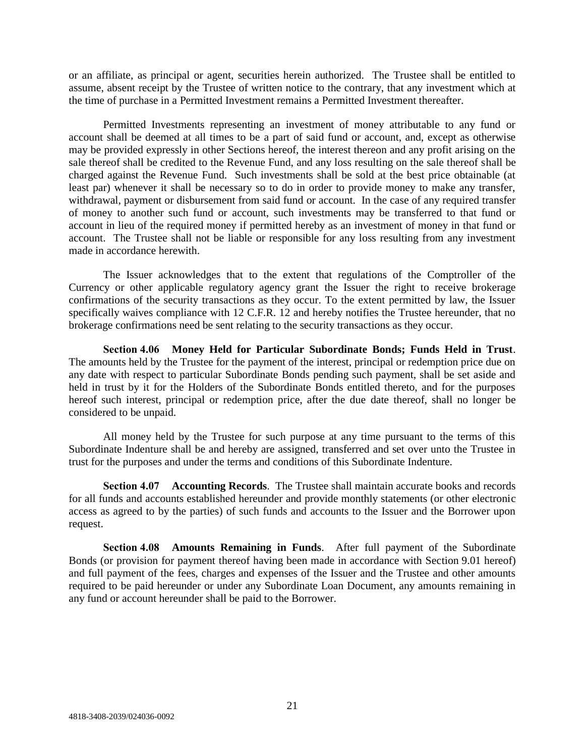or an affiliate, as principal or agent, securities herein authorized. The Trustee shall be entitled to assume, absent receipt by the Trustee of written notice to the contrary, that any investment which at the time of purchase in a Permitted Investment remains a Permitted Investment thereafter.

Permitted Investments representing an investment of money attributable to any fund or account shall be deemed at all times to be a part of said fund or account, and, except as otherwise may be provided expressly in other Sections hereof, the interest thereon and any profit arising on the sale thereof shall be credited to the Revenue Fund, and any loss resulting on the sale thereof shall be charged against the Revenue Fund. Such investments shall be sold at the best price obtainable (at least par) whenever it shall be necessary so to do in order to provide money to make any transfer, withdrawal, payment or disbursement from said fund or account. In the case of any required transfer of money to another such fund or account, such investments may be transferred to that fund or account in lieu of the required money if permitted hereby as an investment of money in that fund or account. The Trustee shall not be liable or responsible for any loss resulting from any investment made in accordance herewith.

The Issuer acknowledges that to the extent that regulations of the Comptroller of the Currency or other applicable regulatory agency grant the Issuer the right to receive brokerage confirmations of the security transactions as they occur. To the extent permitted by law, the Issuer specifically waives compliance with 12 C.F.R. 12 and hereby notifies the Trustee hereunder, that no brokerage confirmations need be sent relating to the security transactions as they occur.

**Section 4.06 Money Held for Particular Subordinate Bonds; Funds Held in Trust**. The amounts held by the Trustee for the payment of the interest, principal or redemption price due on any date with respect to particular Subordinate Bonds pending such payment, shall be set aside and held in trust by it for the Holders of the Subordinate Bonds entitled thereto, and for the purposes hereof such interest, principal or redemption price, after the due date thereof, shall no longer be considered to be unpaid.

All money held by the Trustee for such purpose at any time pursuant to the terms of this Subordinate Indenture shall be and hereby are assigned, transferred and set over unto the Trustee in trust for the purposes and under the terms and conditions of this Subordinate Indenture.

**Section 4.07 Accounting Records**. The Trustee shall maintain accurate books and records for all funds and accounts established hereunder and provide monthly statements (or other electronic access as agreed to by the parties) of such funds and accounts to the Issuer and the Borrower upon request.

**Section 4.08 Amounts Remaining in Funds**. After full payment of the Subordinate Bonds (or provision for payment thereof having been made in accordance with Section 9.01 hereof) and full payment of the fees, charges and expenses of the Issuer and the Trustee and other amounts required to be paid hereunder or under any Subordinate Loan Document, any amounts remaining in any fund or account hereunder shall be paid to the Borrower.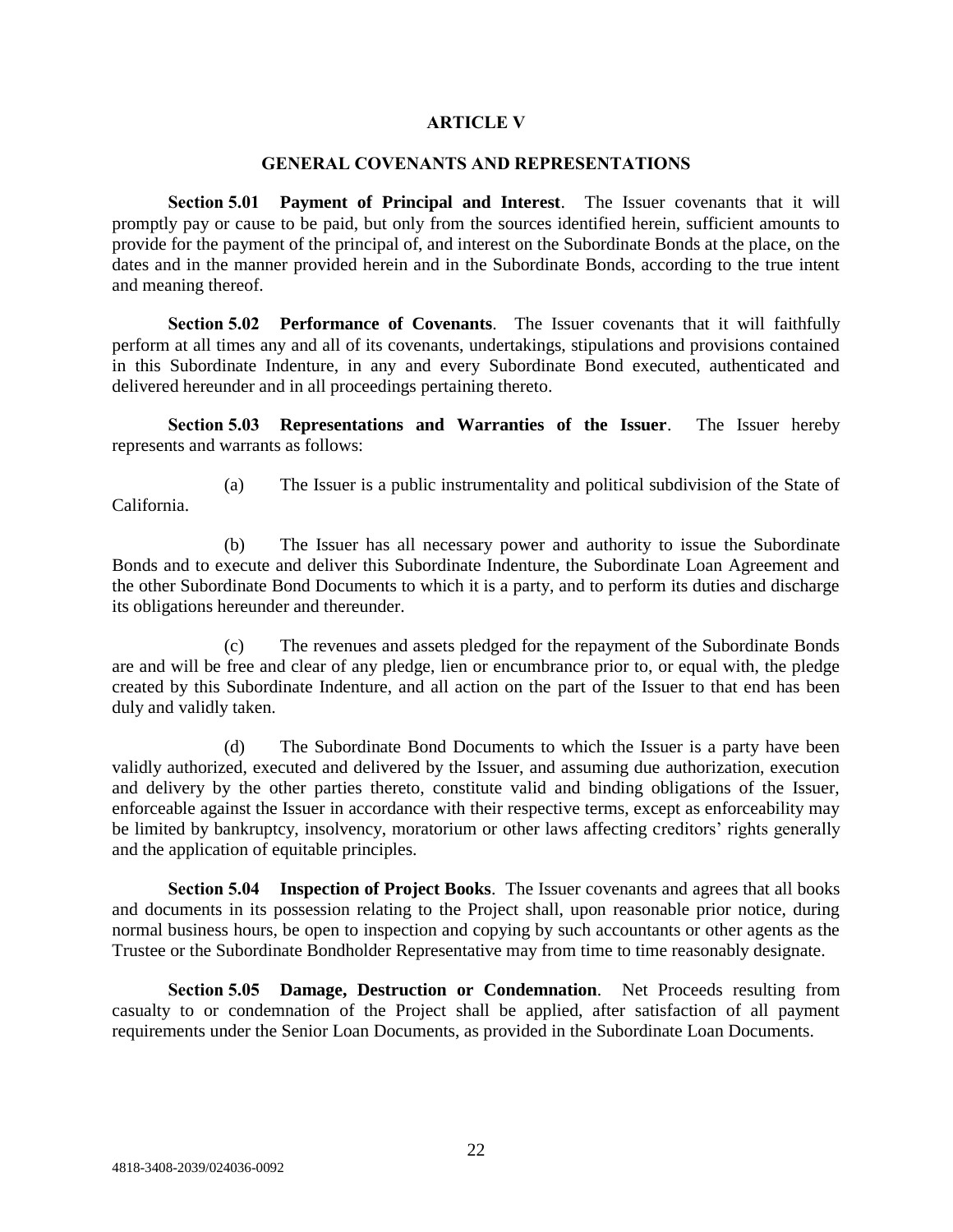# ARTICLE V

## GENERAL COVENANTS AND REPRESENTATIONS

**Section 5.01 Payment of Principal and Interest**. The Issuer covenants that it will promptly pay or cause to be paid, but only from the sources identified herein, sufficient amounts to provide for the payment of the principal of, and interest on the Subordinate Bonds at the place, on the dates and in the manner provided herein and in the Subordinate Bonds, according to the true intent and meaning thereof.

**Section 5.02 Performance of Covenants**. The Issuer covenants that it will faithfully perform at all times any and all of its covenants, undertakings, stipulations and provisions contained in this Subordinate Indenture, in any and every Subordinate Bond executed, authenticated and delivered hereunder and in all proceedings pertaining thereto.

**Section 5.03 Representations and Warranties of the Issuer**. The Issuer hereby represents and warrants as follows:

(a) The Issuer is a public instrumentality and political subdivision of the State of California.

(b) The Issuer has all necessary power and authority to issue the Subordinate Bonds and to execute and deliver this Subordinate Indenture, the Subordinate Loan Agreement and the other Subordinate Bond Documents to which it is a party, and to perform its duties and discharge its obligations hereunder and thereunder.

(c) The revenues and assets pledged for the repayment of the Subordinate Bonds are and will be free and clear of any pledge, lien or encumbrance prior to, or equal with, the pledge created by this Subordinate Indenture, and all action on the part of the Issuer to that end has been duly and validly taken.

(d) The Subordinate Bond Documents to which the Issuer is a party have been validly authorized, executed and delivered by the Issuer, and assuming due authorization, execution and delivery by the other parties thereto, constitute valid and binding obligations of the Issuer, enforceable against the Issuer in accordance with their respective terms, except as enforceability may be limited by bankruptcy, insolvency, moratorium or other laws affecting creditors' rights generally and the application of equitable principles.

**Section 5.04 Inspection of Project Books**. The Issuer covenants and agrees that all books and documents in its possession relating to the Project shall, upon reasonable prior notice, during normal business hours, be open to inspection and copying by such accountants or other agents as the Trustee or the Subordinate Bondholder Representative may from time to time reasonably designate.

**Section 5.05 Damage, Destruction or Condemnation**. Net Proceeds resulting from casualty to or condemnation of the Project shall be applied, after satisfaction of all payment requirements under the Senior Loan Documents, as provided in the Subordinate Loan Documents.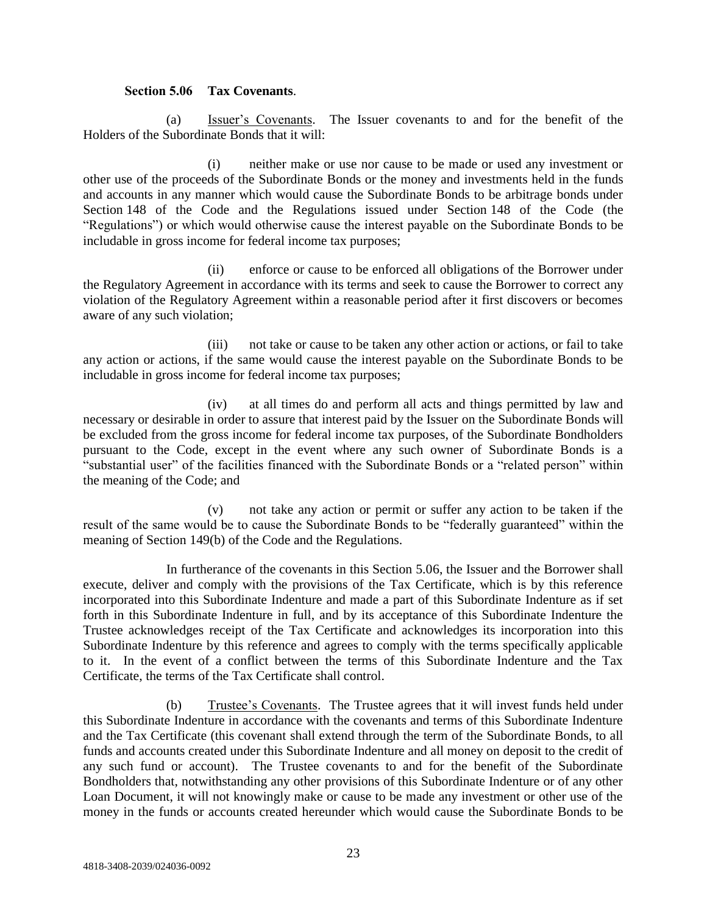**Section 5.06 Tax Covenants**.

(a) Issuer's Covenants. The Issuer covenants to and for the benefit of the Holders of the Subordinate Bonds that it will:

(i) neither make or use nor cause to be made or used any investment or other use of the proceeds of the Subordinate Bonds or the money and investments held in the funds and accounts in any manner which would cause the Subordinate Bonds to be arbitrage bonds under Section 148 of the Code and the Regulations issued under Section 148 of the Code (the "Regulations") or which would otherwise cause the interest payable on the Subordinate Bonds to be includable in gross income for federal income tax purposes;

(ii) enforce or cause to be enforced all obligations of the Borrower under the Regulatory Agreement in accordance with its terms and seek to cause the Borrower to correct any violation of the Regulatory Agreement within a reasonable period after it first discovers or becomes aware of any such violation;

(iii) not take or cause to be taken any other action or actions, or fail to take any action or actions, if the same would cause the interest payable on the Subordinate Bonds to be includable in gross income for federal income tax purposes;

(iv) at all times do and perform all acts and things permitted by law and necessary or desirable in order to assure that interest paid by the Issuer on the Subordinate Bonds will be excluded from the gross income for federal income tax purposes, of the Subordinate Bondholders pursuant to the Code, except in the event where any such owner of Subordinate Bonds is a "substantial user" of the facilities financed with the Subordinate Bonds or a "related person" within the meaning of the Code; and

(v) not take any action or permit or suffer any action to be taken if the result of the same would be to cause the Subordinate Bonds to be "federally guaranteed" within the meaning of Section 149(b) of the Code and the Regulations.

In furtherance of the covenants in this Section 5.06, the Issuer and the Borrower shall execute, deliver and comply with the provisions of the Tax Certificate, which is by this reference incorporated into this Subordinate Indenture and made a part of this Subordinate Indenture as if set forth in this Subordinate Indenture in full, and by its acceptance of this Subordinate Indenture the Trustee acknowledges receipt of the Tax Certificate and acknowledges its incorporation into this Subordinate Indenture by this reference and agrees to comply with the terms specifically applicable to it. In the event of a conflict between the terms of this Subordinate Indenture and the Tax Certificate, the terms of the Tax Certificate shall control.

(b) Trustee's Covenants. The Trustee agrees that it will invest funds held under this Subordinate Indenture in accordance with the covenants and terms of this Subordinate Indenture and the Tax Certificate (this covenant shall extend through the term of the Subordinate Bonds, to all funds and accounts created under this Subordinate Indenture and all money on deposit to the credit of any such fund or account). The Trustee covenants to and for the benefit of the Subordinate Bondholders that, notwithstanding any other provisions of this Subordinate Indenture or of any other Loan Document, it will not knowingly make or cause to be made any investment or other use of the money in the funds or accounts created hereunder which would cause the Subordinate Bonds to be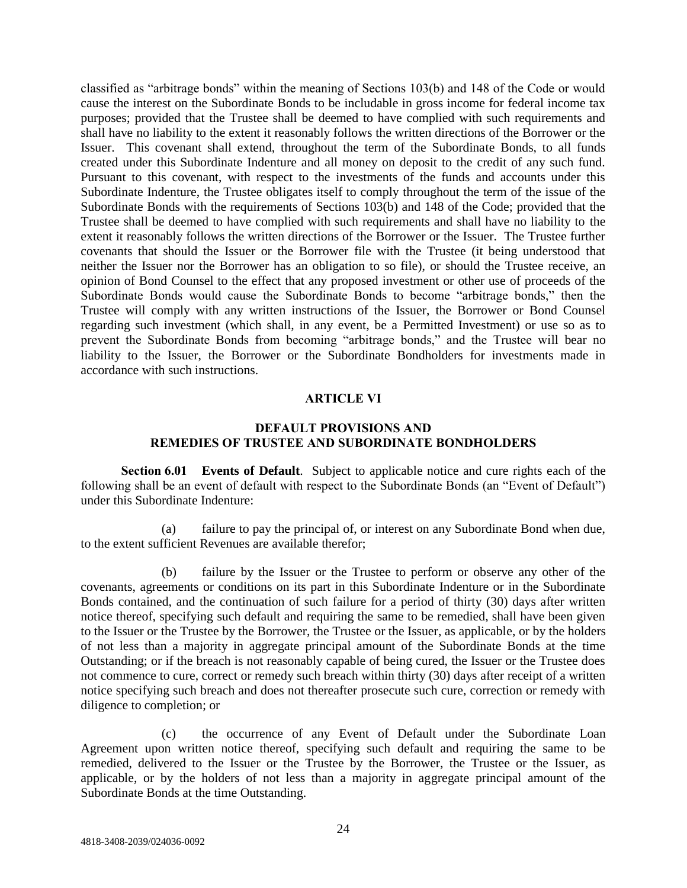classified as "arbitrage bonds" within the meaning of Sections 103(b) and 148 of the Code or would cause the interest on the Subordinate Bonds to be includable in gross income for federal income tax purposes; provided that the Trustee shall be deemed to have complied with such requirements and shall have no liability to the extent it reasonably follows the written directions of the Borrower or the Issuer. This covenant shall extend, throughout the term of the Subordinate Bonds, to all funds created under this Subordinate Indenture and all money on deposit to the credit of any such fund. Pursuant to this covenant, with respect to the investments of the funds and accounts under this Subordinate Indenture, the Trustee obligates itself to comply throughout the term of the issue of the Subordinate Bonds with the requirements of Sections 103(b) and 148 of the Code; provided that the Trustee shall be deemed to have complied with such requirements and shall have no liability to the extent it reasonably follows the written directions of the Borrower or the Issuer. The Trustee further covenants that should the Issuer or the Borrower file with the Trustee (it being understood that neither the Issuer nor the Borrower has an obligation to so file), or should the Trustee receive, an opinion of Bond Counsel to the effect that any proposed investment or other use of proceeds of the Subordinate Bonds would cause the Subordinate Bonds to become "arbitrage bonds," then the Trustee will comply with any written instructions of the Issuer, the Borrower or Bond Counsel regarding such investment (which shall, in any event, be a Permitted Investment) or use so as to prevent the Subordinate Bonds from becoming "arbitrage bonds," and the Trustee will bear no liability to the Issuer, the Borrower or the Subordinate Bondholders for investments made in accordance with such instructions.

# ARTICLE VI

## DEFAULT PROVISIONS AND REMEDIES OF TRUSTEE AND SUBORDINATE BONDHOLDERS

**Section 6.01 Events of Default**. Subject to applicable notice and cure rights each of the following shall be an event of default with respect to the Subordinate Bonds (an "Event of Default") under this Subordinate Indenture:

(a) failure to pay the principal of, or interest on any Subordinate Bond when due, to the extent sufficient Revenues are available therefor;

(b) failure by the Issuer or the Trustee to perform or observe any other of the covenants, agreements or conditions on its part in this Subordinate Indenture or in the Subordinate Bonds contained, and the continuation of such failure for a period of thirty (30) days after written notice thereof, specifying such default and requiring the same to be remedied, shall have been given to the Issuer or the Trustee by the Borrower, the Trustee or the Issuer, as applicable, or by the holders of not less than a majority in aggregate principal amount of the Subordinate Bonds at the time Outstanding; or if the breach is not reasonably capable of being cured, the Issuer or the Trustee does not commence to cure, correct or remedy such breach within thirty (30) days after receipt of a written notice specifying such breach and does not thereafter prosecute such cure, correction or remedy with diligence to completion; or

(c) the occurrence of any Event of Default under the Subordinate Loan Agreement upon written notice thereof, specifying such default and requiring the same to be remedied, delivered to the Issuer or the Trustee by the Borrower, the Trustee or the Issuer, as applicable, or by the holders of not less than a majority in aggregate principal amount of the Subordinate Bonds at the time Outstanding.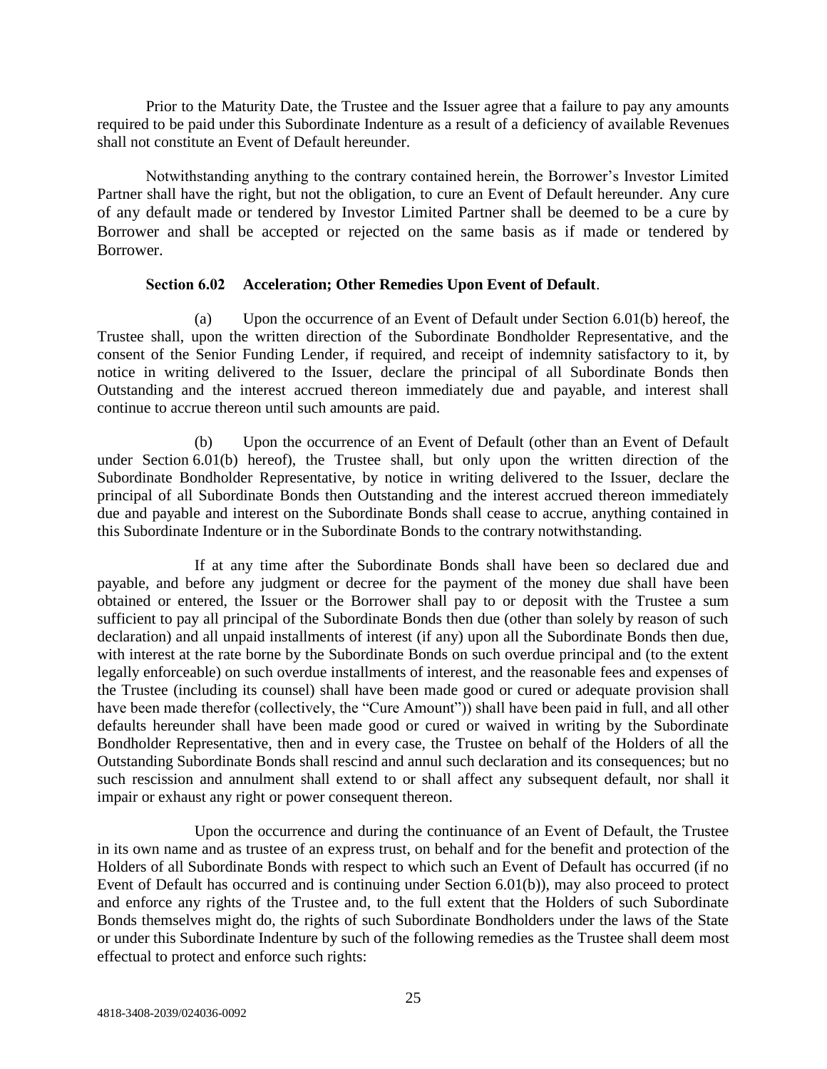Prior to the Maturity Date, the Trustee and the Issuer agree that a failure to pay any amounts required to be paid under this Subordinate Indenture as a result of a deficiency of available Revenues shall not constitute an Event of Default hereunder.

Notwithstanding anything to the contrary contained herein, the Borrower's Investor Limited Partner shall have the right, but not the obligation, to cure an Event of Default hereunder. Any cure of any default made or tendered by Investor Limited Partner shall be deemed to be a cure by Borrower and shall be accepted or rejected on the same basis as if made or tendered by Borrower.

**Section 6.02 Acceleration; Other Remedies Upon Event of Default**.

(a) Upon the occurrence of an Event of Default under Section 6.01(b) hereof, the Trustee shall, upon the written direction of the Subordinate Bondholder Representative, and the consent of the Senior Funding Lender, if required, and receipt of indemnity satisfactory to it, by notice in writing delivered to the Issuer, declare the principal of all Subordinate Bonds then Outstanding and the interest accrued thereon immediately due and payable, and interest shall continue to accrue thereon until such amounts are paid.

(b) Upon the occurrence of an Event of Default (other than an Event of Default under Section 6.01(b) hereof), the Trustee shall, but only upon the written direction of the Subordinate Bondholder Representative, by notice in writing delivered to the Issuer, declare the principal of all Subordinate Bonds then Outstanding and the interest accrued thereon immediately due and payable and interest on the Subordinate Bonds shall cease to accrue, anything contained in this Subordinate Indenture or in the Subordinate Bonds to the contrary notwithstanding.

If at any time after the Subordinate Bonds shall have been so declared due and payable, and before any judgment or decree for the payment of the money due shall have been obtained or entered, the Issuer or the Borrower shall pay to or deposit with the Trustee a sum sufficient to pay all principal of the Subordinate Bonds then due (other than solely by reason of such declaration) and all unpaid installments of interest (if any) upon all the Subordinate Bonds then due, with interest at the rate borne by the Subordinate Bonds on such overdue principal and (to the extent legally enforceable) on such overdue installments of interest, and the reasonable fees and expenses of the Trustee (including its counsel) shall have been made good or cured or adequate provision shall have been made therefor (collectively, the "Cure Amount")) shall have been paid in full, and all other defaults hereunder shall have been made good or cured or waived in writing by the Subordinate Bondholder Representative, then and in every case, the Trustee on behalf of the Holders of all the Outstanding Subordinate Bonds shall rescind and annul such declaration and its consequences; but no such rescission and annulment shall extend to or shall affect any subsequent default, nor shall it impair or exhaust any right or power consequent thereon.

Upon the occurrence and during the continuance of an Event of Default, the Trustee in its own name and as trustee of an express trust, on behalf and for the benefit and protection of the Holders of all Subordinate Bonds with respect to which such an Event of Default has occurred (if no Event of Default has occurred and is continuing under Section 6.01(b)), may also proceed to protect and enforce any rights of the Trustee and, to the full extent that the Holders of such Subordinate Bonds themselves might do, the rights of such Subordinate Bondholders under the laws of the State or under this Subordinate Indenture by such of the following remedies as the Trustee shall deem most effectual to protect and enforce such rights: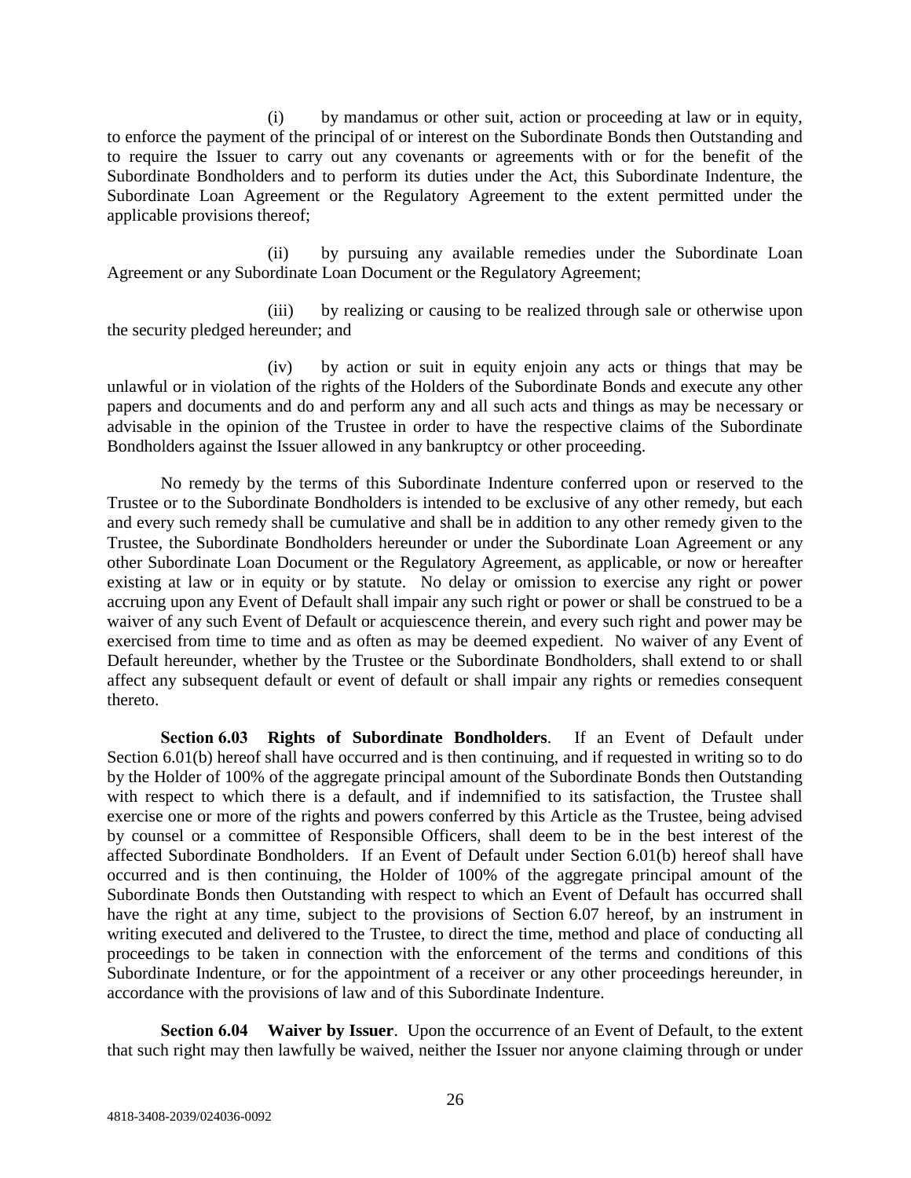(i) by mandamus or other suit, action or proceeding at law or in equity, to enforce the payment of the principal of or interest on the Subordinate Bonds then Outstanding and to require the Issuer to carry out any covenants or agreements with or for the benefit of the Subordinate Bondholders and to perform its duties under the Act, this Subordinate Indenture, the Subordinate Loan Agreement or the Regulatory Agreement to the extent permitted under the applicable provisions thereof;

(ii) by pursuing any available remedies under the Subordinate Loan Agreement or any Subordinate Loan Document or the Regulatory Agreement;

(iii) by realizing or causing to be realized through sale or otherwise upon the security pledged hereunder; and

(iv) by action or suit in equity enjoin any acts or things that may be unlawful or in violation of the rights of the Holders of the Subordinate Bonds and execute any other papers and documents and do and perform any and all such acts and things as may be necessary or advisable in the opinion of the Trustee in order to have the respective claims of the Subordinate Bondholders against the Issuer allowed in any bankruptcy or other proceeding.

No remedy by the terms of this Subordinate Indenture conferred upon or reserved to the Trustee or to the Subordinate Bondholders is intended to be exclusive of any other remedy, but each and every such remedy shall be cumulative and shall be in addition to any other remedy given to the Trustee, the Subordinate Bondholders hereunder or under the Subordinate Loan Agreement or any other Subordinate Loan Document or the Regulatory Agreement, as applicable, or now or hereafter existing at law or in equity or by statute. No delay or omission to exercise any right or power accruing upon any Event of Default shall impair any such right or power or shall be construed to be a waiver of any such Event of Default or acquiescence therein, and every such right and power may be exercised from time to time and as often as may be deemed expedient. No waiver of any Event of Default hereunder, whether by the Trustee or the Subordinate Bondholders, shall extend to or shall affect any subsequent default or event of default or shall impair any rights or remedies consequent thereto.

**Section 6.03 Rights of Subordinate Bondholders**. If an Event of Default under Section 6.01(b) hereof shall have occurred and is then continuing, and if requested in writing so to do by the Holder of 100% of the aggregate principal amount of the Subordinate Bonds then Outstanding with respect to which there is a default, and if indemnified to its satisfaction, the Trustee shall exercise one or more of the rights and powers conferred by this Article as the Trustee, being advised by counsel or a committee of Responsible Officers, shall deem to be in the best interest of the affected Subordinate Bondholders. If an Event of Default under Section 6.01(b) hereof shall have occurred and is then continuing, the Holder of 100% of the aggregate principal amount of the Subordinate Bonds then Outstanding with respect to which an Event of Default has occurred shall have the right at any time, subject to the provisions of Section 6.07 hereof, by an instrument in writing executed and delivered to the Trustee, to direct the time, method and place of conducting all proceedings to be taken in connection with the enforcement of the terms and conditions of this Subordinate Indenture, or for the appointment of a receiver or any other proceedings hereunder, in accordance with the provisions of law and of this Subordinate Indenture.

**Section 6.04 Waiver by Issuer**. Upon the occurrence of an Event of Default, to the extent that such right may then lawfully be waived, neither the Issuer nor anyone claiming through or under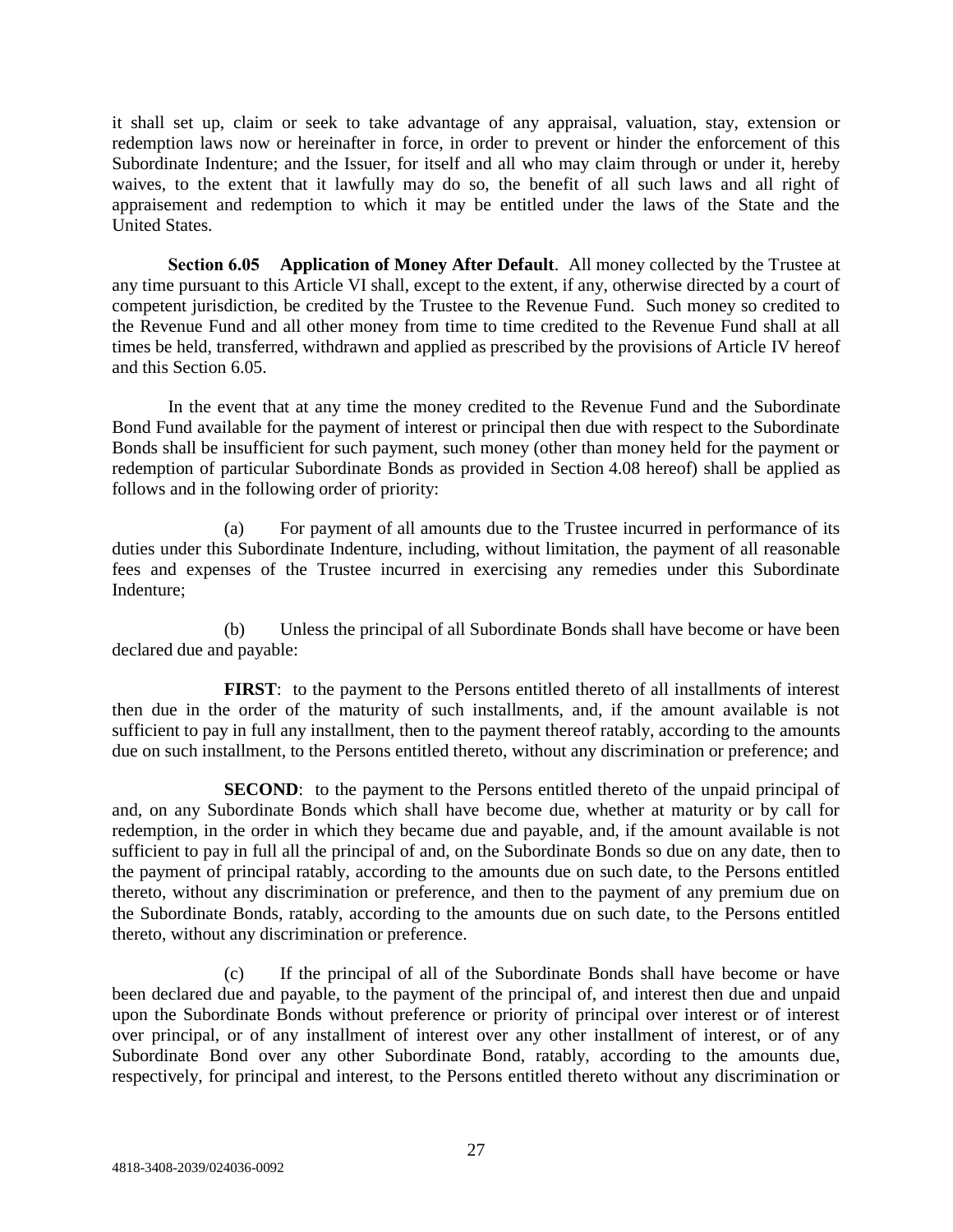it shall set up, claim or seek to take advantage of any appraisal, valuation, stay, extension or redemption laws now or hereinafter in force, in order to prevent or hinder the enforcement of this Subordinate Indenture; and the Issuer, for itself and all who may claim through or under it, hereby waives, to the extent that it lawfully may do so, the benefit of all such laws and all right of appraisement and redemption to which it may be entitled under the laws of the State and the United States.

**Section 6.05 Application of Money After Default**. All money collected by the Trustee at any time pursuant to this Article VI shall, except to the extent, if any, otherwise directed by a court of competent jurisdiction, be credited by the Trustee to the Revenue Fund. Such money so credited to the Revenue Fund and all other money from time to time credited to the Revenue Fund shall at all times be held, transferred, withdrawn and applied as prescribed by the provisions of Article IV hereof and this Section 6.05.

In the event that at any time the money credited to the Revenue Fund and the Subordinate Bond Fund available for the payment of interest or principal then due with respect to the Subordinate Bonds shall be insufficient for such payment, such money (other than money held for the payment or redemption of particular Subordinate Bonds as provided in Section 4.08 hereof) shall be applied as follows and in the following order of priority:

(a) For payment of all amounts due to the Trustee incurred in performance of its duties under this Subordinate Indenture, including, without limitation, the payment of all reasonable fees and expenses of the Trustee incurred in exercising any remedies under this Subordinate Indenture;

(b) Unless the principal of all Subordinate Bonds shall have become or have been declared due and payable:

**FIRST**: to the payment to the Persons entitled thereto of all installments of interest then due in the order of the maturity of such installments, and, if the amount available is not sufficient to pay in full any installment, then to the payment thereof ratably, according to the amounts due on such installment, to the Persons entitled thereto, without any discrimination or preference; and

**SECOND**: to the payment to the Persons entitled thereto of the unpaid principal of and, on any Subordinate Bonds which shall have become due, whether at maturity or by call for redemption, in the order in which they became due and payable, and, if the amount available is not sufficient to pay in full all the principal of and, on the Subordinate Bonds so due on any date, then to the payment of principal ratably, according to the amounts due on such date, to the Persons entitled thereto, without any discrimination or preference, and then to the payment of any premium due on the Subordinate Bonds, ratably, according to the amounts due on such date, to the Persons entitled thereto, without any discrimination or preference.

(c) If the principal of all of the Subordinate Bonds shall have become or have been declared due and payable, to the payment of the principal of, and interest then due and unpaid upon the Subordinate Bonds without preference or priority of principal over interest or of interest over principal, or of any installment of interest over any other installment of interest, or of any Subordinate Bond over any other Subordinate Bond, ratably, according to the amounts due, respectively, for principal and interest, to the Persons entitled thereto without any discrimination or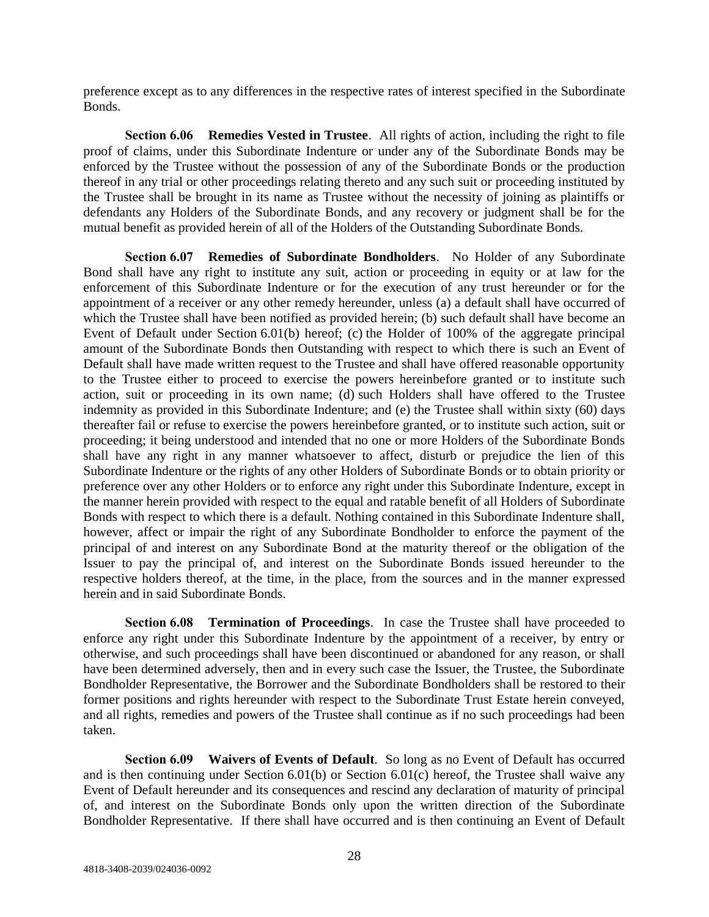preference except as to any differences in the respective rates of interest specified in the Subordinate Bonds.

**Section 6.06 Remedies Vested in Trustee**. All rights of action, including the right to file proof of claims, under this Subordinate Indenture or under any of the Subordinate Bonds may be enforced by the Trustee without the possession of any of the Subordinate Bonds or the production thereof in any trial or other proceedings relating thereto and any such suit or proceeding instituted by the Trustee shall be brought in its name as Trustee without the necessity of joining as plaintiffs or defendants any Holders of the Subordinate Bonds, and any recovery or judgment shall be for the mutual benefit as provided herein of all of the Holders of the Outstanding Subordinate Bonds.

**Section 6.07 Remedies of Subordinate Bondholders**. No Holder of any Subordinate Bond shall have any right to institute any suit, action or proceeding in equity or at law for the enforcement of this Subordinate Indenture or for the execution of any trust hereunder or for the appointment of a receiver or any other remedy hereunder, unless (a) a default shall have occurred of which the Trustee shall have been notified as provided herein; (b) such default shall have become an Event of Default under Section 6.01(b) hereof; (c) the Holder of 100% of the aggregate principal amount of the Subordinate Bonds then Outstanding with respect to which there is such an Event of Default shall have made written request to the Trustee and shall have offered reasonable opportunity to the Trustee either to proceed to exercise the powers hereinbefore granted or to institute such action, suit or proceeding in its own name; (d) such Holders shall have offered to the Trustee indemnity as provided in this Subordinate Indenture; and (e) the Trustee shall within sixty (60) days thereafter fail or refuse to exercise the powers hereinbefore granted, or to institute such action, suit or proceeding; it being understood and intended that no one or more Holders of the Subordinate Bonds shall have any right in any manner whatsoever to affect, disturb or prejudice the lien of this Subordinate Indenture or the rights of any other Holders of Subordinate Bonds or to obtain priority or preference over any other Holders or to enforce any right under this Subordinate Indenture, except in the manner herein provided with respect to the equal and ratable benefit of all Holders of Subordinate Bonds with respect to which there is a default. Nothing contained in this Subordinate Indenture shall, however, affect or impair the right of any Subordinate Bondholder to enforce the payment of the principal of and interest on any Subordinate Bond at the maturity thereof or the obligation of the Issuer to pay the principal of, and interest on the Subordinate Bonds issued hereunder to the respective holders thereof, at the time, in the place, from the sources and in the manner expressed herein and in said Subordinate Bonds.

**Section 6.08 Termination of Proceedings**. In case the Trustee shall have proceeded to enforce any right under this Subordinate Indenture by the appointment of a receiver, by entry or otherwise, and such proceedings shall have been discontinued or abandoned for any reason, or shall have been determined adversely, then and in every such case the Issuer, the Trustee, the Subordinate Bondholder Representative, the Borrower and the Subordinate Bondholders shall be restored to their former positions and rights hereunder with respect to the Subordinate Trust Estate herein conveyed, and all rights, remedies and powers of the Trustee shall continue as if no such proceedings had been taken.

**Section 6.09 Waivers of Events of Default**. So long as no Event of Default has occurred and is then continuing under Section 6.01(b) or Section 6.01(c) hereof, the Trustee shall waive any Event of Default hereunder and its consequences and rescind any declaration of maturity of principal of, and interest on the Subordinate Bonds only upon the written direction of the Subordinate Bondholder Representative. If there shall have occurred and is then continuing an Event of Default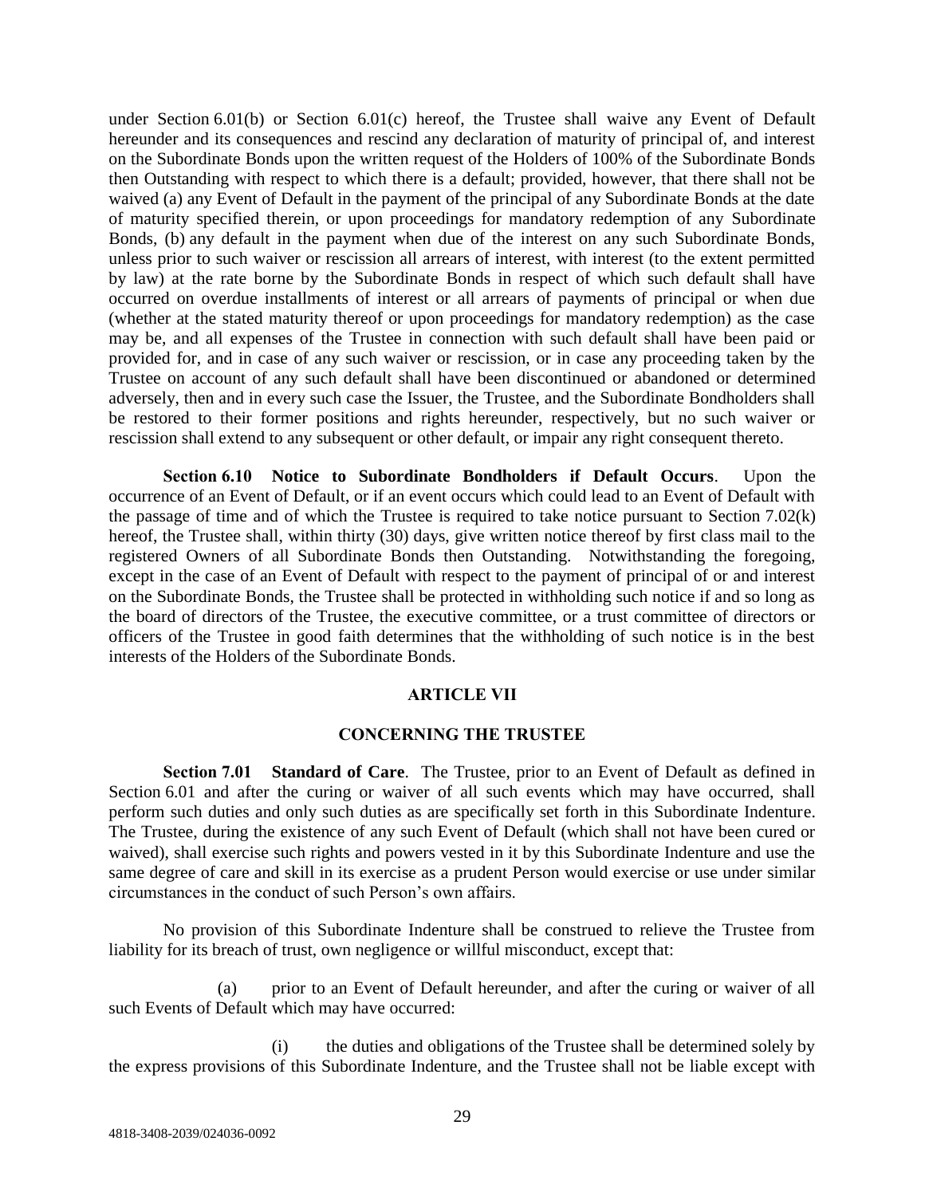under Section 6.01(b) or Section 6.01(c) hereof, the Trustee shall waive any Event of Default hereunder and its consequences and rescind any declaration of maturity of principal of, and interest on the Subordinate Bonds upon the written request of the Holders of 100% of the Subordinate Bonds then Outstanding with respect to which there is a default; provided, however, that there shall not be waived (a) any Event of Default in the payment of the principal of any Subordinate Bonds at the date of maturity specified therein, or upon proceedings for mandatory redemption of any Subordinate Bonds, (b) any default in the payment when due of the interest on any such Subordinate Bonds, unless prior to such waiver or rescission all arrears of interest, with interest (to the extent permitted by law) at the rate borne by the Subordinate Bonds in respect of which such default shall have occurred on overdue installments of interest or all arrears of payments of principal or when due (whether at the stated maturity thereof or upon proceedings for mandatory redemption) as the case may be, and all expenses of the Trustee in connection with such default shall have been paid or provided for, and in case of any such waiver or rescission, or in case any proceeding taken by the Trustee on account of any such default shall have been discontinued or abandoned or determined adversely, then and in every such case the Issuer, the Trustee, and the Subordinate Bondholders shall be restored to their former positions and rights hereunder, respectively, but no such waiver or rescission shall extend to any subsequent or other default, or impair any right consequent thereto.

**Section 6.10 Notice to Subordinate Bondholders if Default Occurs**. Upon the occurrence of an Event of Default, or if an event occurs which could lead to an Event of Default with the passage of time and of which the Trustee is required to take notice pursuant to Section 7.02(k) hereof, the Trustee shall, within thirty (30) days, give written notice thereof by first class mail to the registered Owners of all Subordinate Bonds then Outstanding. Notwithstanding the foregoing, except in the case of an Event of Default with respect to the payment of principal of or and interest on the Subordinate Bonds, the Trustee shall be protected in withholding such notice if and so long as the board of directors of the Trustee, the executive committee, or a trust committee of directors or officers of the Trustee in good faith determines that the withholding of such notice is in the best interests of the Holders of the Subordinate Bonds.

## ARTICLE VII

## CONCERNING THE TRUSTEE

**Section 7.01 Standard of Care**. The Trustee, prior to an Event of Default as defined in Section 6.01 and after the curing or waiver of all such events which may have occurred, shall perform such duties and only such duties as are specifically set forth in this Subordinate Indenture. The Trustee, during the existence of any such Event of Default (which shall not have been cured or waived), shall exercise such rights and powers vested in it by this Subordinate Indenture and use the same degree of care and skill in its exercise as a prudent Person would exercise or use under similar circumstances in the conduct of such Person's own affairs.

No provision of this Subordinate Indenture shall be construed to relieve the Trustee from liability for its breach of trust, own negligence or willful misconduct, except that:

(a) prior to an Event of Default hereunder, and after the curing or waiver of all such Events of Default which may have occurred:

(i) the duties and obligations of the Trustee shall be determined solely by the express provisions of this Subordinate Indenture, and the Trustee shall not be liable except with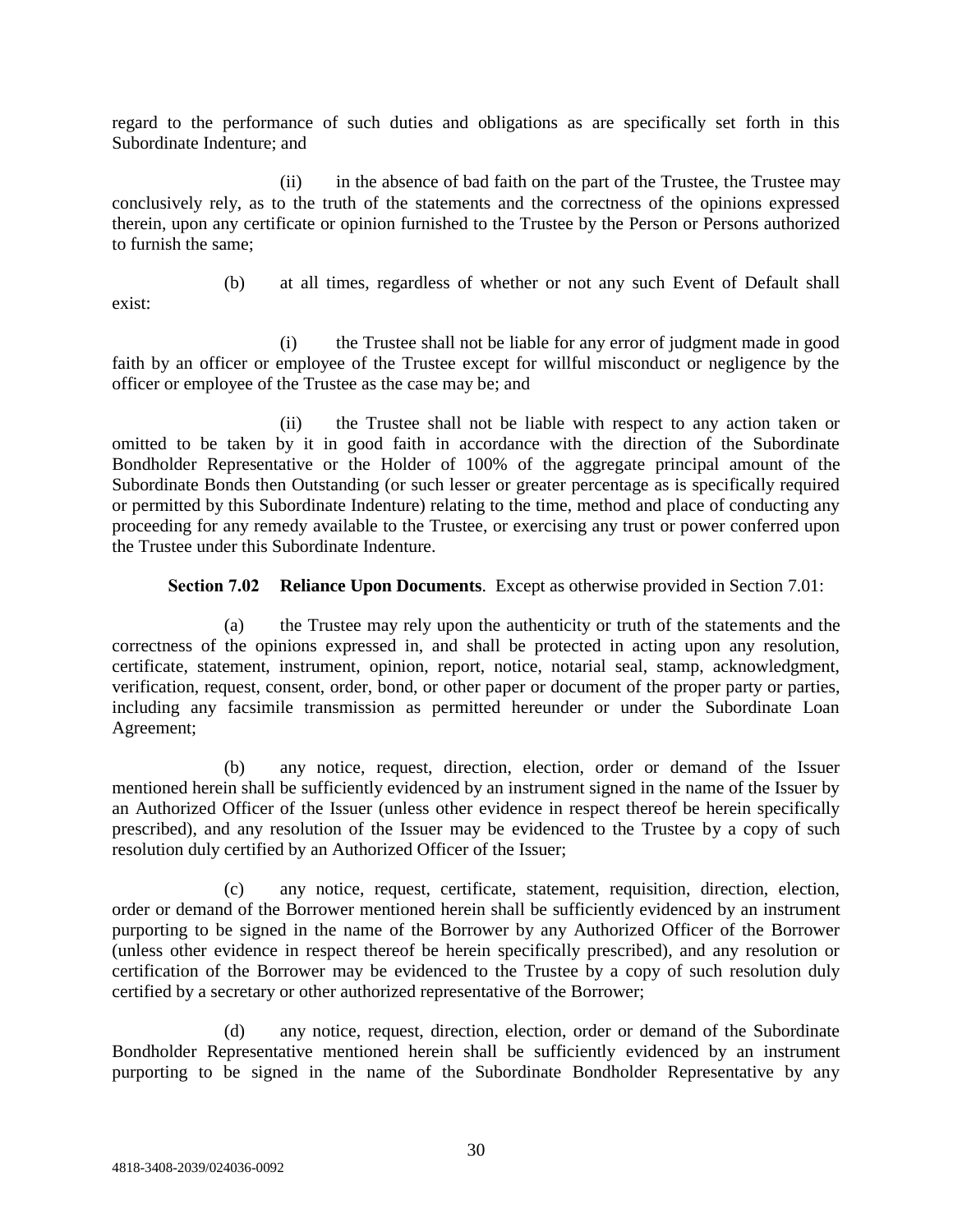regard to the performance of such duties and obligations as are specifically set forth in this Subordinate Indenture; and

(ii) in the absence of bad faith on the part of the Trustee, the Trustee may conclusively rely, as to the truth of the statements and the correctness of the opinions expressed therein, upon any certificate or opinion furnished to the Trustee by the Person or Persons authorized to furnish the same;

(b) at all times, regardless of whether or not any such Event of Default shall exist:

(i) the Trustee shall not be liable for any error of judgment made in good faith by an officer or employee of the Trustee except for willful misconduct or negligence by the officer or employee of the Trustee as the case may be; and

(ii) the Trustee shall not be liable with respect to any action taken or omitted to be taken by it in good faith in accordance with the direction of the Subordinate Bondholder Representative or the Holder of 100% of the aggregate principal amount of the Subordinate Bonds then Outstanding (or such lesser or greater percentage as is specifically required or permitted by this Subordinate Indenture) relating to the time, method and place of conducting any proceeding for any remedy available to the Trustee, or exercising any trust or power conferred upon the Trustee under this Subordinate Indenture.

**Section 7.02 Reliance Upon Documents**. Except as otherwise provided in Section 7.01:

(a) the Trustee may rely upon the authenticity or truth of the statements and the correctness of the opinions expressed in, and shall be protected in acting upon any resolution, certificate, statement, instrument, opinion, report, notice, notarial seal, stamp, acknowledgment, verification, request, consent, order, bond, or other paper or document of the proper party or parties, including any facsimile transmission as permitted hereunder or under the Subordinate Loan Agreement;

(b) any notice, request, direction, election, order or demand of the Issuer mentioned herein shall be sufficiently evidenced by an instrument signed in the name of the Issuer by an Authorized Officer of the Issuer (unless other evidence in respect thereof be herein specifically prescribed), and any resolution of the Issuer may be evidenced to the Trustee by a copy of such resolution duly certified by an Authorized Officer of the Issuer;

(c) any notice, request, certificate, statement, requisition, direction, election, order or demand of the Borrower mentioned herein shall be sufficiently evidenced by an instrument purporting to be signed in the name of the Borrower by any Authorized Officer of the Borrower (unless other evidence in respect thereof be herein specifically prescribed), and any resolution or certification of the Borrower may be evidenced to the Trustee by a copy of such resolution duly certified by a secretary or other authorized representative of the Borrower;

(d) any notice, request, direction, election, order or demand of the Subordinate Bondholder Representative mentioned herein shall be sufficiently evidenced by an instrument purporting to be signed in the name of the Subordinate Bondholder Representative by any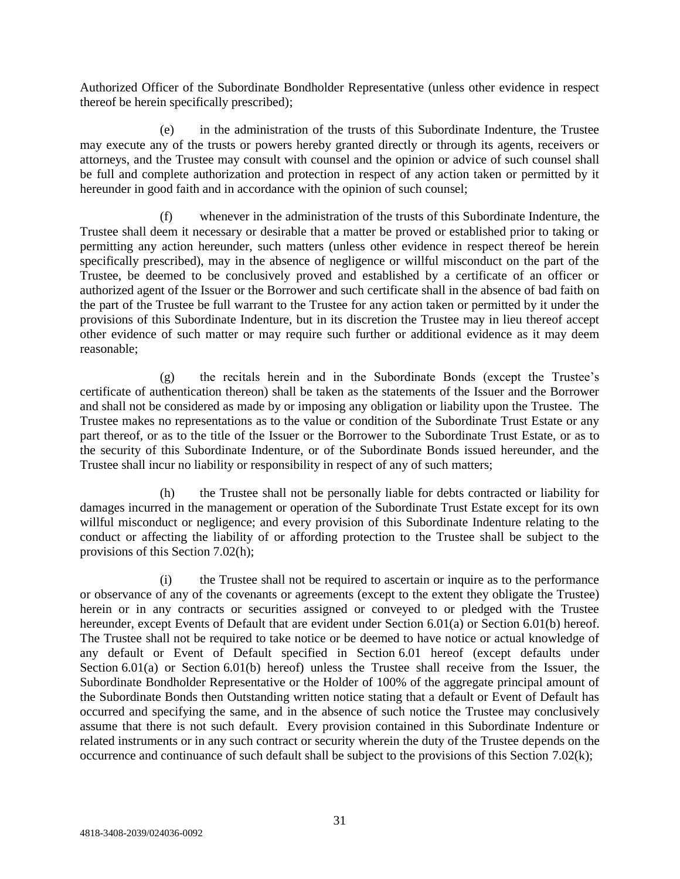Authorized Officer of the Subordinate Bondholder Representative (unless other evidence in respect thereof be herein specifically prescribed);

(e) in the administration of the trusts of this Subordinate Indenture, the Trustee may execute any of the trusts or powers hereby granted directly or through its agents, receivers or attorneys, and the Trustee may consult with counsel and the opinion or advice of such counsel shall be full and complete authorization and protection in respect of any action taken or permitted by it hereunder in good faith and in accordance with the opinion of such counsel;

(f) whenever in the administration of the trusts of this Subordinate Indenture, the Trustee shall deem it necessary or desirable that a matter be proved or established prior to taking or permitting any action hereunder, such matters (unless other evidence in respect thereof be herein specifically prescribed), may in the absence of negligence or willful misconduct on the part of the Trustee, be deemed to be conclusively proved and established by a certificate of an officer or authorized agent of the Issuer or the Borrower and such certificate shall in the absence of bad faith on the part of the Trustee be full warrant to the Trustee for any action taken or permitted by it under the provisions of this Subordinate Indenture, but in its discretion the Trustee may in lieu thereof accept other evidence of such matter or may require such further or additional evidence as it may deem reasonable;

(g) the recitals herein and in the Subordinate Bonds (except the Trustee's certificate of authentication thereon) shall be taken as the statements of the Issuer and the Borrower and shall not be considered as made by or imposing any obligation or liability upon the Trustee. The Trustee makes no representations as to the value or condition of the Subordinate Trust Estate or any part thereof, or as to the title of the Issuer or the Borrower to the Subordinate Trust Estate, or as to the security of this Subordinate Indenture, or of the Subordinate Bonds issued hereunder, and the Trustee shall incur no liability or responsibility in respect of any of such matters;

(h) the Trustee shall not be personally liable for debts contracted or liability for damages incurred in the management or operation of the Subordinate Trust Estate except for its own willful misconduct or negligence; and every provision of this Subordinate Indenture relating to the conduct or affecting the liability of or affording protection to the Trustee shall be subject to the provisions of this Section 7.02(h);

(i) the Trustee shall not be required to ascertain or inquire as to the performance or observance of any of the covenants or agreements (except to the extent they obligate the Trustee) herein or in any contracts or securities assigned or conveyed to or pledged with the Trustee hereunder, except Events of Default that are evident under Section 6.01(a) or Section 6.01(b) hereof. The Trustee shall not be required to take notice or be deemed to have notice or actual knowledge of any default or Event of Default specified in Section 6.01 hereof (except defaults under Section 6.01(a) or Section 6.01(b) hereof) unless the Trustee shall receive from the Issuer, the Subordinate Bondholder Representative or the Holder of 100% of the aggregate principal amount of the Subordinate Bonds then Outstanding written notice stating that a default or Event of Default has occurred and specifying the same, and in the absence of such notice the Trustee may conclusively assume that there is not such default. Every provision contained in this Subordinate Indenture or related instruments or in any such contract or security wherein the duty of the Trustee depends on the occurrence and continuance of such default shall be subject to the provisions of this Section 7.02(k);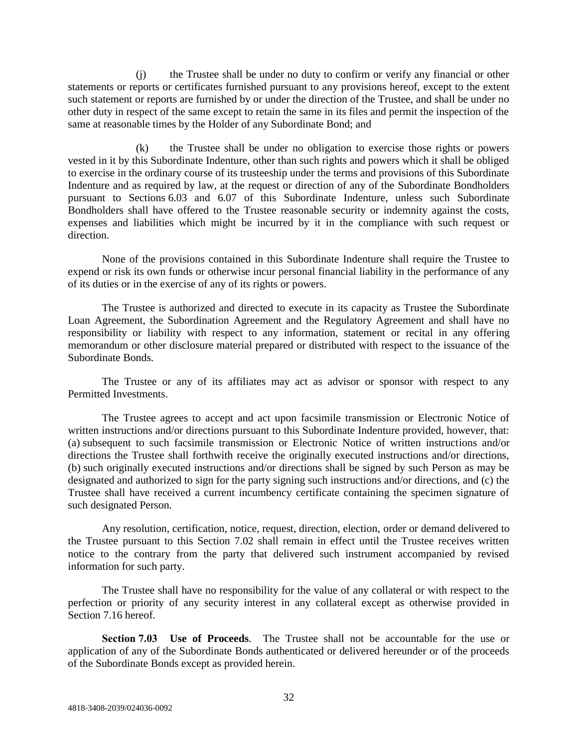(j) the Trustee shall be under no duty to confirm or verify any financial or other statements or reports or certificates furnished pursuant to any provisions hereof, except to the extent such statement or reports are furnished by or under the direction of the Trustee, and shall be under no other duty in respect of the same except to retain the same in its files and permit the inspection of the same at reasonable times by the Holder of any Subordinate Bond; and

(k) the Trustee shall be under no obligation to exercise those rights or powers vested in it by this Subordinate Indenture, other than such rights and powers which it shall be obliged to exercise in the ordinary course of its trusteeship under the terms and provisions of this Subordinate Indenture and as required by law, at the request or direction of any of the Subordinate Bondholders pursuant to Sections 6.03 and 6.07 of this Subordinate Indenture, unless such Subordinate Bondholders shall have offered to the Trustee reasonable security or indemnity against the costs, expenses and liabilities which might be incurred by it in the compliance with such request or direction.

None of the provisions contained in this Subordinate Indenture shall require the Trustee to expend or risk its own funds or otherwise incur personal financial liability in the performance of any of its duties or in the exercise of any of its rights or powers.

The Trustee is authorized and directed to execute in its capacity as Trustee the Subordinate Loan Agreement, the Subordination Agreement and the Regulatory Agreement and shall have no responsibility or liability with respect to any information, statement or recital in any offering memorandum or other disclosure material prepared or distributed with respect to the issuance of the Subordinate Bonds.

The Trustee or any of its affiliates may act as advisor or sponsor with respect to any Permitted Investments.

The Trustee agrees to accept and act upon facsimile transmission or Electronic Notice of written instructions and/or directions pursuant to this Subordinate Indenture provided, however, that: (a) subsequent to such facsimile transmission or Electronic Notice of written instructions and/or directions the Trustee shall forthwith receive the originally executed instructions and/or directions, (b) such originally executed instructions and/or directions shall be signed by such Person as may be designated and authorized to sign for the party signing such instructions and/or directions, and (c) the Trustee shall have received a current incumbency certificate containing the specimen signature of such designated Person.

Any resolution, certification, notice, request, direction, election, order or demand delivered to the Trustee pursuant to this Section 7.02 shall remain in effect until the Trustee receives written notice to the contrary from the party that delivered such instrument accompanied by revised information for such party.

The Trustee shall have no responsibility for the value of any collateral or with respect to the perfection or priority of any security interest in any collateral except as otherwise provided in Section 7.16 hereof.

**Section 7.03 Use of Proceeds**. The Trustee shall not be accountable for the use or application of any of the Subordinate Bonds authenticated or delivered hereunder or of the proceeds of the Subordinate Bonds except as provided herein.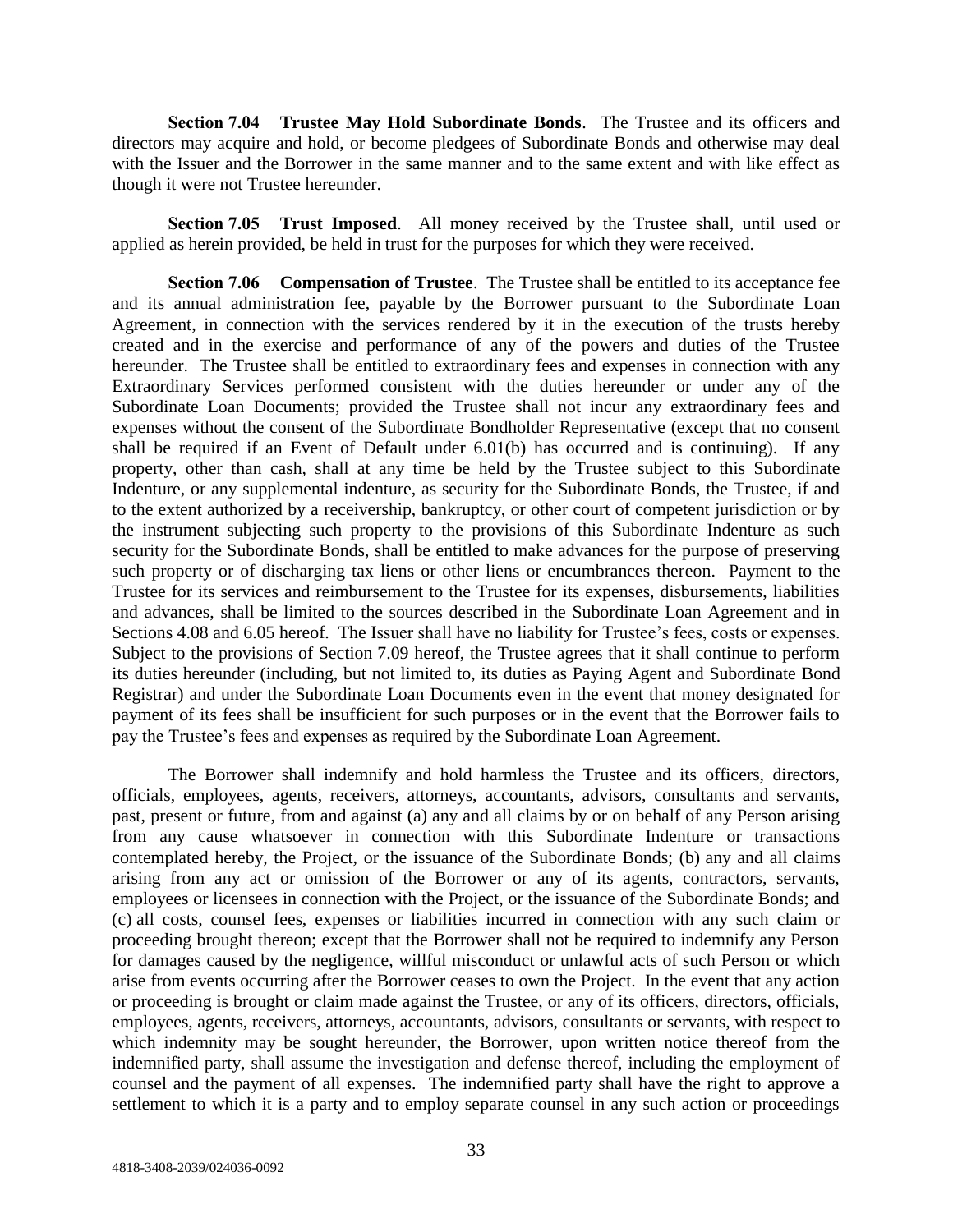**Section 7.04 Trust May Hold Subordinate Bonds**. The Trustee and its officers and directors may acquire and hold, or become pledgees of Subordinate Bonds and otherwise may deal with the Issuer and the Borrower in the same manner and to the same extent and with like effect as though it were not Trustee hereunder.

**Section 7.05 Trust Imposed**. All money received by the Trustee shall, until used or applied as herein provided, be held in trust for the purposes for which they were received.

**Section 7.06 Compensation of Trustee**. The Trustee shall be entitled to its acceptance fee and its annual administration fee, payable by the Borrower pursuant to the Subordinate Loan Agreement, in connection with the services rendered by it in the execution of the trusts hereby created and in the exercise and performance of any of the powers and duties of the Trustee hereunder. The Trustee shall be entitled to extraordinary fees and expenses in connection with any Extraordinary Services performed consistent with the duties hereunder or under any of the Subordinate Loan Documents; provided the Trustee shall not incur any extraordinary fees and expenses without the consent of the Subordinate Bondholder Representative (except that no consent shall be required if an Event of Default under 6.01(b) has occurred and is continuing). If any property, other than cash, shall at any time be held by the Trustee subject to this Subordinate Indenture, or any supplemental indenture, as security for the Subordinate Bonds, the Trustee, if and to the extent authorized by a receivership, bankruptcy, or other court of competent jurisdiction or by the instrument subjecting such property to the provisions of this Subordinate Indenture as such security for the Subordinate Bonds, shall be entitled to make advances for the purpose of preserving such property or of discharging tax liens or other liens or encumbrances thereon. Payment to the Trustee for its services and reimbursement to the Trustee for its expenses, disbursements, liabilities and advances, shall be limited to the sources described in the Subordinate Loan Agreement and in Sections 4.08 and 6.05 hereof. The Issuer shall have no liability for Trustee's fees, costs or expenses. Subject to the provisions of Section 7.09 hereof, the Trustee agrees that it shall continue to perform its duties hereunder (including, but not limited to, its duties as Paying Agent and Subordinate Bond Registrar) and under the Subordinate Loan Documents even in the event that money designated for payment of its fees shall be insufficient for such purposes or in the event that the Borrower fails to pay the Trustee's fees and expenses as required by the Subordinate Loan Agreement.

The Borrower shall indemnify and hold harmless the Trustee and its officers, directors, officials, employees, agents, receivers, attorneys, accountants, advisors, consultants and servants, past, present or future, from and against (a) any and all claims by or on behalf of any Person arising from any cause whatsoever in connection with this Subordinate Indenture or transactions contemplated hereby, the Project, or the issuance of the Subordinate Bonds; (b) any and all claims arising from any act or omission of the Borrower or any of its agents, contractors, servants, employees or licensees in connection with the Project, or the issuance of the Subordinate Bonds; and (c) all costs, counsel fees, expenses or liabilities incurred in connection with any such claim or proceeding brought thereon; except that the Borrower shall not be required to indemnify any Person for damages caused by the negligence, willful misconduct or unlawful acts of such Person or which arise from events occurring after the Borrower ceases to own the Project. In the event that any action or proceeding is brought or claim made against the Trustee, or any of its officers, directors, officials, employees, agents, receivers, attorneys, accountants, advisors, consultants or servants, with respect to which indemnity may be sought hereunder, the Borrower, upon written notice thereof from the indemnified party, shall assume the investigation and defense thereof, including the employment of counsel and the payment of all expenses. The indemnified party shall have the right to approve a settlement to which it is a party and to employ separate counsel in any such action or proceedings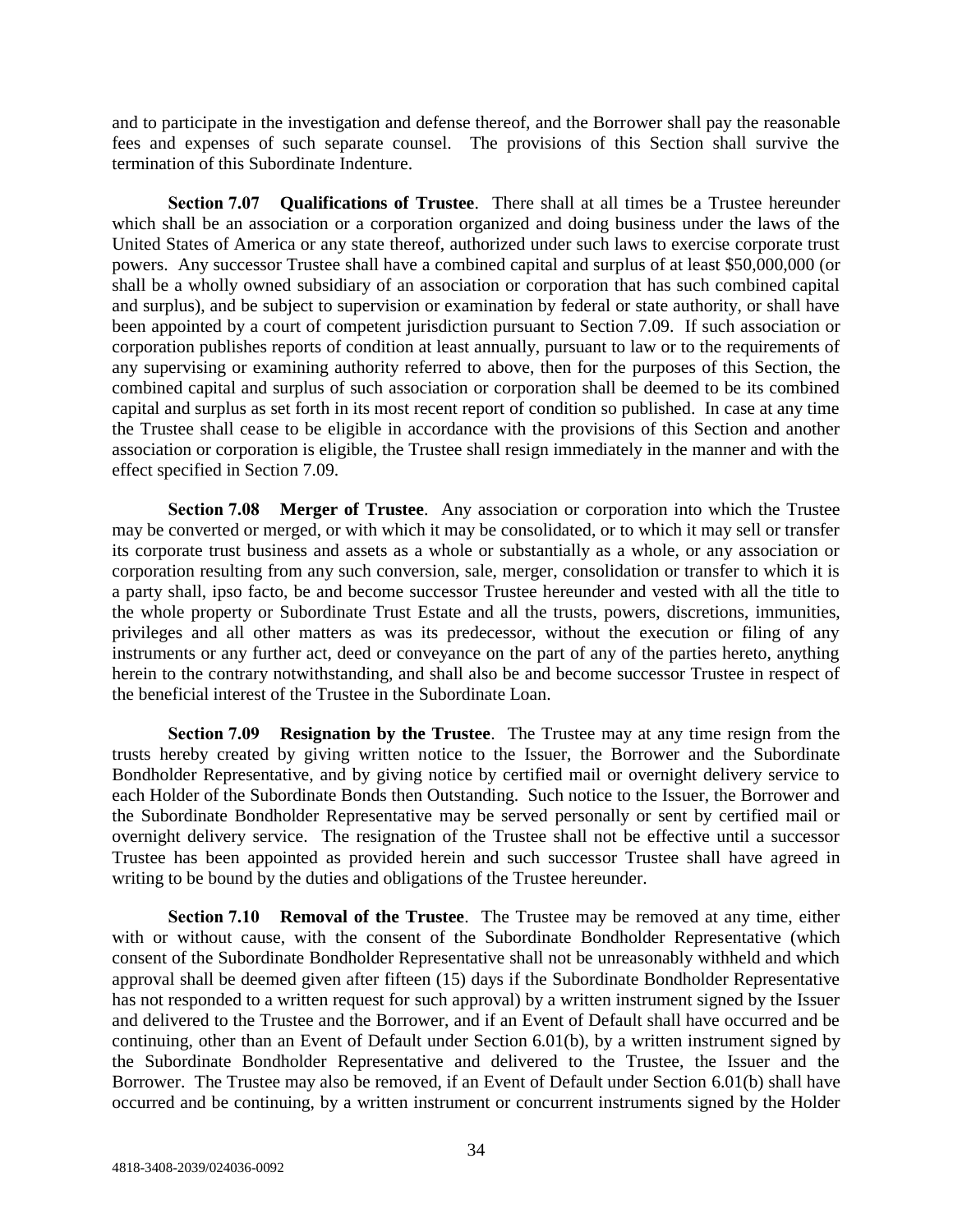and to participate in the investigation and defense thereof, and the Borrower shall pay the reasonable fees and expenses of such separate counsel. The provisions of this Section shall survive the termination of this Subordinate Indenture.

**Section 7.07 Qualifications of Trustee**. There shall at all times be a Trustee hereunder which shall be an association or a corporation organized and doing business under the laws of the United States of America or any state thereof, authorized under such laws to exercise corporate trust powers. Any successor Trustee shall have a combined capital and surplus of at least $50,000,000 (or shall be a wholly owned subsidiary of an association or corporation that has such combined capital and surplus), and be subject to supervision or examination by federal or state authority, or shall have been appointed by a court of competent jurisdiction pursuant to Section 7.09. If such association or corporation publishes reports of condition at least annually, pursuant to law or to the requirements of any supervising or examining authority referred to above, then for the purposes of this Section, the combined capital and surplus of such association or corporation shall be deemed to be its combined capital and surplus as set forth in its most recent report of condition so published. In case at any time the Trustee shall cease to be eligible in accordance with the provisions of this Section and another association or corporation is eligible, the Trustee shall resign immediately in the manner and with the effect specified in Section 7.09.

**Section 7.08 Merger of Trustee**. Any association or corporation into which the Trustee may be converted or merged, or with which it may be consolidated, or to which it may sell or transfer its corporate trust business and assets as a whole or substantially as a whole, or any association or corporation resulting from any such conversion, sale, merger, consolidation or transfer to which it is a party shall, ipso facto, be and become successor Trustee hereunder and vested with all the title to the whole property or Subordinate Trust Estate and all the trusts, powers, discretions, immunities, privileges and all other matters as was its predecessor, without the execution or filing of any instruments or any further act, deed or conveyance on the part of any of the parties hereto, anything herein to the contrary notwithstanding, and shall also be and become successor Trustee in respect of the beneficial interest of the Trustee in the Subordinate Loan.

**Section 7.09 Resignation by the Trustee**. The Trustee may at any time resign from the trusts hereby created by giving written notice to the Issuer, the Borrower and the Subordinate Bondholder Representative, and by giving notice by certified mail or overnight delivery service to each Holder of the Subordinate Bonds then Outstanding. Such notice to the Issuer, the Borrower and the Subordinate Bondholder Representative may be served personally or sent by certified mail or overnight delivery service. The resignation of the Trustee shall not be effective until a successor Trustee has been appointed as provided herein and such successor Trustee shall have agreed in writing to be bound by the duties and obligations of the Trustee hereunder.

**Section 7.10 Removal of the Trustee**. The Trustee may be removed at any time, either with or without cause, with the consent of the Subordinate Bondholder Representative (which consent of the Subordinate Bondholder Representative shall not be unreasonably withheld and which approval shall be deemed given after fifteen (15) days if the Subordinate Bondholder Representative has not responded to a written request for such approval) by a written instrument signed by the Issuer and delivered to the Trustee and the Borrower, and if an Event of Default shall have occurred and be continuing, other than an Event of Default under Section 6.01(b), by a written instrument signed by the Subordinate Bondholder Representative and delivered to the Trustee, the Issuer and the Borrower. The Trustee may also be removed, if an Event of Default under Section 6.01(b) shall have occurred and be continuing, by a written instrument or concurrent instruments signed by the Holder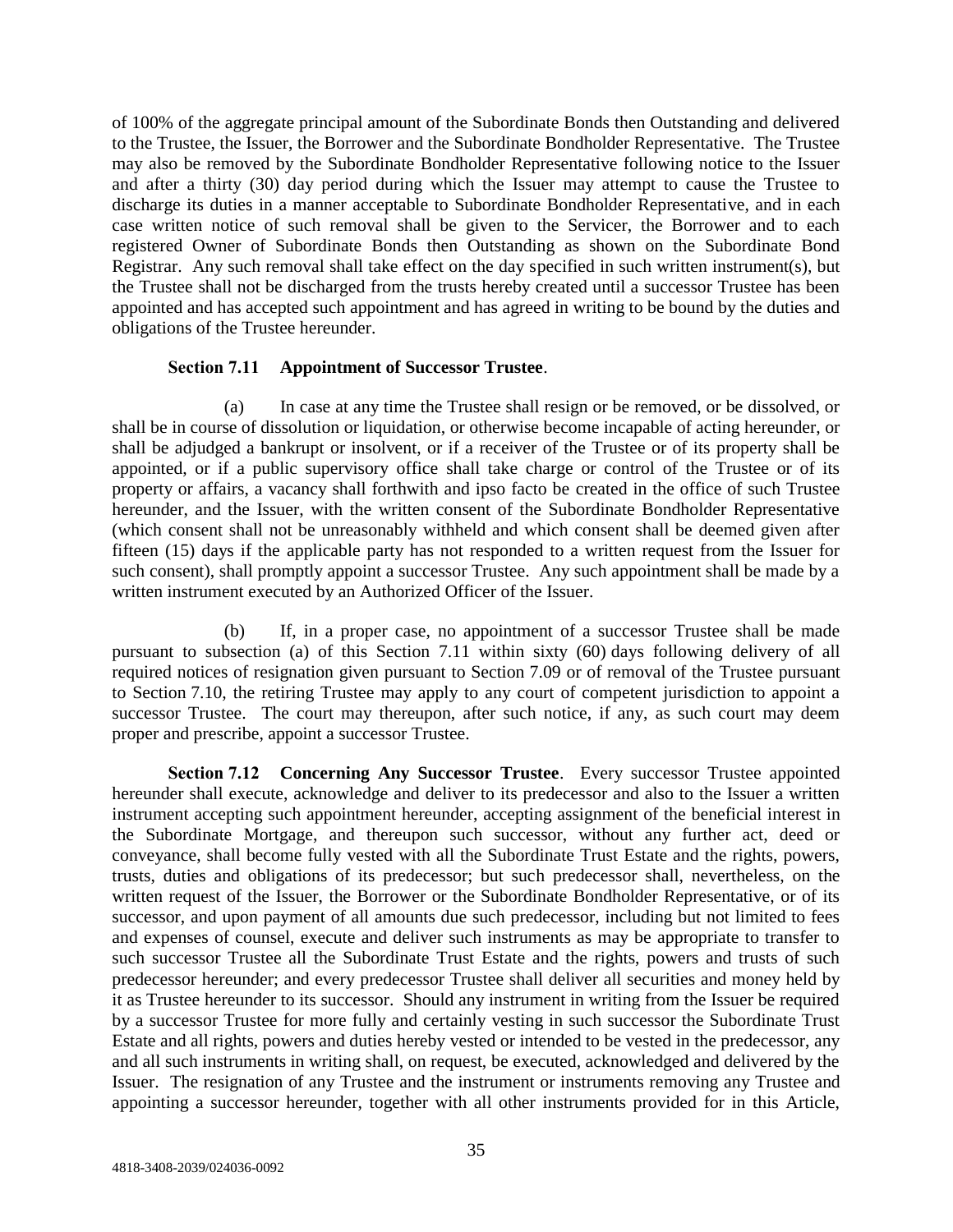of 100% of the aggregate principal amount of the Subordinate Bonds then Outstanding and delivered to the Trustee, the Issuer, the Borrower and the Subordinate Bondholder Representative. The Trustee may also be removed by the Subordinate Bondholder Representative following notice to the Issuer and after a thirty (30) day period during which the Issuer may attempt to cause the Trustee to discharge its duties in a manner acceptable to Subordinate Bondholder Representative, and in each case written notice of such removal shall be given to the Servicer, the Borrower and to each registered Owner of Subordinate Bonds then Outstanding as shown on the Subordinate Bond Registrar. Any such removal shall take effect on the day specified in such written instrument(s), but the Trustee shall not be discharged from the trusts hereby created until a successor Trustee has been appointed and has accepted such appointment and has agreed in writing to be bound by the duties and obligations of the Trustee hereunder.

**Section 7.11 Appointment of Successor Trustee**.

(a) In case at any time the Trustee shall resign or be removed, or be dissolved, or shall be in course of dissolution or liquidation, or otherwise become incapable of acting hereunder, or shall be adjudged a bankrupt or insolvent, or if a receiver of the Trustee or of its property shall be appointed, or if a public supervisory office shall take charge or control of the Trustee or of its property or affairs, a vacancy shall forthwith and ipso facto be created in the office of such Trustee hereunder, and the Issuer, with the written consent of the Subordinate Bondholder Representative (which consent shall not be unreasonably withheld and which consent shall be deemed given after fifteen (15) days if the applicable party has not responded to a written request from the Issuer for such consent), shall promptly appoint a successor Trustee. Any such appointment shall be made by a written instrument executed by an Authorized Officer of the Issuer.

(b) If, in a proper case, no appointment of a successor Trustee shall be made pursuant to subsection (a) of this Section 7.11 within sixty (60) days following delivery of all required notices of resignation given pursuant to Section 7.09 or of removal of the Trustee pursuant to Section 7.10, the retiring Trustee may apply to any court of competent jurisdiction to appoint a successor Trustee. The court may thereupon, after such notice, if any, as such court may deem proper and prescribe, appoint a successor Trustee.

**Section 7.12 Concerning Any Successor Trustee**. Every successor Trustee appointed hereunder shall execute, acknowledge and deliver to its predecessor and also to the Issuer a written instrument accepting such appointment hereunder, accepting assignment of the beneficial interest in the Subordinate Mortgage, and thereupon such successor, without any further act, deed or conveyance, shall become fully vested with all the Subordinate Trust Estate and the rights, powers, trusts, duties and obligations of its predecessor; but such predecessor shall, nevertheless, on the written request of the Issuer, the Borrower or the Subordinate Bondholder Representative, or of its successor, and upon payment of all amounts due such predecessor, including but not limited to fees and expenses of counsel, execute and deliver such instruments as may be appropriate to transfer to such successor Trustee all the Subordinate Trust Estate and the rights, powers and trusts of such predecessor hereunder; and every predecessor Trustee shall deliver all securities and money held by it as Trustee hereunder to its successor. Should any instrument in writing from the Issuer be required by a successor Trustee for more fully and certainly vesting in such successor the Subordinate Trust Estate and all rights, powers and duties hereby vested or intended to be vested in the predecessor, any and all such instruments in writing shall, on request, be executed, acknowledged and delivered by the Issuer. The resignation of any Trustee and the instrument or instruments removing any Trustee and appointing a successor hereunder, together with all other instruments provided for in this Article,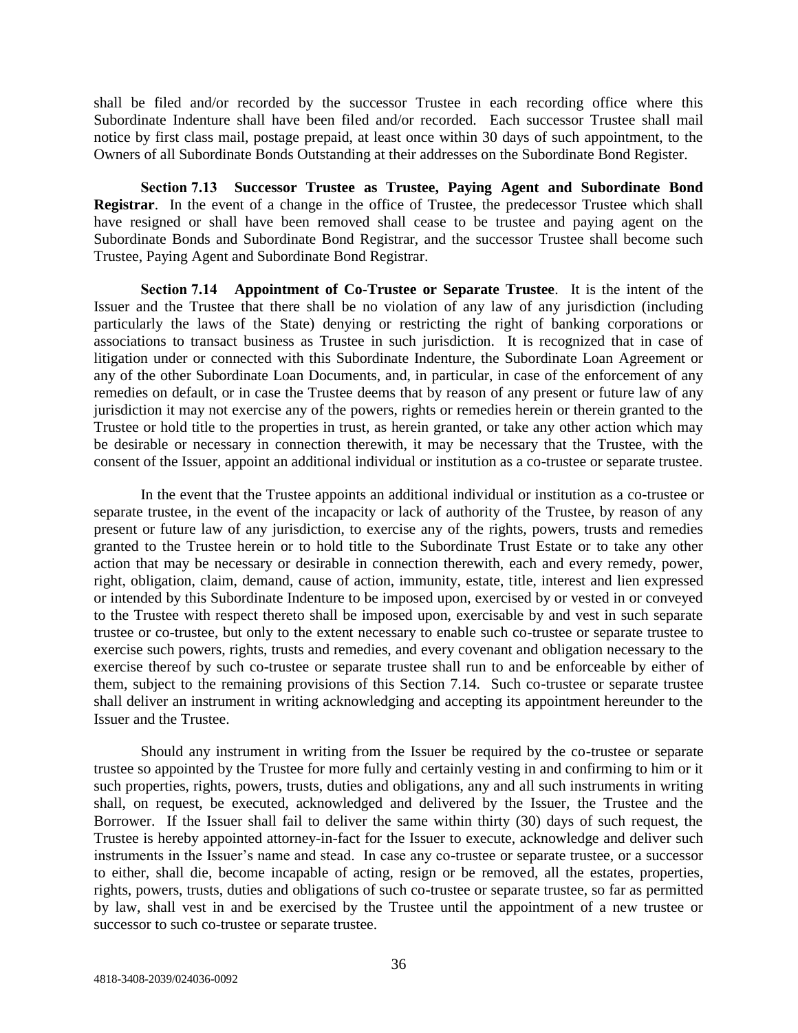shall be filed and/or recorded by the successor Trustee in each recording office where this Subordinate Indenture shall have been filed and/or recorded. Each successor Trustee shall mail notice by first class mail, postage prepaid, at least once within 30 days of such appointment, to the Owners of all Subordinate Bonds Outstanding at their addresses on the Subordinate Bond Register.

**Section 7.13 Successor Trustee as Trustee, Paying Agent and Subordinate Bond Registrar**. In the event of a change in the office of Trustee, the predecessor Trustee which shall have resigned or shall have been removed shall cease to be trustee and paying agent on the Subordinate Bonds and Subordinate Bond Registrar, and the successor Trustee shall become such Trustee, Paying Agent and Subordinate Bond Registrar.

**Section 7.14 Appointment of Co-Trustee or Separate Trustee**. It is the intent of the Issuer and the Trustee that there shall be no violation of any law of any jurisdiction (including particularly the laws of the State) denying or restricting the right of banking corporations or associations to transact business as Trustee in such jurisdiction. It is recognized that in case of litigation under or connected with this Subordinate Indenture, the Subordinate Loan Agreement or any of the other Subordinate Loan Documents, and, in particular, in case of the enforcement of any remedies on default, or in case the Trustee deems that by reason of any present or future law of any jurisdiction it may not exercise any of the powers, rights or remedies herein or therein granted to the Trustee or hold title to the properties in trust, as herein granted, or take any other action which may be desirable or necessary in connection therewith, it may be necessary that the Trustee, with the consent of the Issuer, appoint an additional individual or institution as a co-trustee or separate trustee.

In the event that the Trustee appoints an additional individual or institution as a co-trustee or separate trustee, in the event of the incapacity or lack of authority of the Trustee, by reason of any present or future law of any jurisdiction, to exercise any of the rights, powers, trusts and remedies granted to the Trustee herein or to hold title to the Subordinate Trust Estate or to take any other action that may be necessary or desirable in connection therewith, each and every remedy, power, right, obligation, claim, demand, cause of action, immunity, estate, title, interest and lien expressed or intended by this Subordinate Indenture to be imposed upon, exercised by or vested in or conveyed to the Trustee with respect thereto shall be imposed upon, exercisable by and vest in such separate trustee or co-trustee, but only to the extent necessary to enable such co-trustee or separate trustee to exercise such powers, rights, trusts and remedies, and every covenant and obligation necessary to the exercise thereof by such co-trustee or separate trustee shall run to and be enforceable by either of them, subject to the remaining provisions of this Section 7.14. Such co-trustee or separate trustee shall deliver an instrument in writing acknowledging and accepting its appointment hereunder to the Issuer and the Trustee.

Should any instrument in writing from the Issuer be required by the co-trustee or separate trustee so appointed by the Trustee for more fully and certainly vesting in and confirming to him or it such properties, rights, powers, trusts, duties and obligations, any and all such instruments in writing shall, on request, be executed, acknowledged and delivered by the Issuer, the Trustee and the Borrower. If the Issuer shall fail to deliver the same within thirty (30) days of such request, the Trustee is hereby appointed attorney-in-fact for the Issuer to execute, acknowledge and deliver such instruments in the Issuer's name and stead. In case any co-trustee or separate trustee, or a successor to either, shall die, become incapable of acting, resign or be removed, all the estates, properties, rights, powers, trusts, duties and obligations of such co-trustee or separate trustee, so far as permitted by law, shall vest in and be exercised by the Trustee until the appointment of a new trustee or successor to such co-trustee or separate trustee.

4818-3408-2039/024036-0092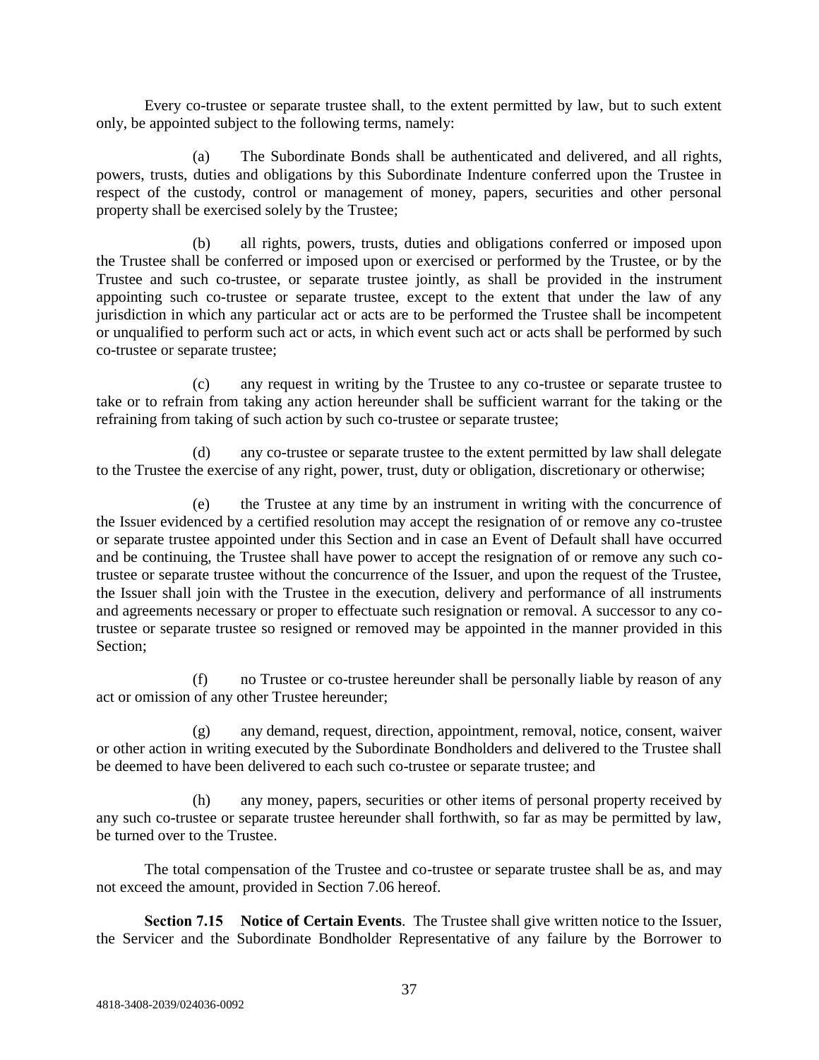Every co-trustee or separate trustee shall, to the extent permitted by law, but to such extent only, be appointed subject to the following terms, namely:

(a) The Subordinate Bonds shall be authenticated and delivered, and all rights, powers, trusts, duties and obligations by this Subordinate Indenture conferred upon the Trustee in respect of the custody, control or management of money, papers, securities and other personal property shall be exercised solely by the Trustee;

(b) all rights, powers, trusts, duties and obligations conferred or imposed upon the Trustee shall be conferred or imposed upon or exercised or performed by the Trustee, or by the Trustee and such co-trustee, or separate trustee jointly, as shall be provided in the instrument appointing such co-trustee or separate trustee, except to the extent that under the law of any jurisdiction in which any particular act or acts are to be performed the Trustee shall be incompetent or unqualified to perform such act or acts, in which event such act or acts shall be performed by such co-trustee or separate trustee;

(c) any request in writing by the Trustee to any co-trustee or separate trustee to take or to refrain from taking any action hereunder shall be sufficient warrant for the taking or the refraining from taking of such action by such co-trustee or separate trustee;

(d) any co-trustee or separate trustee to the extent permitted by law shall delegate to the Trustee the exercise of any right, power, trust, duty or obligation, discretionary or otherwise;

(e) the Trustee at any time by an instrument in writing with the concurrence of the Issuer evidenced by a certified resolution may accept the resignation of or remove any co-trustee or separate trustee appointed under this Section and in case an Event of Default shall have occurred and be continuing, the Trustee shall have power to accept the resignation of or remove any such co-trustee or separate trustee without the concurrence of the Issuer, and upon the request of the Trustee, the Issuer shall join with the Trustee in the execution, delivery and performance of all instruments and agreements necessary or proper to effectuate such resignation or removal. A successor to any co-trustee or separate trustee so resigned or removed may be appointed in the manner provided in this Section;

(f) no Trustee or co-trustee hereunder shall be personally liable by reason of any act or omission of any other Trustee hereunder;

(g) any demand, request, direction, appointment, removal, notice, consent, waiver or other action in writing executed by the Subordinate Bondholders and delivered to the Trustee shall be deemed to have been delivered to each such co-trustee or separate trustee; and

(h) any money, papers, securities or other items of personal property received by any such co-trustee or separate trustee hereunder shall forthwith, so far as may be permitted by law, be turned over to the Trustee.

The total compensation of the Trustee and co-trustee or separate trustee shall be as, and may not exceed the amount, provided in Section 7.06 hereof.

**Section 7.15 Notice of Certain Events**. The Trustee shall give written notice to the Issuer, the Servicer and the Subordinate Bondholder Representative of any failure by the Borrower to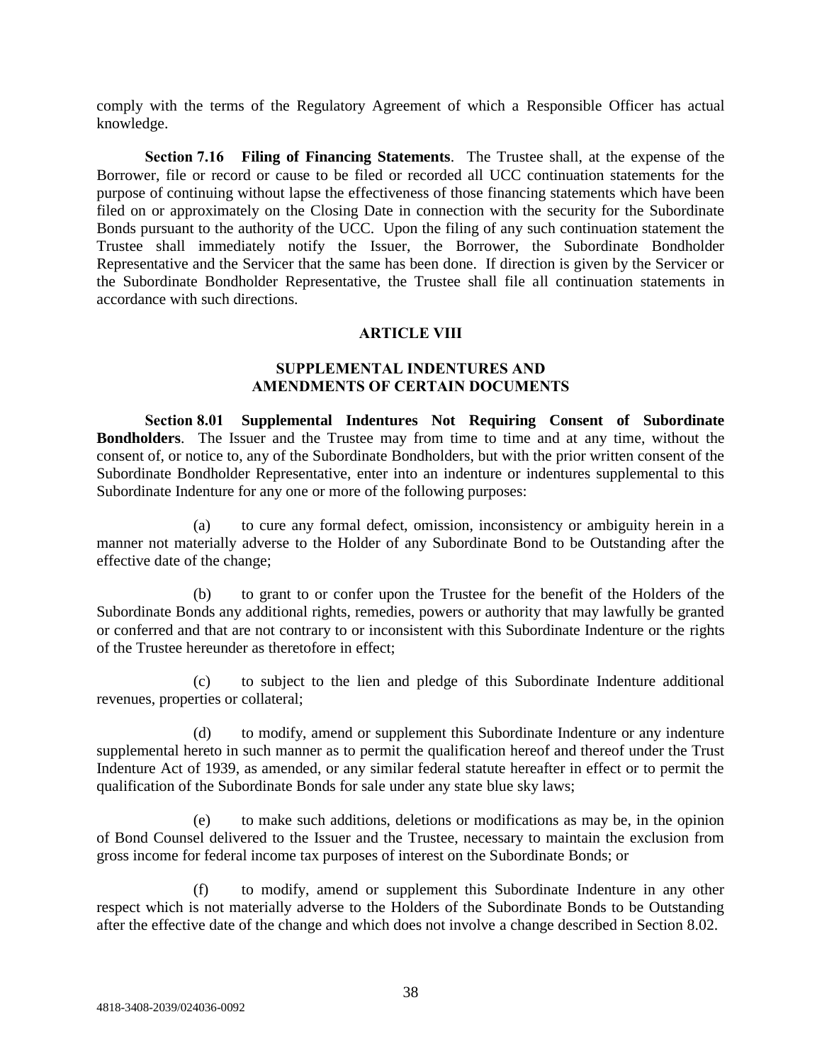comply with the terms of the Regulatory Agreement of which a Responsible Officer has actual knowledge.

**Section 7.16 Filing of Financing Statements**. The Trustee shall, at the expense of the Borrower, file or record or cause to be filed or recorded all UCC continuation statements for the purpose of continuing without lapse the effectiveness of those financing statements which have been filed on or approximately on the Closing Date in connection with the security for the Subordinate Bonds pursuant to the authority of the UCC. Upon the filing of any such continuation statement the Trustee shall immediately notify the Issuer, the Borrower, the Subordinate Bondholder Representative and the Servicer that the same has been done. If direction is given by the Servicer or the Subordinate Bondholder Representative, the Trustee shall file all continuation statements in accordance with such directions.

## ARTICLE VIII

## SUPPLEMENTAL INDENTURES AND AMENDMENTS OF CERTAIN DOCUMENTS

**Section 8.01 Supplemental Indentures Not Requiring Consent of Subordinate Bondholders**. The Issuer and the Trustee may from time to time and at any time, without the consent of, or notice to, any of the Subordinate Bondholders, but with the prior written consent of the Subordinate Bondholder Representative, enter into an indenture or indentures supplemental to this Subordinate Indenture for any one or more of the following purposes:

(a) to cure any formal defect, omission, inconsistency or ambiguity herein in a manner not materially adverse to the Holder of any Subordinate Bond to be Outstanding after the effective date of the change;

(b) to grant to or confer upon the Trustee for the benefit of the Holders of the Subordinate Bonds any additional rights, remedies, powers or authority that may lawfully be granted or conferred and that are not contrary to or inconsistent with this Subordinate Indenture or the rights of the Trustee hereunder as theretofore in effect;

(c) to subject to the lien and pledge of this Subordinate Indenture additional revenues, properties or collateral;

(d) to modify, amend or supplement this Subordinate Indenture or any indenture supplemental hereto in such manner as to permit the qualification hereof and thereof under the Trust Indenture Act of 1939, as amended, or any similar federal statute hereafter in effect or to permit the qualification of the Subordinate Bonds for sale under any state blue sky laws;

(e) to make such additions, deletions or modifications as may be, in the opinion of Bond Counsel delivered to the Issuer and the Trustee, necessary to maintain the exclusion from gross income for federal income tax purposes of interest on the Subordinate Bonds; or

(f) to modify, amend or supplement this Subordinate Indenture in any other respect which is not materially adverse to the Holders of the Subordinate Bonds to be Outstanding after the effective date of the change and which does not involve a change described in Section 8.02.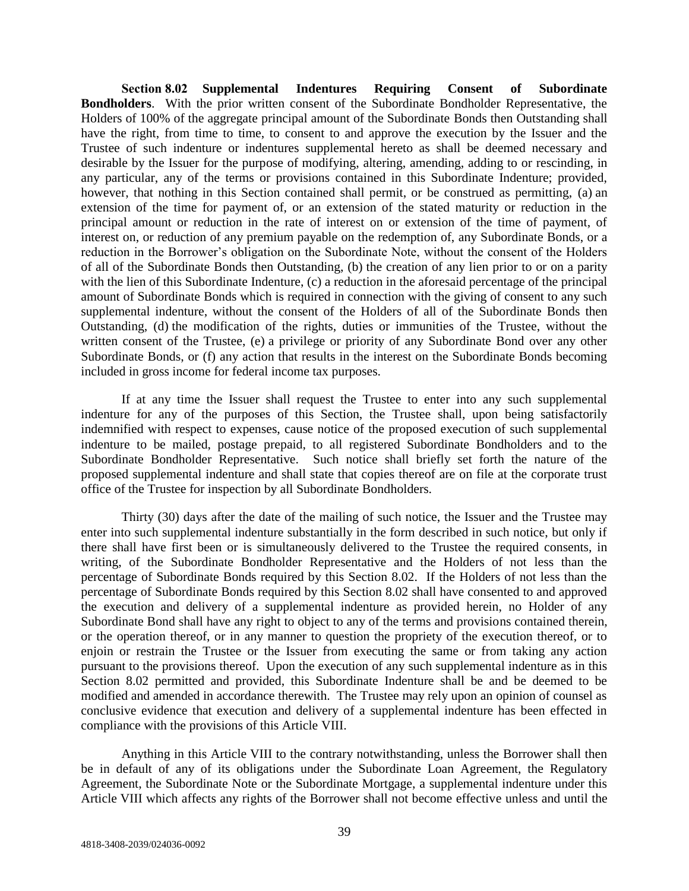**Section 8.02 Supplemental Indentures Requiring Consent of Subordinate Bondholders**. With the prior written consent of the Subordinate Bondholder Representative, the Holders of 100% of the aggregate principal amount of the Subordinate Bonds then Outstanding shall have the right, from time to time, to consent to and approve the execution by the Issuer and the Trustee of such indenture or indentures supplemental hereto as shall be deemed necessary and desirable by the Issuer for the purpose of modifying, altering, amending, adding to or rescinding, in any particular, any of the terms or provisions contained in this Subordinate Indenture; provided, however, that nothing in this Section contained shall permit, or be construed as permitting, (a) an extension of the time for payment of, or an extension of the stated maturity or reduction in the principal amount or reduction in the rate of interest on or extension of the time of payment, of interest on, or reduction of any premium payable on the redemption of, any Subordinate Bonds, or a reduction in the Borrower's obligation on the Subordinate Note, without the consent of the Holders of all of the Subordinate Bonds then Outstanding, (b) the creation of any lien prior to or on a parity with the lien of this Subordinate Indenture, (c) a reduction in the aforesaid percentage of the principal amount of Subordinate Bonds which is required in connection with the giving of consent to any such supplemental indenture, without the consent of the Holders of all of the Subordinate Bonds then Outstanding, (d) the modification of the rights, duties or immunities of the Trustee, without the written consent of the Trustee, (e) a privilege or priority of any Subordinate Bond over any other Subordinate Bonds, or (f) any action that results in the interest on the Subordinate Bonds becoming included in gross income for federal income tax purposes.

If at any time the Issuer shall request the Trustee to enter into any such supplemental indenture for any of the purposes of this Section, the Trustee shall, upon being satisfactorily indemnified with respect to expenses, cause notice of the proposed execution of such supplemental indenture to be mailed, postage prepaid, to all registered Subordinate Bondholders and to the Subordinate Bondholder Representative. Such notice shall briefly set forth the nature of the proposed supplemental indenture and shall state that copies thereof are on file at the corporate trust office of the Trustee for inspection by all Subordinate Bondholders.

Thirty (30) days after the date of the mailing of such notice, the Issuer and the Trustee may enter into such supplemental indenture substantially in the form described in such notice, but only if there shall have first been or is simultaneously delivered to the Trustee the required consents, in writing, of the Subordinate Bondholder Representative and the Holders of not less than the percentage of Subordinate Bonds required by this Section 8.02. If the Holders of not less than the percentage of Subordinate Bonds required by this Section 8.02 shall have consented to and approved the execution and delivery of a supplemental indenture as provided herein, no Holder of any Subordinate Bond shall have any right to object to any of the terms and provisions contained therein, or the operation thereof, or in any manner to question the propriety of the execution thereof, or to enjoin or restrain the Trustee or the Issuer from executing the same or from taking any action pursuant to the provisions thereof. Upon the execution of any such supplemental indenture as in this Section 8.02 permitted and provided, this Subordinate Indenture shall be and be deemed to be modified and amended in accordance therewith. The Trustee may rely upon an opinion of counsel as conclusive evidence that execution and delivery of a supplemental indenture has been effected in compliance with the provisions of this Article VIII.

Anything in this Article VIII to the contrary notwithstanding, unless the Borrower shall then be in default of any of its obligations under the Subordinate Loan Agreement, the Regulatory Agreement, the Subordinate Note or the Subordinate Mortgage, a supplemental indenture under this Article VIII which affects any rights of the Borrower shall not become effective unless and until the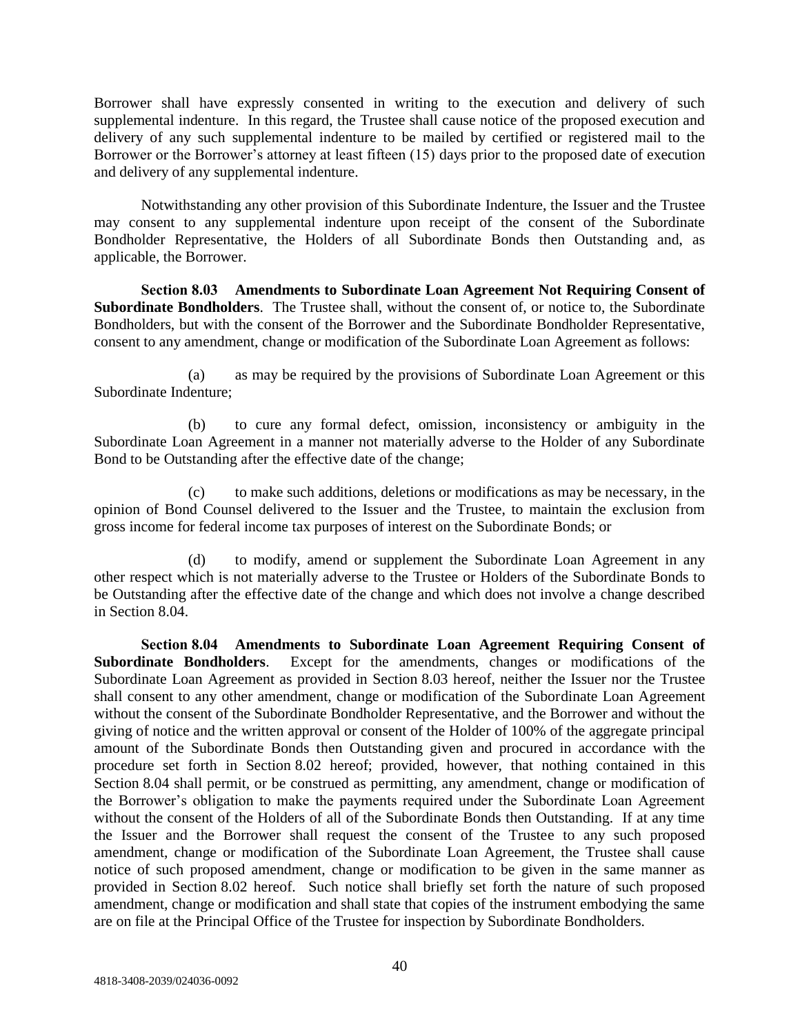Borrower shall have expressly consented in writing to the execution and delivery of such supplemental indenture. In this regard, the Trustee shall cause notice of the proposed execution and delivery of any such supplemental indenture to be mailed by certified or registered mail to the Borrower or the Borrower's attorney at least fifteen (15) days prior to the proposed date of execution and delivery of any supplemental indenture.

Notwithstanding any other provision of this Subordinate Indenture, the Issuer and the Trustee may consent to any supplemental indenture upon receipt of the consent of the Subordinate Bondholder Representative, the Holders of all Subordinate Bonds then Outstanding and, as applicable, the Borrower.

**Section 8.03 Amendments to Subordinate Loan Agreement Not Requiring Consent of Subordinate Bondholders**. The Trustee shall, without the consent of, or notice to, the Subordinate Bondholders, but with the consent of the Borrower and the Subordinate Bondholder Representative, consent to any amendment, change or modification of the Subordinate Loan Agreement as follows:

(a) as may be required by the provisions of Subordinate Loan Agreement or this Subordinate Indenture;

(b) to cure any formal defect, omission, inconsistency or ambiguity in the Subordinate Loan Agreement in a manner not materially adverse to the Holder of any Subordinate Bond to be Outstanding after the effective date of the change;

(c) to make such additions, deletions or modifications as may be necessary, in the opinion of Bond Counsel delivered to the Issuer and the Trustee, to maintain the exclusion from gross income for federal income tax purposes of interest on the Subordinate Bonds; or

(d) to modify, amend or supplement the Subordinate Loan Agreement in any other respect which is not materially adverse to the Trustee or Holders of the Subordinate Bonds to be Outstanding after the effective date of the change and which does not involve a change described in Section 8.04.

**Section 8.04 Amendments to Subordinate Loan Agreement Requiring Consent of Subordinate Bondholders**. Except for the amendments, changes or modifications of the Subordinate Loan Agreement as provided in Section 8.03 hereof, neither the Issuer nor the Trustee shall consent to any other amendment, change or modification of the Subordinate Loan Agreement without the consent of the Subordinate Bondholder Representative, and the Borrower and without the giving of notice and the written approval or consent of the Holder of 100% of the aggregate principal amount of the Subordinate Bonds then Outstanding given and procured in accordance with the procedure set forth in Section 8.02 hereof; provided, however, that nothing contained in this Section 8.04 shall permit, or be construed as permitting, any amendment, change or modification of the Borrower's obligation to make the payments required under the Subordinate Loan Agreement without the consent of the Holders of all of the Subordinate Bonds then Outstanding. If at any time the Issuer and the Borrower shall request the consent of the Trustee to any such proposed amendment, change or modification of the Subordinate Loan Agreement, the Trustee shall cause notice of such proposed amendment, change or modification to be given in the same manner as provided in Section 8.02 hereof. Such notice shall briefly set forth the nature of such proposed amendment, change or modification and shall state that copies of the instrument embodying the same are on file at the Principal Office of the Trustee for inspection by Subordinate Bondholders.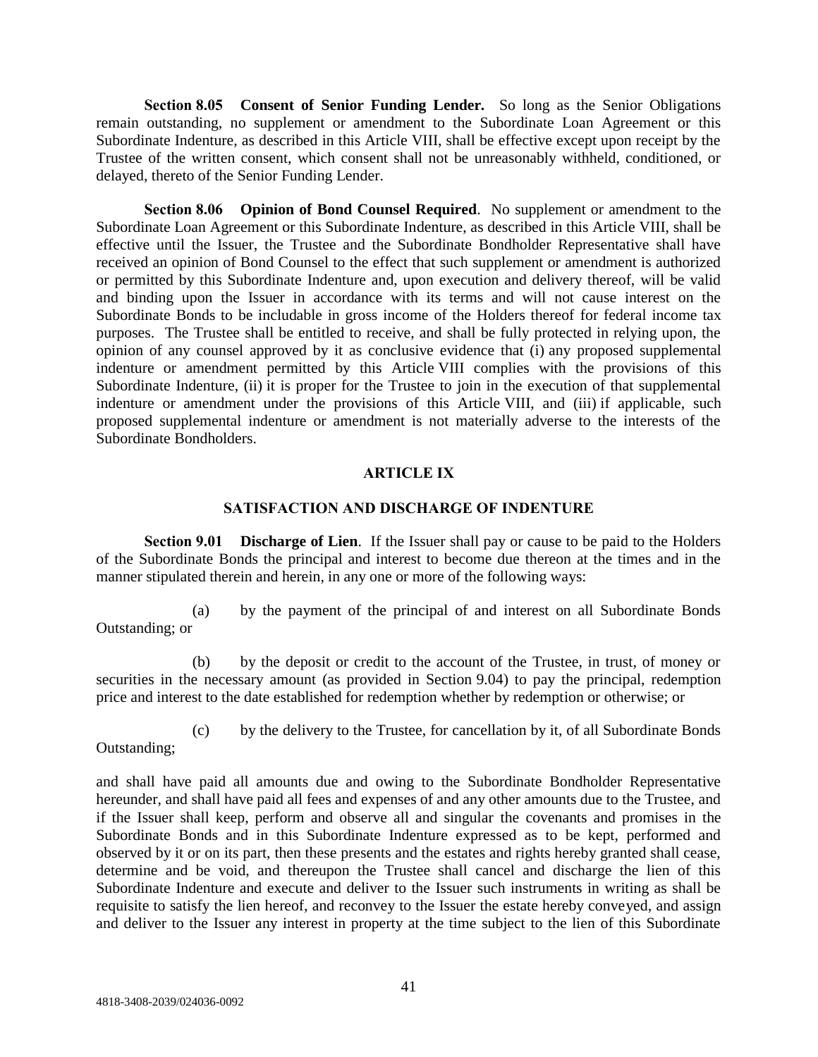**Section 8.05 Consent of Senior Funding Lender.** So long as the Senior Obligations remain outstanding, no supplement or amendment to the Subordinate Loan Agreement or this Subordinate Indenture, as described in this Article VIII, shall be effective except upon receipt by the Trustee of the written consent, which consent shall not be unreasonably withheld, conditioned, or delayed, thereto of the Senior Funding Lender.

**Section 8.06 Opinion of Bond Counsel Required**. No supplement or amendment to the Subordinate Loan Agreement or this Subordinate Indenture, as described in this Article VIII, shall be effective until the Issuer, the Trustee and the Subordinate Bondholder Representative shall have received an opinion of Bond Counsel to the effect that such supplement or amendment is authorized or permitted by this Subordinate Indenture and, upon execution and delivery thereof, will be valid and binding upon the Issuer in accordance with its terms and will not cause interest on the Subordinate Bonds to be includable in gross income of the Holders thereof for federal income tax purposes. The Trustee shall be entitled to receive, and shall be fully protected in relying upon, the opinion of any counsel approved by it as conclusive evidence that (i) any proposed supplemental indenture or amendment permitted by this Article VIII complies with the provisions of this Subordinate Indenture, (ii) it is proper for the Trustee to join in the execution of that supplemental indenture or amendment under the provisions of this Article VIII, and (iii) if applicable, such proposed supplemental indenture or amendment is not materially adverse to the interests of the Subordinate Bondholders.

## ARTICLE IX

## SATISFACTION AND DISCHARGE OF INDENTURE

**Section 9.01 Discharge of Lien**. If the Issuer shall pay or cause to be paid to the Holders of the Subordinate Bonds the principal and interest to become due thereon at the times and in the manner stipulated therein and herein, in any one or more of the following ways:

(a) by the payment of the principal of and interest on all Subordinate Bonds Outstanding; or

(b) by the deposit or credit to the account of the Trustee, in trust, of money or securities in the necessary amount (as provided in Section 9.04) to pay the principal, redemption price and interest to the date established for redemption whether by redemption or otherwise; or

(c) by the delivery to the Trustee, for cancellation by it, of all Subordinate Bonds Outstanding;

and shall have paid all amounts due and owing to the Subordinate Bondholder Representative hereunder, and shall have paid all fees and expenses of and any other amounts due to the Trustee, and if the Issuer shall keep, perform and observe all and singular the covenants and promises in the Subordinate Bonds and in this Subordinate Indenture expressed as to be kept, performed and observed by it or on its part, then these presents and the estates and rights hereby granted shall cease, determine and be void, and thereupon the Trustee shall cancel and discharge the lien of this Subordinate Indenture and execute and deliver to the Issuer such instruments in writing as shall be requisite to satisfy the lien hereof, and reconvey to the Issuer the estate hereby conveyed, and assign and deliver to the Issuer any interest in property at the time subject to the lien of this Subordinate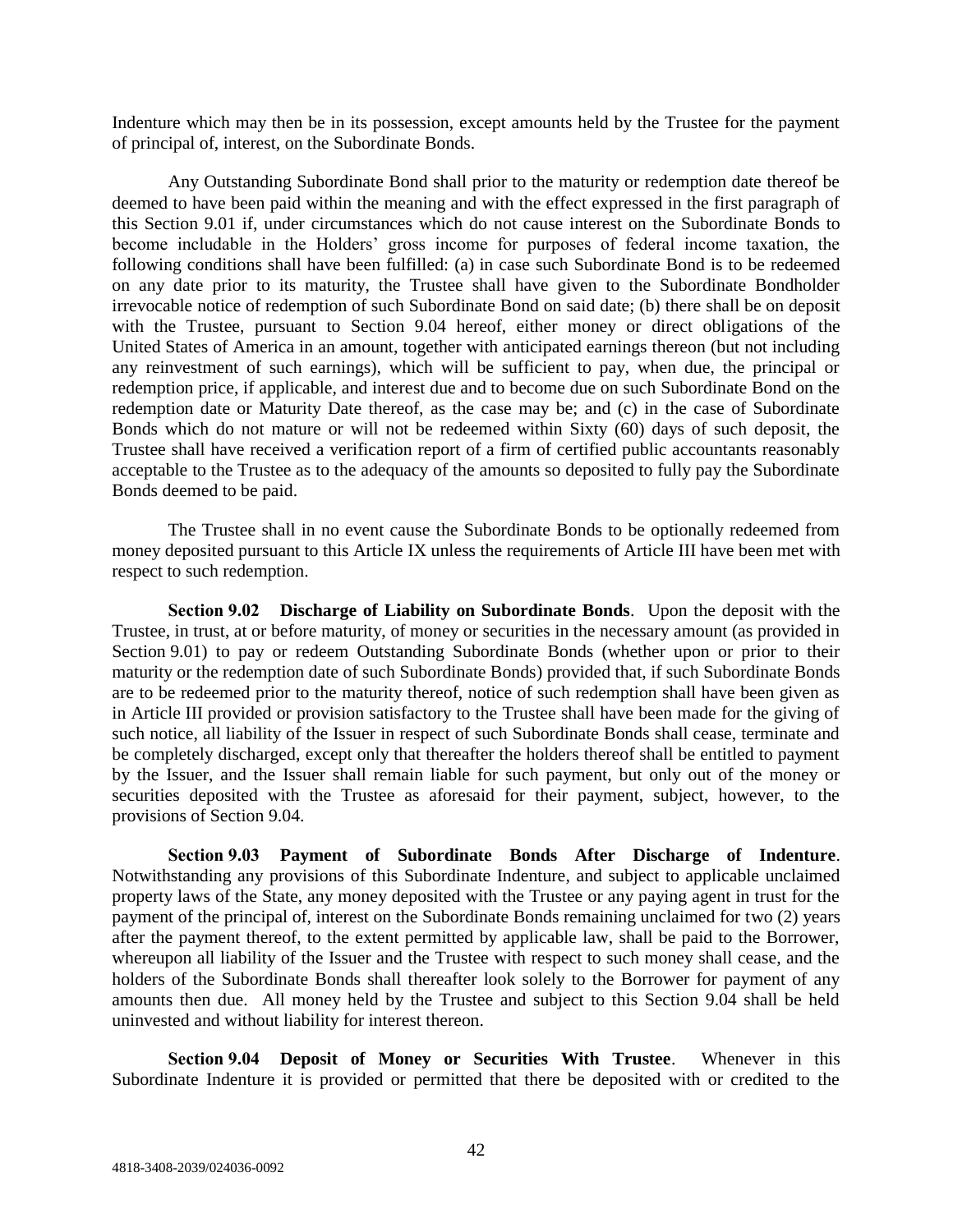Indenture which may then be in its possession, except amounts held by the Trustee for the payment of principal of, interest, on the Subordinate Bonds.

Any Outstanding Subordinate Bond shall prior to the maturity or redemption date thereof be deemed to have been paid within the meaning and with the effect expressed in the first paragraph of this Section 9.01 if, under circumstances which do not cause interest on the Subordinate Bonds to become includable in the Holders' gross income for purposes of federal income taxation, the following conditions shall have been fulfilled: (a) in case such Subordinate Bond is to be redeemed on any date prior to its maturity, the Trustee shall have given to the Subordinate Bondholder irrevocable notice of redemption of such Subordinate Bond on said date; (b) there shall be on deposit with the Trustee, pursuant to Section 9.04 hereof, either money or direct obligations of the United States of America in an amount, together with anticipated earnings thereon (but not including any reinvestment of such earnings), which will be sufficient to pay, when due, the principal or redemption price, if applicable, and interest due and to become due on such Subordinate Bond on the redemption date or Maturity Date thereof, as the case may be; and (c) in the case of Subordinate Bonds which do not mature or will not be redeemed within Sixty (60) days of such deposit, the Trustee shall have received a verification report of a firm of certified public accountants reasonably acceptable to the Trustee as to the adequacy of the amounts so deposited to fully pay the Subordinate Bonds deemed to be paid.

The Trustee shall in no event cause the Subordinate Bonds to be optionally redeemed from money deposited pursuant to this Article IX unless the requirements of Article III have been met with respect to such redemption.

**Section 9.02 Discharge of Liability on Subordinate Bonds**. Upon the deposit with the Trustee, in trust, at or before maturity, of money or securities in the necessary amount (as provided in Section 9.01) to pay or redeem Outstanding Subordinate Bonds (whether upon or prior to their maturity or the redemption date of such Subordinate Bonds) provided that, if such Subordinate Bonds are to be redeemed prior to the maturity thereof, notice of such redemption shall have been given as in Article III provided or provision satisfactory to the Trustee shall have been made for the giving of such notice, all liability of the Issuer in respect of such Subordinate Bonds shall cease, terminate and be completely discharged, except only that thereafter the holders thereof shall be entitled to payment by the Issuer, and the Issuer shall remain liable for such payment, but only out of the money or securities deposited with the Trustee as aforesaid for their payment, subject, however, to the provisions of Section 9.04.

**Section 9.03 Payment of Subordinate Bonds After Discharge of Indenture**. Notwithstanding any provisions of this Subordinate Indenture, and subject to applicable unclaimed property laws of the State, any money deposited with the Trustee or any paying agent in trust for the payment of the principal of, interest on the Subordinate Bonds remaining unclaimed for two (2) years after the payment thereof, to the extent permitted by applicable law, shall be paid to the Borrower, whereupon all liability of the Issuer and the Trustee with respect to such money shall cease, and the holders of the Subordinate Bonds shall thereafter look solely to the Borrower for payment of any amounts then due. All money held by the Trustee and subject to this Section 9.04 shall be held uninvested and without liability for interest thereon.

**Section 9.04 Deposit of Money or Securities With Trustee**. Whenever in this Subordinate Indenture it is provided or permitted that there be deposited with or credited to the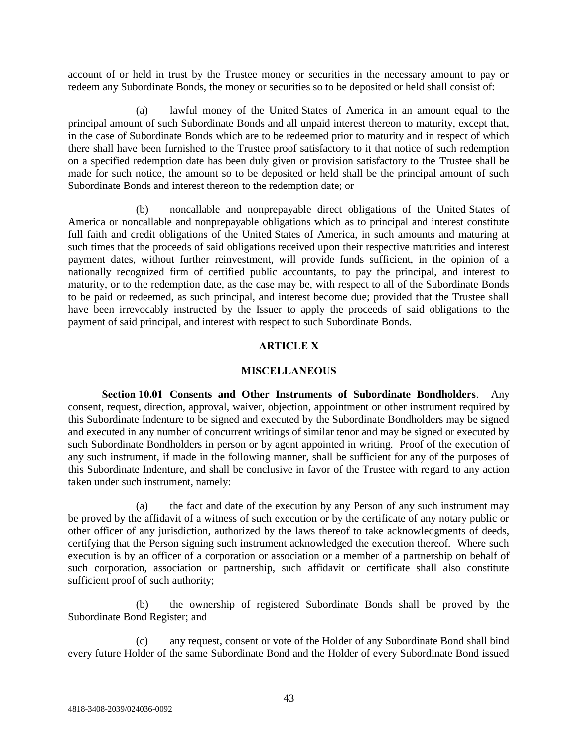account of or held in trust by the Trustee money or securities in the necessary amount to pay or redeem any Subordinate Bonds, the money or securities so to be deposited or held shall consist of:

(a) lawful money of the United States of America in an amount equal to the principal amount of such Subordinate Bonds and all unpaid interest thereon to maturity, except that, in the case of Subordinate Bonds which are to be redeemed prior to maturity and in respect of which there shall have been furnished to the Trustee proof satisfactory to it that notice of such redemption on a specified redemption date has been duly given or provision satisfactory to the Trustee shall be made for such notice, the amount so to be deposited or held shall be the principal amount of such Subordinate Bonds and interest thereon to the redemption date; or

(b) noncallable and nonprepayable direct obligations of the United States of America or noncallable and nonprepayable obligations which as to principal and interest constitute full faith and credit obligations of the United States of America, in such amounts and maturing at such times that the proceeds of said obligations received upon their respective maturities and interest payment dates, without further reinvestment, will provide funds sufficient, in the opinion of a nationally recognized firm of certified public accountants, to pay the principal, and interest to maturity, or to the redemption date, as the case may be, with respect to all of the Subordinate Bonds to be paid or redeemed, as such principal, and interest become due; provided that the Trustee shall have been irrevocably instructed by the Issuer to apply the proceeds of said obligations to the payment of said principal, and interest with respect to such Subordinate Bonds.

## ARTICLE X

## MISCELLANEOUS

**Section 10.01 Consents and Other Instruments of Subordinate Bondholders**. Any consent, request, direction, approval, waiver, objection, appointment or other instrument required by this Subordinate Indenture to be signed and executed by the Subordinate Bondholders may be signed and executed in any number of concurrent writings of similar tenor and may be signed or executed by such Subordinate Bondholders in person or by agent appointed in writing. Proof of the execution of any such instrument, if made in the following manner, shall be sufficient for any of the purposes of this Subordinate Indenture, and shall be conclusive in favor of the Trustee with regard to any action taken under such instrument, namely:

(a) the fact and date of the execution by any Person of any such instrument may be proved by the affidavit of a witness of such execution or by the certificate of any notary public or other officer of any jurisdiction, authorized by the laws thereof to take acknowledgments of deeds, certifying that the Person signing such instrument acknowledged the execution thereof. Where such execution is by an officer of a corporation or association or a member of a partnership on behalf of such corporation, association or partnership, such affidavit or certificate shall also constitute sufficient proof of such authority;

(b) the ownership of registered Subordinate Bonds shall be proved by the Subordinate Bond Register; and

(c) any request, consent or vote of the Holder of any Subordinate Bond shall bind every future Holder of the same Subordinate Bond and the Holder of every Subordinate Bond issued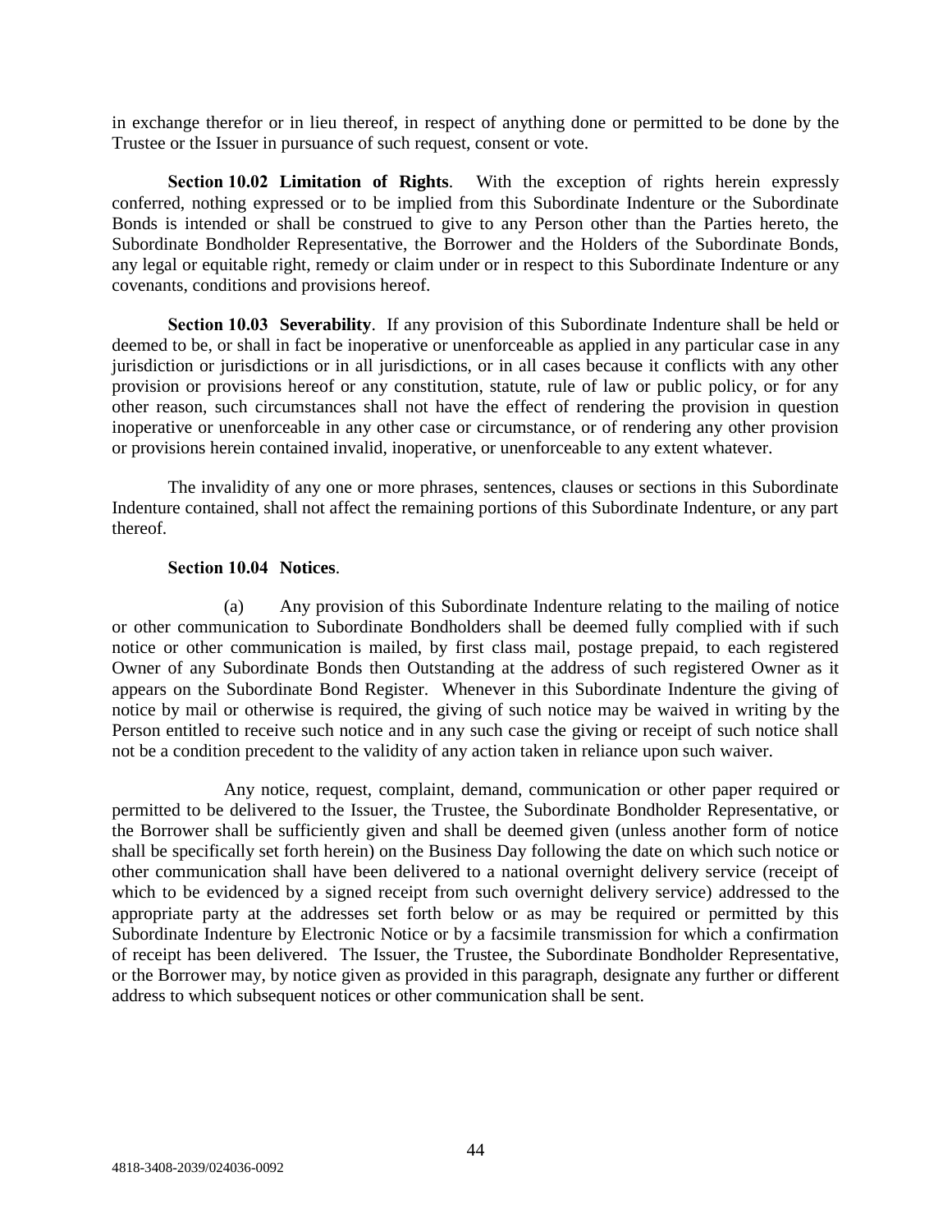in exchange therefor or in lieu thereof, in respect of anything done or permitted to be done by the Trustee or the Issuer in pursuance of such request, consent or vote.

**Section 10.02 Limitation of Rights**. With the exception of rights herein expressly conferred, nothing expressed or to be implied from this Subordinate Indenture or the Subordinate Bonds is intended or shall be construed to give to any Person other than the Parties hereto, the Subordinate Bondholder Representative, the Borrower and the Holders of the Subordinate Bonds, any legal or equitable right, remedy or claim under or in respect to this Subordinate Indenture or any covenants, conditions and provisions hereof.

**Section 10.03 Severability**. If any provision of this Subordinate Indenture shall be held or deemed to be, or shall in fact be inoperative or unenforceable as applied in any particular case in any jurisdiction or jurisdictions or in all jurisdictions, or in all cases because it conflicts with any other provision or provisions hereof or any constitution, statute, rule of law or public policy, or for any other reason, such circumstances shall not have the effect of rendering the provision in question inoperative or unenforceable in any other case or circumstance, or of rendering any other provision or provisions herein contained invalid, inoperative, or unenforceable to any extent whatever.

The invalidity of any one or more phrases, sentences, clauses or sections in this Subordinate Indenture contained, shall not affect the remaining portions of this Subordinate Indenture, or any part thereof.

**Section 10.04 Notices**.

(a) Any provision of this Subordinate Indenture relating to the mailing of notice or other communication to Subordinate Bondholders shall be deemed fully complied with if such notice or other communication is mailed, by first class mail, postage prepaid, to each registered Owner of any Subordinate Bonds then Outstanding at the address of such registered Owner as it appears on the Subordinate Bond Register. Whenever in this Subordinate Indenture the giving of notice by mail or otherwise is required, the giving of such notice may be waived in writing by the Person entitled to receive such notice and in any such case the giving or receipt of such notice shall not be a condition precedent to the validity of any action taken in reliance upon such waiver.

Any notice, request, complaint, demand, communication or other paper required or permitted to be delivered to the Issuer, the Trustee, the Subordinate Bondholder Representative, or the Borrower shall be sufficiently given and shall be deemed given (unless another form of notice shall be specifically set forth herein) on the Business Day following the date on which such notice or other communication shall have been delivered to a national overnight delivery service (receipt of which to be evidenced by a signed receipt from such overnight delivery service) addressed to the appropriate party at the addresses set forth below or as may be required or permitted by this Subordinate Indenture by Electronic Notice or by a facsimile transmission for which a confirmation of receipt has been delivered. The Issuer, the Trustee, the Subordinate Bondholder Representative, or the Borrower may, by notice given as provided in this paragraph, designate any further or different address to which subsequent notices or other communication shall be sent.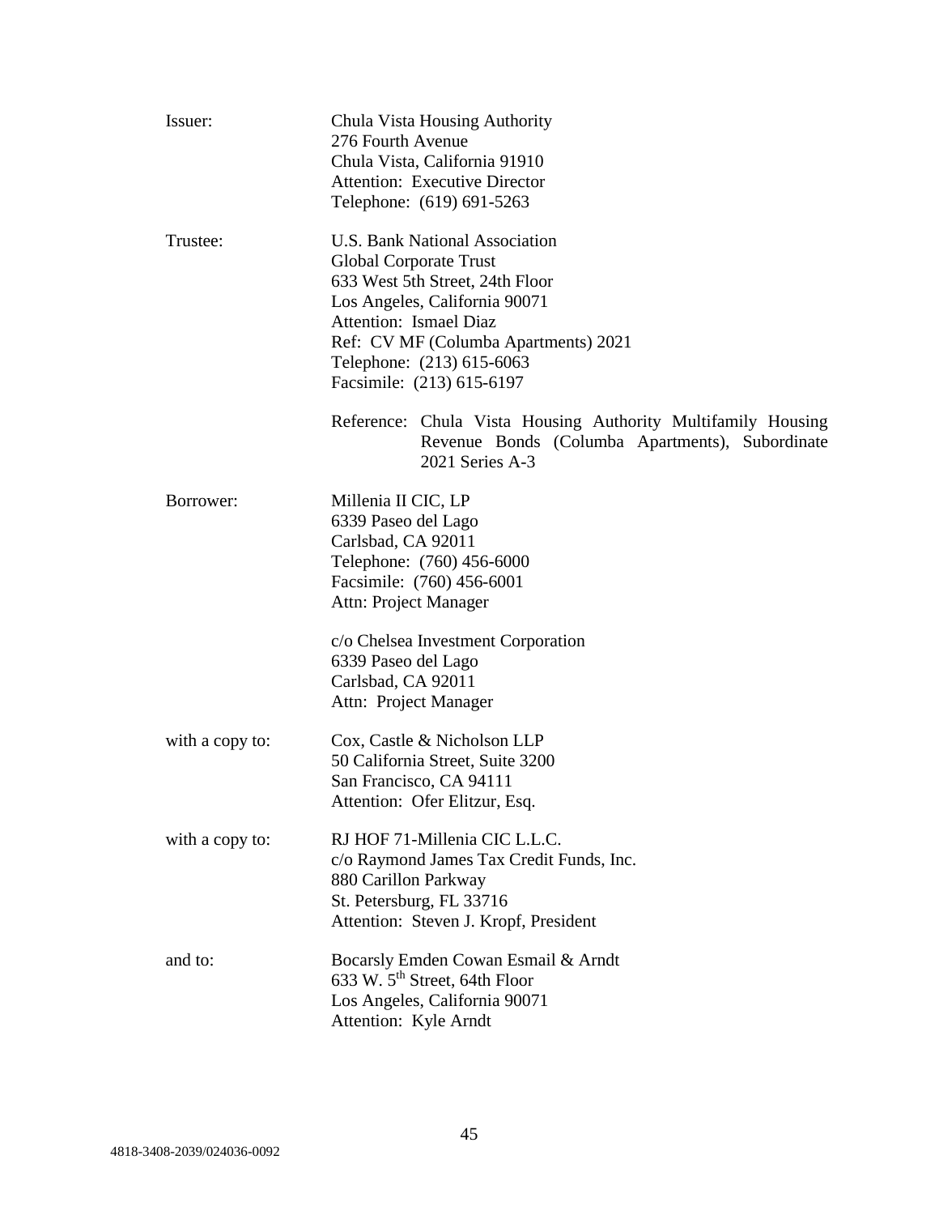| | |
|---|---|
| Issuer: | Chula Vista Housing Authority<br>276 Fourth Avenue<br>Chula Vista, California 91910<br>Attention: Executive Director<br>Telephone: (619) 691-5263 |
| Trustee: | U.S. Bank National Association<br>Global Corporate Trust<br>633 West 5th Street, 24th Floor<br>Los Angeles, California 90071<br>Attention: Ismael Diaz<br>Ref: CV MF (Columba Apartments) 2021<br>Telephone: (213) 615-6063<br>Facsimile: (213) 615-6197<br><br>Reference: Chula Vista Housing Authority Multifamily Housing Revenue Bonds (Columba Apartments), Subordinate 2021 Series A-3 |
| Borrower: | Millenia II CIC, LP<br>6339 Paseo del Lago<br>Carlsbad, CA 92011<br>Telephone: (760) 456-6000<br>Facsimile: (760) 456-6001<br>Attn: Project Manager<br><br>c/o Chelsea Investment Corporation<br>6339 Paseo del Lago<br>Carlsbad, CA 92011<br>Attn: Project Manager |
| with a copy to: | Cox, Castle & Nicholson LLP<br>50 California Street, Suite 3200<br>San Francisco, CA 94111<br>Attention: Ofer Elitzur, Esq. |
| with a copy to: | RJ HOF 71-Millenia CIC L.L.C.<br>c/o Raymond James Tax Credit Funds, Inc.<br>880 Carillon Parkway<br>St. Petersburg, FL 33716<br>Attention: Steven J. Kropf, President |
| and to: | Bocarsly Emden Cowan Esmail & Arndt<br>633 W. 5th Street, 64th Floor<br>Los Angeles, California 90071<br>Attention: Kyle Arndt |

4818-3408-2039/024036-0092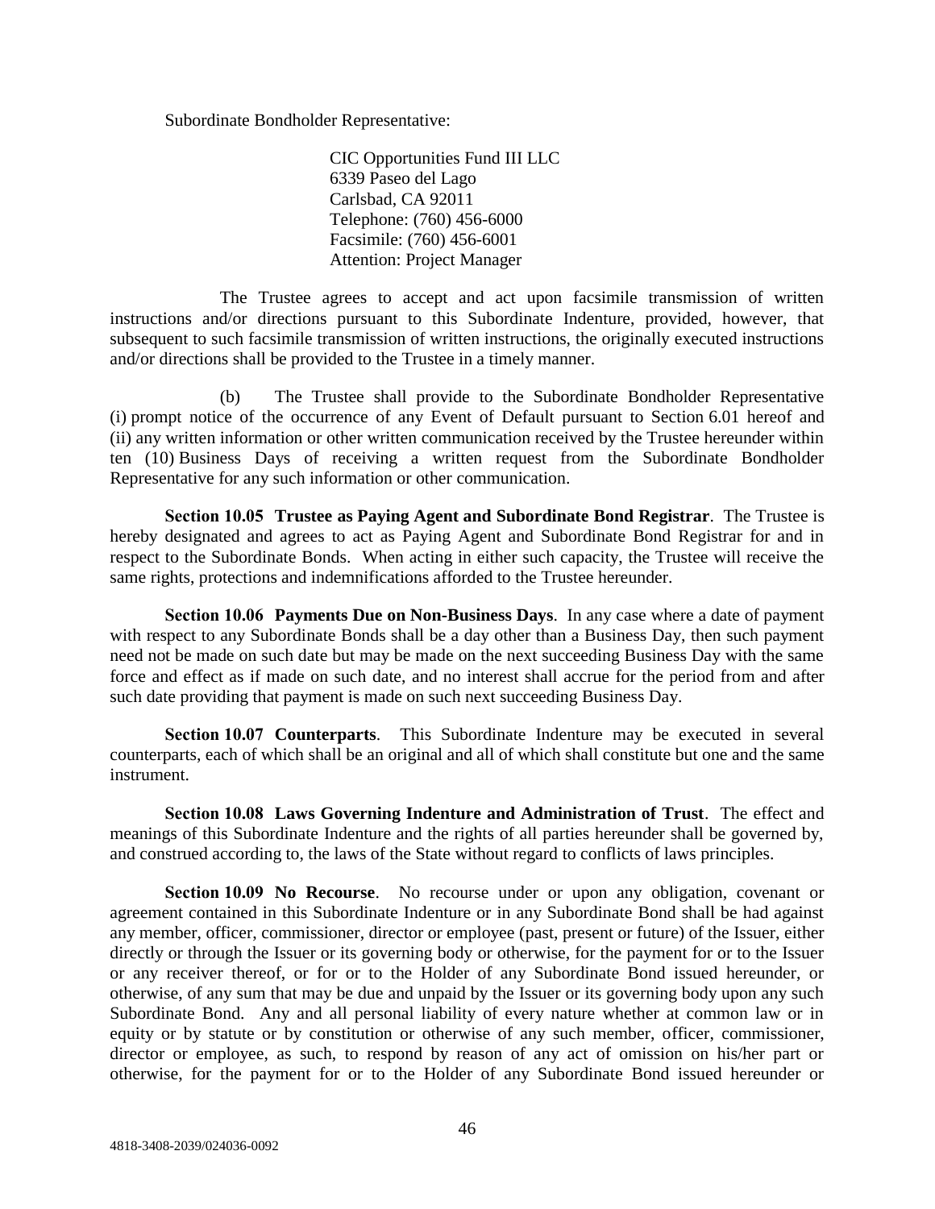Subordinate Bondholder Representative:

CIC Opportunities Fund III LLC
6339 Paseo del Lago
Carlsbad, CA 92011
Telephone: (760) 456-6000
Facsimile: (760) 456-6001
Attention: Project Manager

The Trustee agrees to accept and act upon facsimile transmission of written instructions and/or directions pursuant to this Subordinate Indenture, provided, however, that subsequent to such facsimile transmission of written instructions, the originally executed instructions and/or directions shall be provided to the Trustee in a timely manner.

(b) The Trustee shall provide to the Subordinate Bondholder Representative (i) prompt notice of the occurrence of any Event of Default pursuant to Section 6.01 hereof and (ii) any written information or other written communication received by the Trustee hereunder within ten (10) Business Days of receiving a written request from the Subordinate Bondholder Representative for any such information or other communication.

**Section 10.05 Trustee as Paying Agent and Subordinate Bond Registrar**. The Trustee is hereby designated and agrees to act as Paying Agent and Subordinate Bond Registrar for and in respect to the Subordinate Bonds. When acting in either such capacity, the Trustee will receive the same rights, protections and indemnifications afforded to the Trustee hereunder.

**Section 10.06 Payments Due on Non-Business Days**. In any case where a date of payment with respect to any Subordinate Bonds shall be a day other than a Business Day, then such payment need not be made on such date but may be made on the next succeeding Business Day with the same force and effect as if made on such date, and no interest shall accrue for the period from and after such date providing that payment is made on such next succeeding Business Day.

**Section 10.07 Counterparts**. This Subordinate Indenture may be executed in several counterparts, each of which shall be an original and all of which shall constitute but one and the same instrument.

**Section 10.08 Laws Governing Indenture and Administration of Trust**. The effect and meanings of this Subordinate Indenture and the rights of all parties hereunder shall be governed by, and construed according to, the laws of the State without regard to conflicts of laws principles.

**Section 10.09 No Recourse**. No recourse under or upon any obligation, covenant or agreement contained in this Subordinate Indenture or in any Subordinate Bond shall be had against any member, officer, commissioner, director or employee (past, present or future) of the Issuer, either directly or through the Issuer or its governing body or otherwise, for the payment for or to the Issuer or any receiver thereof, or for or to the Holder of any Subordinate Bond issued hereunder, or otherwise, of any sum that may be due and unpaid by the Issuer or its governing body upon any such Subordinate Bond. Any and all personal liability of every nature whether at common law or in equity or by statute or by constitution or otherwise of any such member, officer, commissioner, director or employee, as such, to respond by reason of any act of omission on his/her part or otherwise, for the payment for or to the Holder of any Subordinate Bond issued hereunder or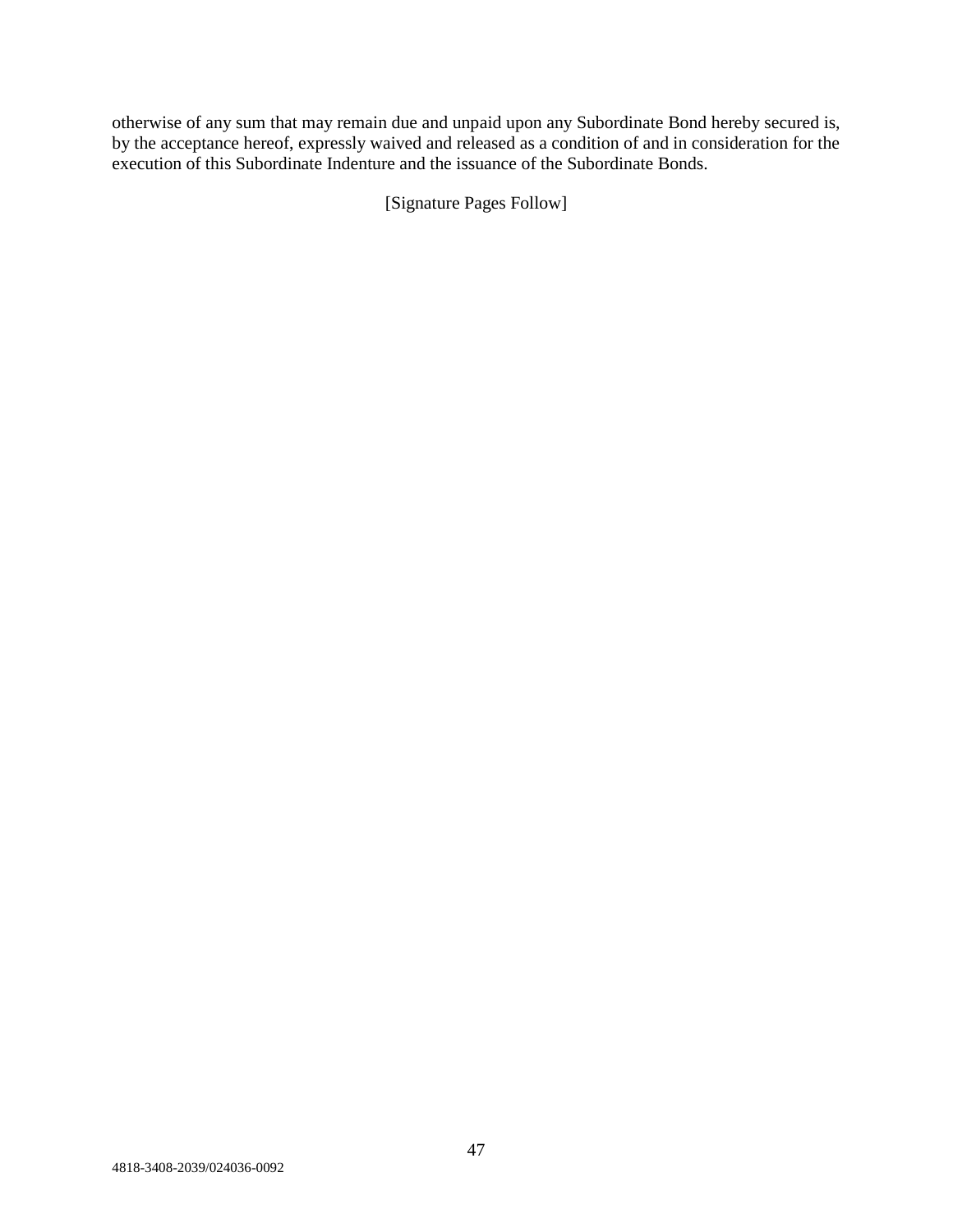otherwise of any sum that may remain due and unpaid upon any Subordinate Bond hereby secured is, by the acceptance hereof, expressly waived and released as a condition of and in consideration for the execution of this Subordinate Indenture and the issuance of the Subordinate Bonds.

[Signature Pages Follow]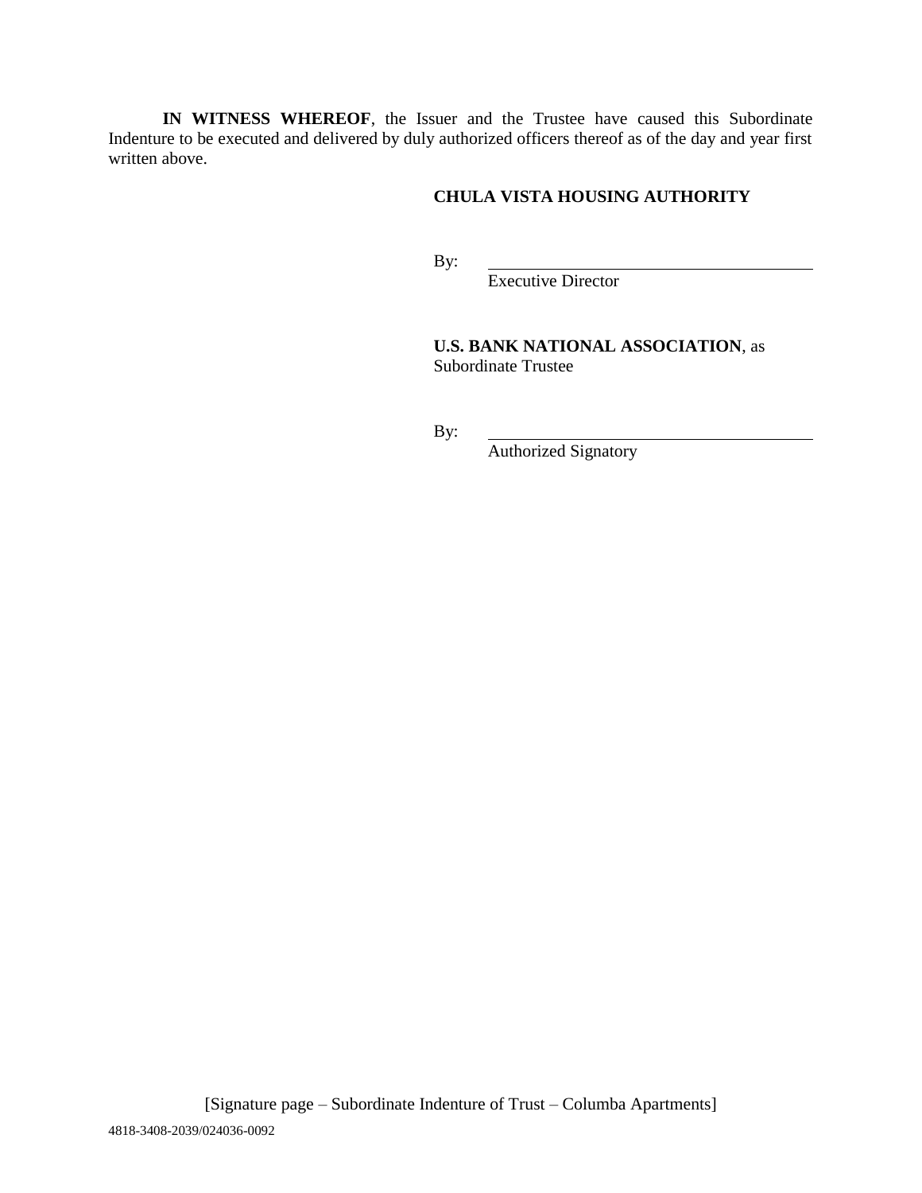**IN WITNESS WHEREOF**, the Issuer and the Trustee have caused this Subordinate Indenture to be executed and delivered by duly authorized officers thereof as of the day and year first written above.

**CHULA VISTA HOUSING AUTHORITY**

By: \_\_\_\_\_\_\_\_\_\_\_\_\_\_\_\_\_\_\_\_\_\_\_\_\_\_\_\_\_\_\_\_\_\_\_\_\_\_\_\_
Executive Director

**U.S. BANK NATIONAL ASSOCIATION**, as Subordinate Trustee

By: \_\_\_\_\_\_\_\_\_\_\_\_\_\_\_\_\_\_\_\_\_\_\_\_\_\_\_\_\_\_\_\_\_\_\_\_\_\_\_\_
Authorized Signatory

[Signature page – Subordinate Indenture of Trust – Columba Apartments]

4818-3408-2039/024036-0092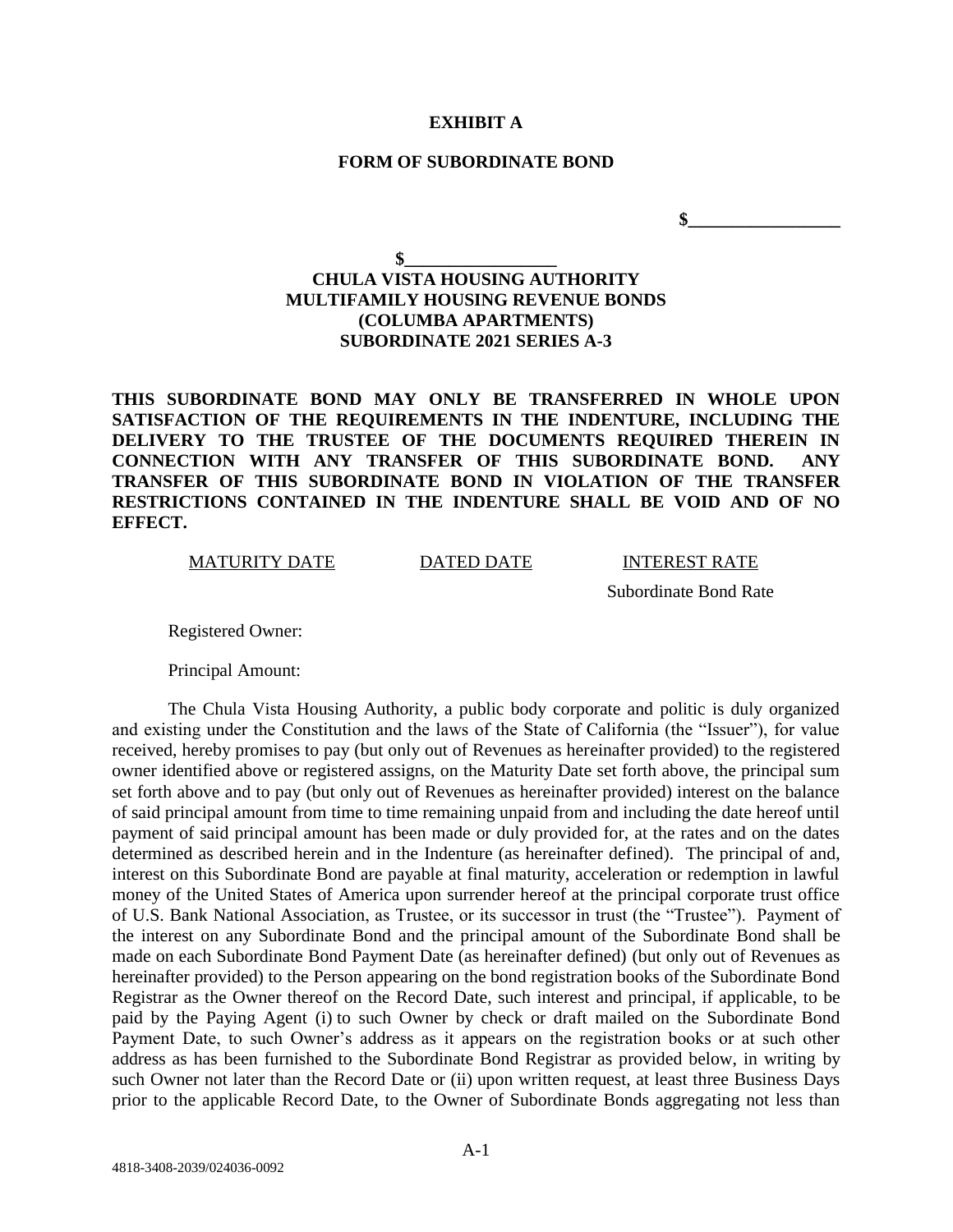**EXHIBIT A**

**FORM OF SUBORDINATE BOND**

**$\_\_\_\_\_\_\_\_\_\_\_\_\_\_\_\_\_**

**$\_\_\_\_\_\_\_\_\_\_\_\_\_\_\_\_\_**
**CHULA VISTA HOUSING AUTHORITY**
**MULTIFAMILY HOUSING REVENUE BONDS**
**(COLUMBA APARTMENTS)**
**SUBORDINATE 2021 SERIES A-3**

**THIS SUBORDINATE BOND MAY ONLY BE TRANSFERRED IN WHOLE UPON SATISFACTION OF THE REQUIREMENTS IN THE INDENTURE, INCLUDING THE DELIVERY TO THE TRUSTEE OF THE DOCUMENTS REQUIRED THEREIN IN CONNECTION WITH ANY TRANSFER OF THIS SUBORDINATE BOND. ANY TRANSFER OF THIS SUBORDINATE BOND IN VIOLATION OF THE TRANSFER RESTRICTIONS CONTAINED IN THE INDENTURE SHALL BE VOID AND OF NO EFFECT.**

| MATURITY DATE | DATED DATE | INTEREST RATE |
|---|---|---|
| | | Subordinate Bond Rate |

Registered Owner:

Principal Amount:

The Chula Vista Housing Authority, a public body corporate and politic is duly organized and existing under the Constitution and the laws of the State of California (the "Issuer"), for value received, hereby promises to pay (but only out of Revenues as hereinafter provided) to the registered owner identified above or registered assigns, on the Maturity Date set forth above, the principal sum set forth above and to pay (but only out of Revenues as hereinafter provided) interest on the balance of said principal amount from time to time remaining unpaid from and including the date hereof until payment of said principal amount has been made or duly provided for, at the rates and on the dates determined as described herein and in the Indenture (as hereinafter defined). The principal of and, interest on this Subordinate Bond are payable at final maturity, acceleration or redemption in lawful money of the United States of America upon surrender hereof at the principal corporate trust office of U.S. Bank National Association, as Trustee, or its successor in trust (the "Trustee"). Payment of the interest on any Subordinate Bond and the principal amount of the Subordinate Bond shall be made on each Subordinate Bond Payment Date (as hereinafter defined) (but only out of Revenues as hereinafter provided) to the Person appearing on the bond registration books of the Subordinate Bond Registrar as the Owner thereof on the Record Date, such interest and principal, if applicable, to be paid by the Paying Agent (i) to such Owner by check or draft mailed on the Subordinate Bond Payment Date, to such Owner's address as it appears on the registration books or at such other address as has been furnished to the Subordinate Bond Registrar as provided below, in writing by such Owner not later than the Record Date or (ii) upon written request, at least three Business Days prior to the applicable Record Date, to the Owner of Subordinate Bonds aggregating not less than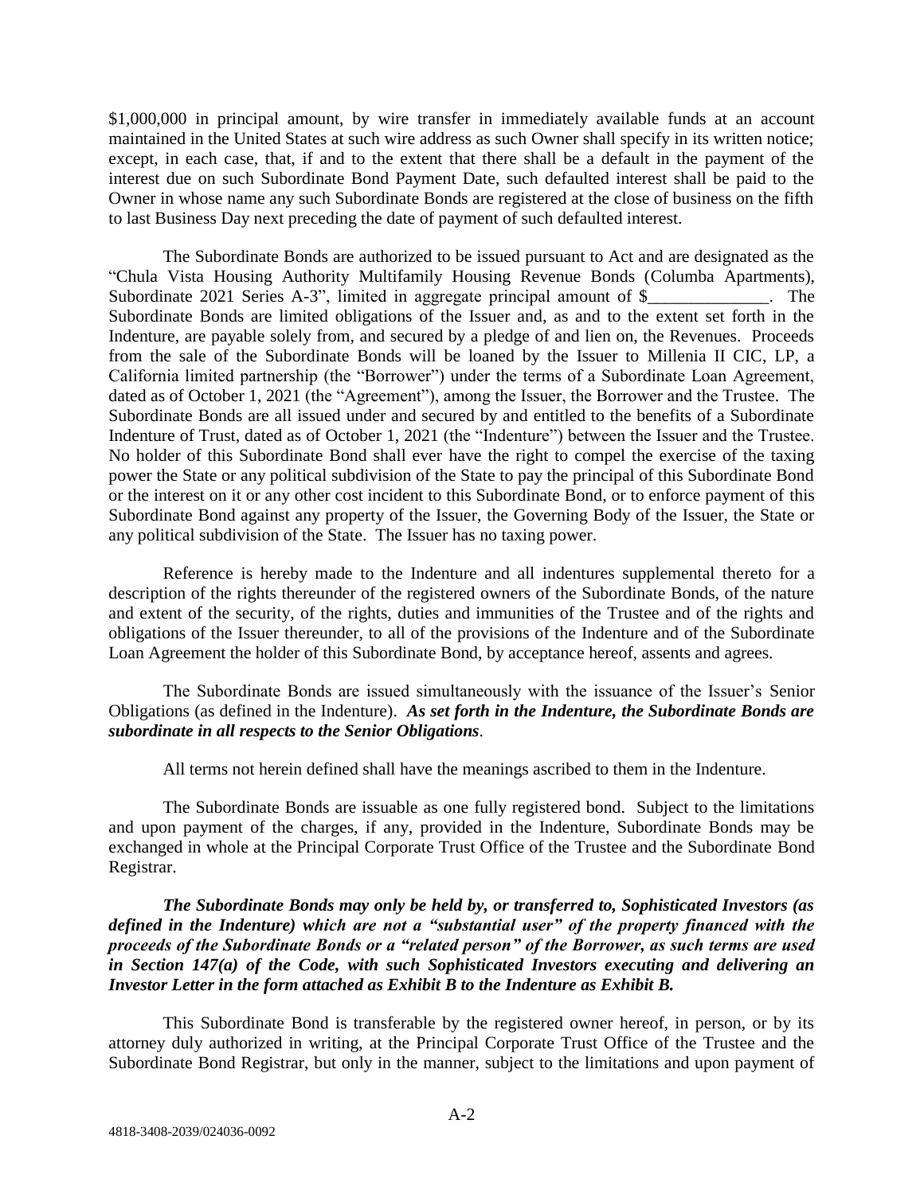$1,000,000 in principal amount, by wire transfer in immediately available funds at an account maintained in the United States at such wire address as such Owner shall specify in its written notice; except, in each case, that, if and to the extent that there shall be a default in the payment of the interest due on such Subordinate Bond Payment Date, such defaulted interest shall be paid to the Owner in whose name any such Subordinate Bonds are registered at the close of business on the fifth to last Business Day next preceding the date of payment of such defaulted interest.

The Subordinate Bonds are authorized to be issued pursuant to Act and are designated as the "Chula Vista Housing Authority Multifamily Housing Revenue Bonds (Columba Apartments), Subordinate 2021 Series A-3", limited in aggregate principal amount of $______________. The Subordinate Bonds are limited obligations of the Issuer and, as and to the extent set forth in the Indenture, are payable solely from, and secured by a pledge of and lien on, the Revenues. Proceeds from the sale of the Subordinate Bonds will be loaned by the Issuer to Millenia II CIC, LP, a California limited partnership (the "Borrower") under the terms of a Subordinate Loan Agreement, dated as of October 1, 2021 (the "Agreement"), among the Issuer, the Borrower and the Trustee. The Subordinate Bonds are all issued under and secured by and entitled to the benefits of a Subordinate Indenture of Trust, dated as of October 1, 2021 (the "Indenture") between the Issuer and the Trustee. No holder of this Subordinate Bond shall ever have the right to compel the exercise of the taxing power the State or any political subdivision of the State to pay the principal of this Subordinate Bond or the interest on it or any other cost incident to this Subordinate Bond, or to enforce payment of this Subordinate Bond against any property of the Issuer, the Governing Body of the Issuer, the State or any political subdivision of the State. The Issuer has no taxing power.

Reference is hereby made to the Indenture and all indentures supplemental thereto for a description of the rights thereunder of the registered owners of the Subordinate Bonds, of the nature and extent of the security, of the rights, duties and immunities of the Trustee and of the rights and obligations of the Issuer thereunder, to all of the provisions of the Indenture and of the Subordinate Loan Agreement the holder of this Subordinate Bond, by acceptance hereof, assents and agrees.

The Subordinate Bonds are issued simultaneously with the issuance of the Issuer's Senior Obligations (as defined in the Indenture). ***As set forth in the Indenture, the Subordinate Bonds are subordinate in all respects to the Senior Obligations***.

All terms not herein defined shall have the meanings ascribed to them in the Indenture.

The Subordinate Bonds are issuable as one fully registered bond. Subject to the limitations and upon payment of the charges, if any, provided in the Indenture, Subordinate Bonds may be exchanged in whole at the Principal Corporate Trust Office of the Trustee and the Subordinate Bond Registrar.

***The Subordinate Bonds may only be held by, or transferred to, Sophisticated Investors (as defined in the Indenture) which are not a "substantial user" of the property financed with the proceeds of the Subordinate Bonds or a "related person" of the Borrower, as such terms are used in Section 147(a) of the Code, with such Sophisticated Investors executing and delivering an Investor Letter in the form attached as Exhibit B to the Indenture as Exhibit B.***

This Subordinate Bond is transferable by the registered owner hereof, in person, or by its attorney duly authorized in writing, at the Principal Corporate Trust Office of the Trustee and the Subordinate Bond Registrar, but only in the manner, subject to the limitations and upon payment of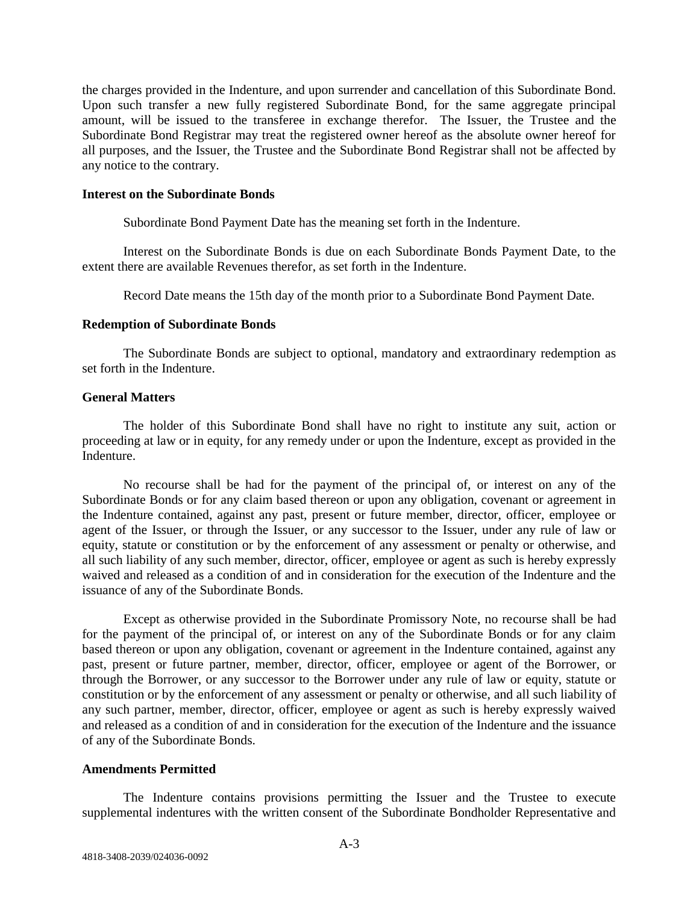the charges provided in the Indenture, and upon surrender and cancellation of this Subordinate Bond. Upon such transfer a new fully registered Subordinate Bond, for the same aggregate principal amount, will be issued to the transferee in exchange therefor. The Issuer, the Trustee and the Subordinate Bond Registrar may treat the registered owner hereof as the absolute owner hereof for all purposes, and the Issuer, the Trustee and the Subordinate Bond Registrar shall not be affected by any notice to the contrary.

**Interest on the Subordinate Bonds**

Subordinate Bond Payment Date has the meaning set forth in the Indenture.

Interest on the Subordinate Bonds is due on each Subordinate Bonds Payment Date, to the extent there are available Revenues therefor, as set forth in the Indenture.

Record Date means the 15th day of the month prior to a Subordinate Bond Payment Date.

**Redemption of Subordinate Bonds**

The Subordinate Bonds are subject to optional, mandatory and extraordinary redemption as set forth in the Indenture.

**General Matters**

The holder of this Subordinate Bond shall have no right to institute any suit, action or proceeding at law or in equity, for any remedy under or upon the Indenture, except as provided in the Indenture.

No recourse shall be had for the payment of the principal of, or interest on any of the Subordinate Bonds or for any claim based thereon or upon any obligation, covenant or agreement in the Indenture contained, against any past, present or future member, director, officer, employee or agent of the Issuer, or through the Issuer, or any successor to the Issuer, under any rule of law or equity, statute or constitution or by the enforcement of any assessment or penalty or otherwise, and all such liability of any such member, director, officer, employee or agent as such is hereby expressly waived and released as a condition of and in consideration for the execution of the Indenture and the issuance of any of the Subordinate Bonds.

Except as otherwise provided in the Subordinate Promissory Note, no recourse shall be had for the payment of the principal of, or interest on any of the Subordinate Bonds or for any claim based thereon or upon any obligation, covenant or agreement in the Indenture contained, against any past, present or future partner, member, director, officer, employee or agent of the Borrower, or through the Borrower, or any successor to the Borrower under any rule of law or equity, statute or constitution or by the enforcement of any assessment or penalty or otherwise, and all such liability of any such partner, member, director, officer, employee or agent as such is hereby expressly waived and released as a condition of and in consideration for the execution of the Indenture and the issuance of any of the Subordinate Bonds.

**Amendments Permitted**

The Indenture contains provisions permitting the Issuer and the Trustee to execute supplemental indentures with the written consent of the Subordinate Bondholder Representative and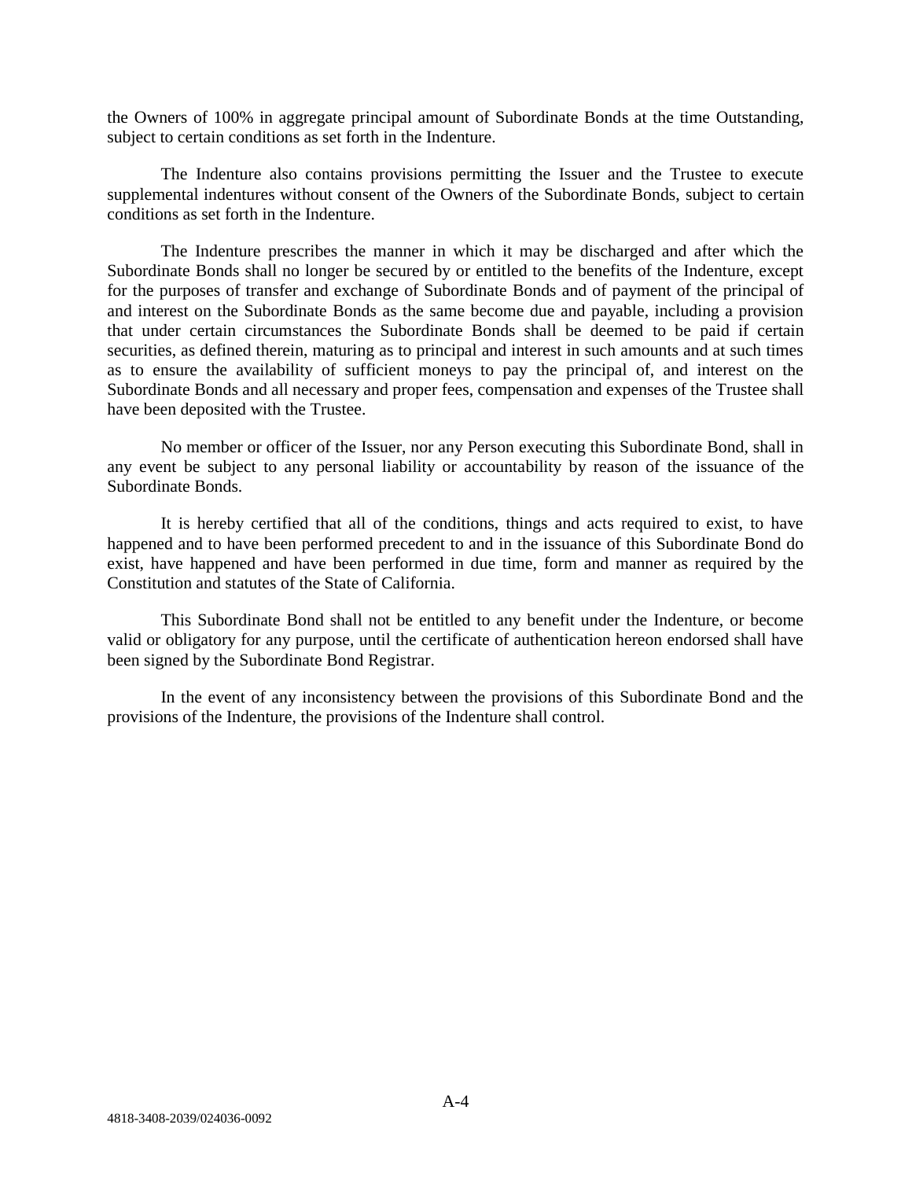the Owners of 100% in aggregate principal amount of Subordinate Bonds at the time Outstanding, subject to certain conditions as set forth in the Indenture.

The Indenture also contains provisions permitting the Issuer and the Trustee to execute supplemental indentures without consent of the Owners of the Subordinate Bonds, subject to certain conditions as set forth in the Indenture.

The Indenture prescribes the manner in which it may be discharged and after which the Subordinate Bonds shall no longer be secured by or entitled to the benefits of the Indenture, except for the purposes of transfer and exchange of Subordinate Bonds and of payment of the principal of and interest on the Subordinate Bonds as the same become due and payable, including a provision that under certain circumstances the Subordinate Bonds shall be deemed to be paid if certain securities, as defined therein, maturing as to principal and interest in such amounts and at such times as to ensure the availability of sufficient moneys to pay the principal of, and interest on the Subordinate Bonds and all necessary and proper fees, compensation and expenses of the Trustee shall have been deposited with the Trustee.

No member or officer of the Issuer, nor any Person executing this Subordinate Bond, shall in any event be subject to any personal liability or accountability by reason of the issuance of the Subordinate Bonds.

It is hereby certified that all of the conditions, things and acts required to exist, to have happened and to have been performed precedent to and in the issuance of this Subordinate Bond do exist, have happened and have been performed in due time, form and manner as required by the Constitution and statutes of the State of California.

This Subordinate Bond shall not be entitled to any benefit under the Indenture, or become valid or obligatory for any purpose, until the certificate of authentication hereon endorsed shall have been signed by the Subordinate Bond Registrar.

In the event of any inconsistency between the provisions of this Subordinate Bond and the provisions of the Indenture, the provisions of the Indenture shall control.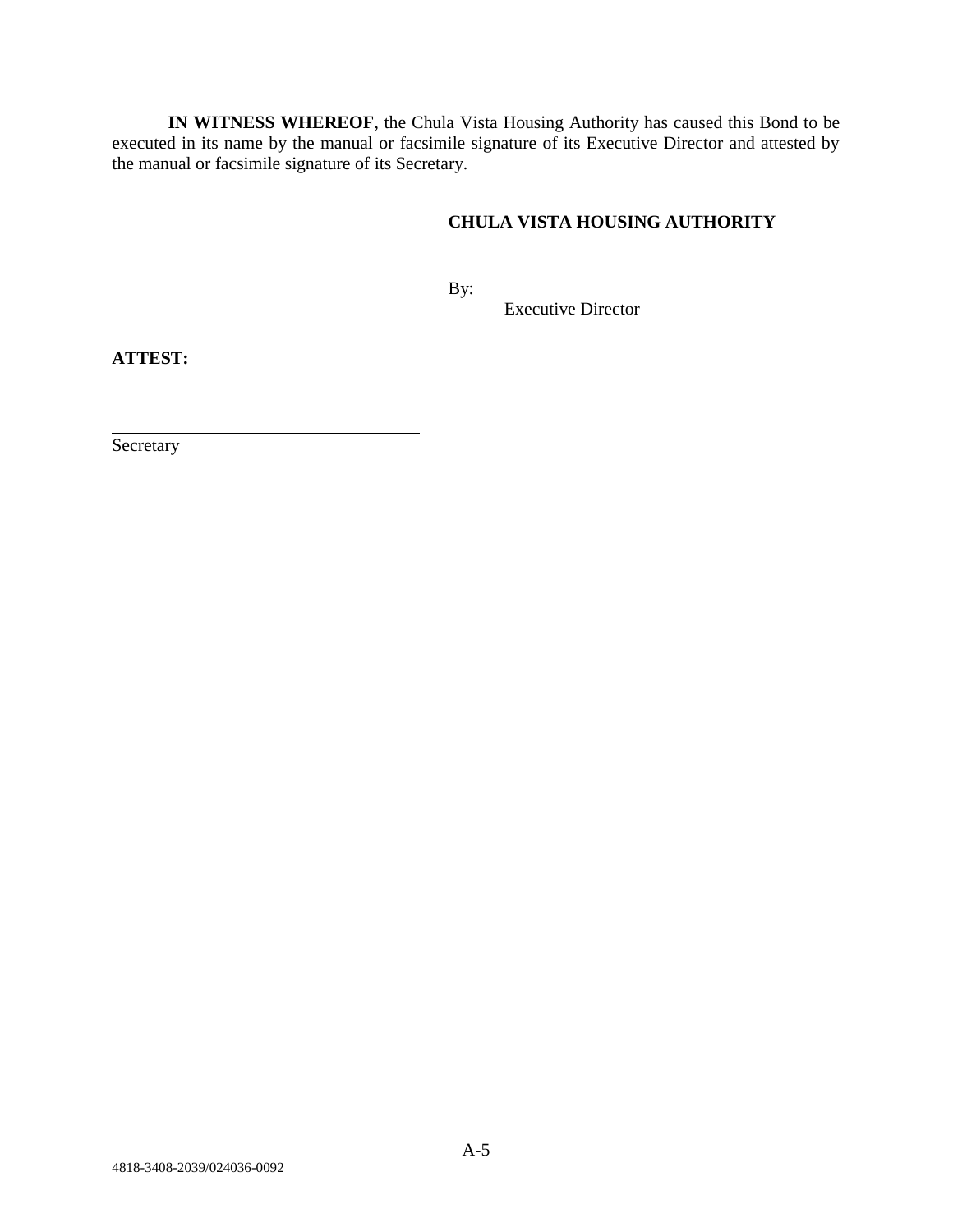**IN WITNESS WHEREOF**, the Chula Vista Housing Authority has caused this Bond to be executed in its name by the manual or facsimile signature of its Executive Director and attested by the manual or facsimile signature of its Secretary.

**CHULA VISTA HOUSING AUTHORITY**

By: \_\_\_\_\_\_\_\_\_\_\_\_\_\_\_\_\_\_\_\_\_\_\_\_\_\_\_\_\_\_\_\_\_\_\_\_\_\_\_\_
Executive Director

**ATTEST:**

\_\_\_\_\_\_\_\_\_\_\_\_\_\_\_\_\_\_\_\_\_\_\_\_\_\_\_\_\_\_\_\_\_\_\_\_\_\_
Secretary

4818-3408-2039/024036-0092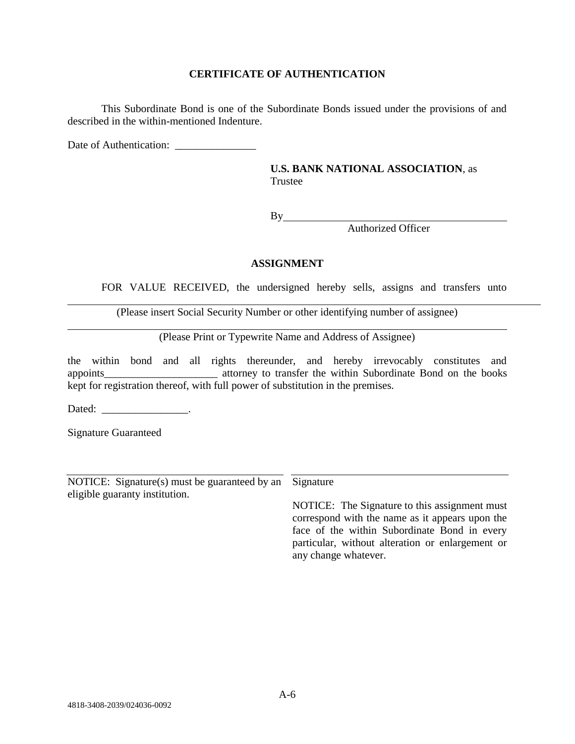## CERTIFICATE OF AUTHENTICATION

This Subordinate Bond is one of the Subordinate Bonds issued under the provisions of and described in the within-mentioned Indenture.

Date of Authentication: _______________

**U.S. BANK NATIONAL ASSOCIATION**, as Trustee

By___________________________________________
Authorized Officer

## ASSIGNMENT

FOR VALUE RECEIVED, the undersigned hereby sells, assigns and transfers unto

_____________________________________________________________________________
(Please insert Social Security Number or other identifying number of assignee)

_____________________________________________________________________________
(Please Print or Typewrite Name and Address of Assignee)

the within bond and all rights thereunder, and hereby irrevocably constitutes and appoints_____________________ attorney to transfer the within Subordinate Bond on the books kept for registration thereof, with full power of substitution in the premises.

Dated: ________________.

Signature Guaranteed

_____________________________________________
NOTICE: Signature(s) must be guaranteed by an eligible guaranty institution.

_____________________________________________
Signature

NOTICE: The Signature to this assignment must correspond with the name as it appears upon the face of the within Subordinate Bond in every particular, without alteration or enlargement or any change whatever.

4818-3408-2039/024036-0092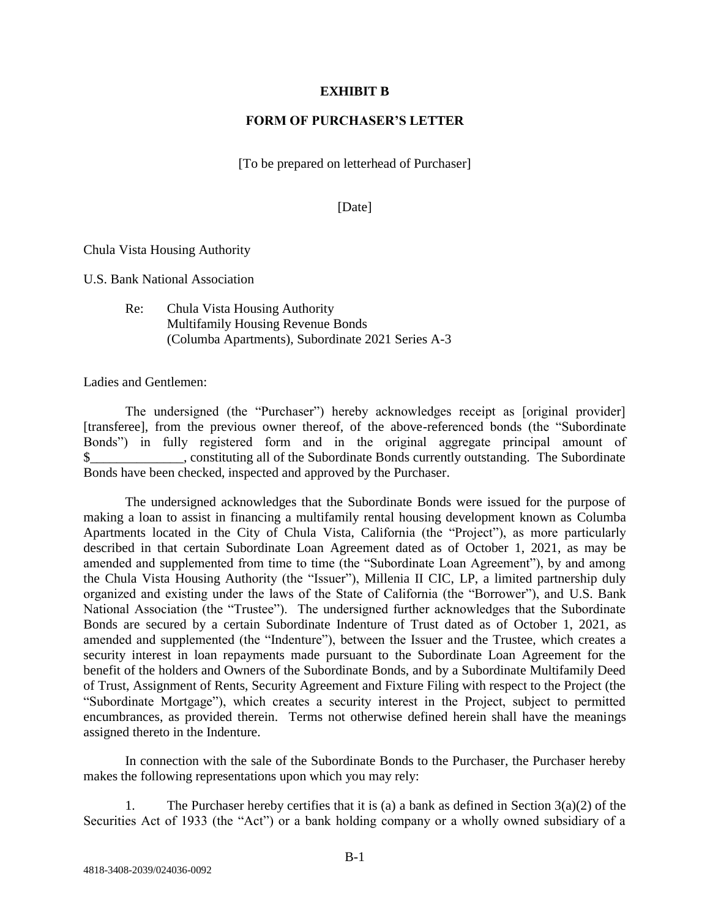# EXHIBIT B

## FORM OF PURCHASER'S LETTER

[To be prepared on letterhead of Purchaser]

[Date]

Chula Vista Housing Authority

U.S. Bank National Association

Re: Chula Vista Housing Authority
Multifamily Housing Revenue Bonds
(Columba Apartments), Subordinate 2021 Series A-3

Ladies and Gentlemen:

The undersigned (the "Purchaser") hereby acknowledges receipt as [original provider] [transferee], from the previous owner thereof, of the above-referenced bonds (the "Subordinate Bonds") in fully registered form and in the original aggregate principal amount of $______________, constituting all of the Subordinate Bonds currently outstanding. The Subordinate Bonds have been checked, inspected and approved by the Purchaser.

The undersigned acknowledges that the Subordinate Bonds were issued for the purpose of making a loan to assist in financing a multifamily rental housing development known as Columba Apartments located in the City of Chula Vista, California (the "Project"), as more particularly described in that certain Subordinate Loan Agreement dated as of October 1, 2021, as may be amended and supplemented from time to time (the "Subordinate Loan Agreement"), by and among the Chula Vista Housing Authority (the "Issuer"), Millenia II CIC, LP, a limited partnership duly organized and existing under the laws of the State of California (the "Borrower"), and U.S. Bank National Association (the "Trustee"). The undersigned further acknowledges that the Subordinate Bonds are secured by a certain Subordinate Indenture of Trust dated as of October 1, 2021, as amended and supplemented (the "Indenture"), between the Issuer and the Trustee, which creates a security interest in loan repayments made pursuant to the Subordinate Loan Agreement for the benefit of the holders and Owners of the Subordinate Bonds, and by a Subordinate Multifamily Deed of Trust, Assignment of Rents, Security Agreement and Fixture Filing with respect to the Project (the "Subordinate Mortgage"), which creates a security interest in the Project, subject to permitted encumbrances, as provided therein. Terms not otherwise defined herein shall have the meanings assigned thereto in the Indenture.

In connection with the sale of the Subordinate Bonds to the Purchaser, the Purchaser hereby makes the following representations upon which you may rely:

1. The Purchaser hereby certifies that it is (a) a bank as defined in Section 3(a)(2) of the Securities Act of 1933 (the "Act") or a bank holding company or a wholly owned subsidiary of a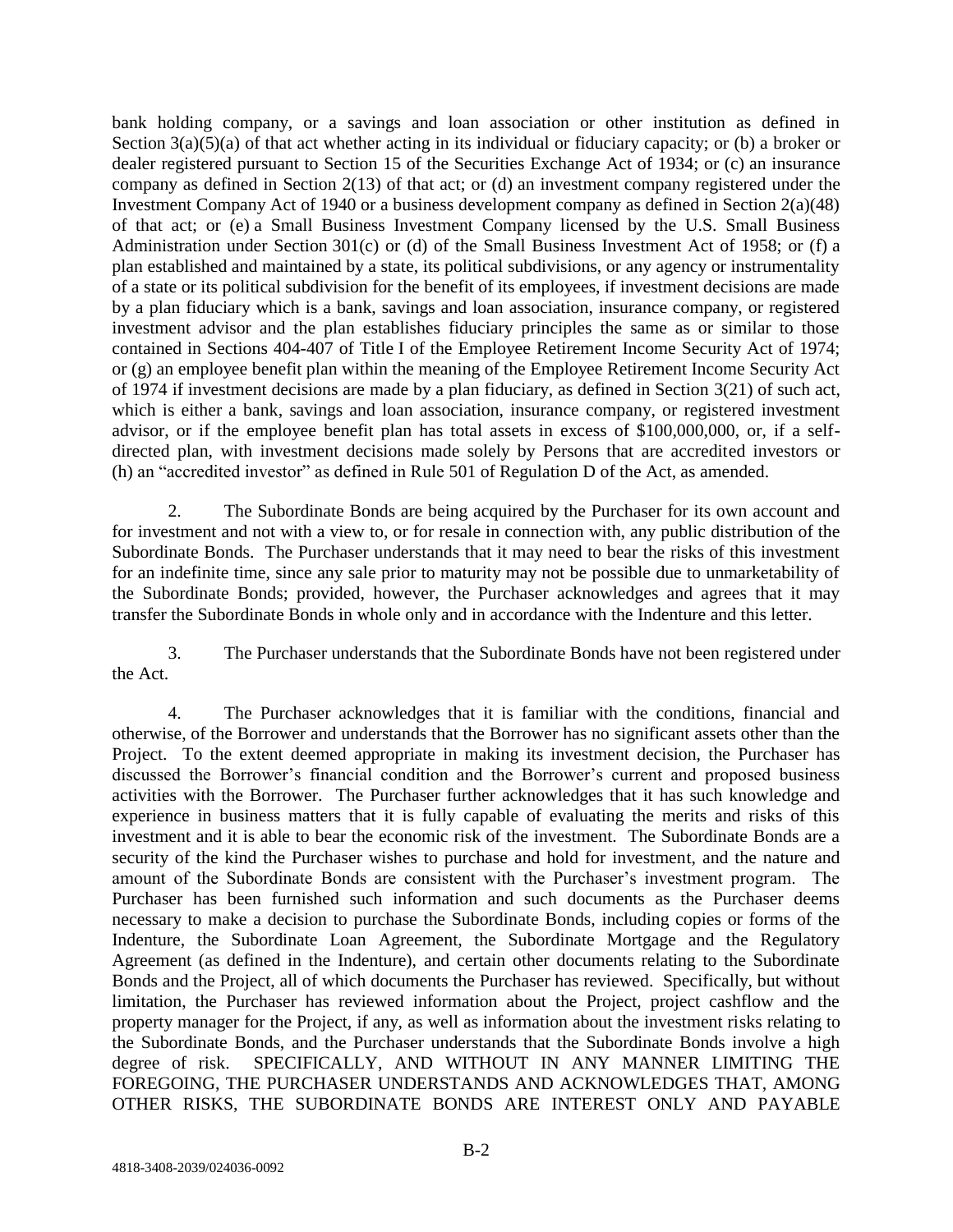bank holding company, or a savings and loan association or other institution as defined in Section 3(a)(5)(a) of that act whether acting in its individual or fiduciary capacity; or (b) a broker or dealer registered pursuant to Section 15 of the Securities Exchange Act of 1934; or (c) an insurance company as defined in Section 2(13) of that act; or (d) an investment company registered under the Investment Company Act of 1940 or a business development company as defined in Section 2(a)(48) of that act; or (e) a Small Business Investment Company licensed by the U.S. Small Business Administration under Section 301(c) or (d) of the Small Business Investment Act of 1958; or (f) a plan established and maintained by a state, its political subdivisions, or any agency or instrumentality of a state or its political subdivision for the benefit of its employees, if investment decisions are made by a plan fiduciary which is a bank, savings and loan association, insurance company, or registered investment advisor and the plan establishes fiduciary principles the same as or similar to those contained in Sections 404-407 of Title I of the Employee Retirement Income Security Act of 1974; or (g) an employee benefit plan within the meaning of the Employee Retirement Income Security Act of 1974 if investment decisions are made by a plan fiduciary, as defined in Section 3(21) of such act, which is either a bank, savings and loan association, insurance company, or registered investment advisor, or if the employee benefit plan has total assets in excess of $100,000,000, or, if a self-directed plan, with investment decisions made solely by Persons that are accredited investors or (h) an "accredited investor" as defined in Rule 501 of Regulation D of the Act, as amended.

2. The Subordinate Bonds are being acquired by the Purchaser for its own account and for investment and not with a view to, or for resale in connection with, any public distribution of the Subordinate Bonds. The Purchaser understands that it may need to bear the risks of this investment for an indefinite time, since any sale prior to maturity may not be possible due to unmarketability of the Subordinate Bonds; provided, however, the Purchaser acknowledges and agrees that it may transfer the Subordinate Bonds in whole only and in accordance with the Indenture and this letter.

3. The Purchaser understands that the Subordinate Bonds have not been registered under the Act.

4. The Purchaser acknowledges that it is familiar with the conditions, financial and otherwise, of the Borrower and understands that the Borrower has no significant assets other than the Project. To the extent deemed appropriate in making its investment decision, the Purchaser has discussed the Borrower's financial condition and the Borrower's current and proposed business activities with the Borrower. The Purchaser further acknowledges that it has such knowledge and experience in business matters that it is fully capable of evaluating the merits and risks of this investment and it is able to bear the economic risk of the investment. The Subordinate Bonds are a security of the kind the Purchaser wishes to purchase and hold for investment, and the nature and amount of the Subordinate Bonds are consistent with the Purchaser's investment program. The Purchaser has been furnished such information and such documents as the Purchaser deems necessary to make a decision to purchase the Subordinate Bonds, including copies or forms of the Indenture, the Subordinate Loan Agreement, the Subordinate Mortgage and the Regulatory Agreement (as defined in the Indenture), and certain other documents relating to the Subordinate Bonds and the Project, all of which documents the Purchaser has reviewed. Specifically, but without limitation, the Purchaser has reviewed information about the Project, project cashflow and the property manager for the Project, if any, as well as information about the investment risks relating to the Subordinate Bonds, and the Purchaser understands that the Subordinate Bonds involve a high degree of risk. SPECIFICALLY, AND WITHOUT IN ANY MANNER LIMITING THE FOREGOING, THE PURCHASER UNDERSTANDS AND ACKNOWLEDGES THAT, AMONG OTHER RISKS, THE SUBORDINATE BONDS ARE INTEREST ONLY AND PAYABLE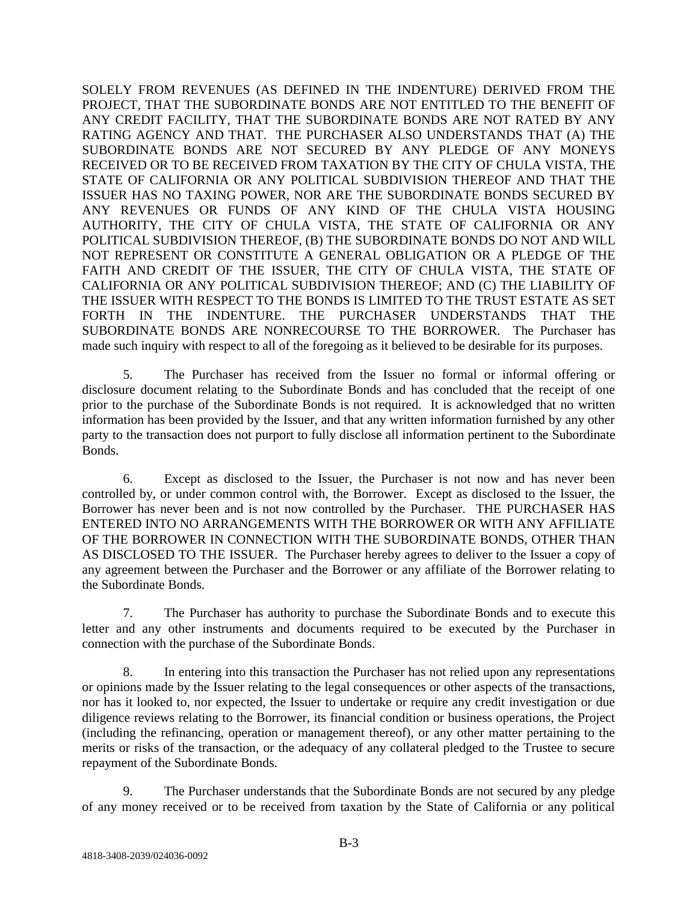SOLELY FROM REVENUES (AS DEFINED IN THE INDENTURE) DERIVED FROM THE PROJECT, THAT THE SUBORDINATE BONDS ARE NOT ENTITLED TO THE BENEFIT OF ANY CREDIT FACILITY, THAT THE SUBORDINATE BONDS ARE NOT RATED BY ANY RATING AGENCY AND THAT. THE PURCHASER ALSO UNDERSTANDS THAT (A) THE SUBORDINATE BONDS ARE NOT SECURED BY ANY PLEDGE OF ANY MONEYS RECEIVED OR TO BE RECEIVED FROM TAXATION BY THE CITY OF CHULA VISTA, THE STATE OF CALIFORNIA OR ANY POLITICAL SUBDIVISION THEREOF AND THAT THE ISSUER HAS NO TAXING POWER, NOR ARE THE SUBORDINATE BONDS SECURED BY ANY REVENUES OR FUNDS OF ANY KIND OF THE CHULA VISTA HOUSING AUTHORITY, THE CITY OF CHULA VISTA, THE STATE OF CALIFORNIA OR ANY POLITICAL SUBDIVISION THEREOF, (B) THE SUBORDINATE BONDS DO NOT AND WILL NOT REPRESENT OR CONSTITUTE A GENERAL OBLIGATION OR A PLEDGE OF THE FAITH AND CREDIT OF THE ISSUER, THE CITY OF CHULA VISTA, THE STATE OF CALIFORNIA OR ANY POLITICAL SUBDIVISION THEREOF; AND (C) THE LIABILITY OF THE ISSUER WITH RESPECT TO THE BONDS IS LIMITED TO THE TRUST ESTATE AS SET FORTH IN THE INDENTURE. THE PURCHASER UNDERSTANDS THAT THE SUBORDINATE BONDS ARE NONRECOURSE TO THE BORROWER. The Purchaser has made such inquiry with respect to all of the foregoing as it believed to be desirable for its purposes.

5. The Purchaser has received from the Issuer no formal or informal offering or disclosure document relating to the Subordinate Bonds and has concluded that the receipt of one prior to the purchase of the Subordinate Bonds is not required. It is acknowledged that no written information has been provided by the Issuer, and that any written information furnished by any other party to the transaction does not purport to fully disclose all information pertinent to the Subordinate Bonds.

6. Except as disclosed to the Issuer, the Purchaser is not now and has never been controlled by, or under common control with, the Borrower. Except as disclosed to the Issuer, the Borrower has never been and is not now controlled by the Purchaser. THE PURCHASER HAS ENTERED INTO NO ARRANGEMENTS WITH THE BORROWER OR WITH ANY AFFILIATE OF THE BORROWER IN CONNECTION WITH THE SUBORDINATE BONDS, OTHER THAN AS DISCLOSED TO THE ISSUER. The Purchaser hereby agrees to deliver to the Issuer a copy of any agreement between the Purchaser and the Borrower or any affiliate of the Borrower relating to the Subordinate Bonds.

7. The Purchaser has authority to purchase the Subordinate Bonds and to execute this letter and any other instruments and documents required to be executed by the Purchaser in connection with the purchase of the Subordinate Bonds.

8. In entering into this transaction the Purchaser has not relied upon any representations or opinions made by the Issuer relating to the legal consequences or other aspects of the transactions, nor has it looked to, nor expected, the Issuer to undertake or require any credit investigation or due diligence reviews relating to the Borrower, its financial condition or business operations, the Project (including the refinancing, operation or management thereof), or any other matter pertaining to the merits or risks of the transaction, or the adequacy of any collateral pledged to the Trustee to secure repayment of the Subordinate Bonds.

9. The Purchaser understands that the Subordinate Bonds are not secured by any pledge of any money received or to be received from taxation by the State of California or any political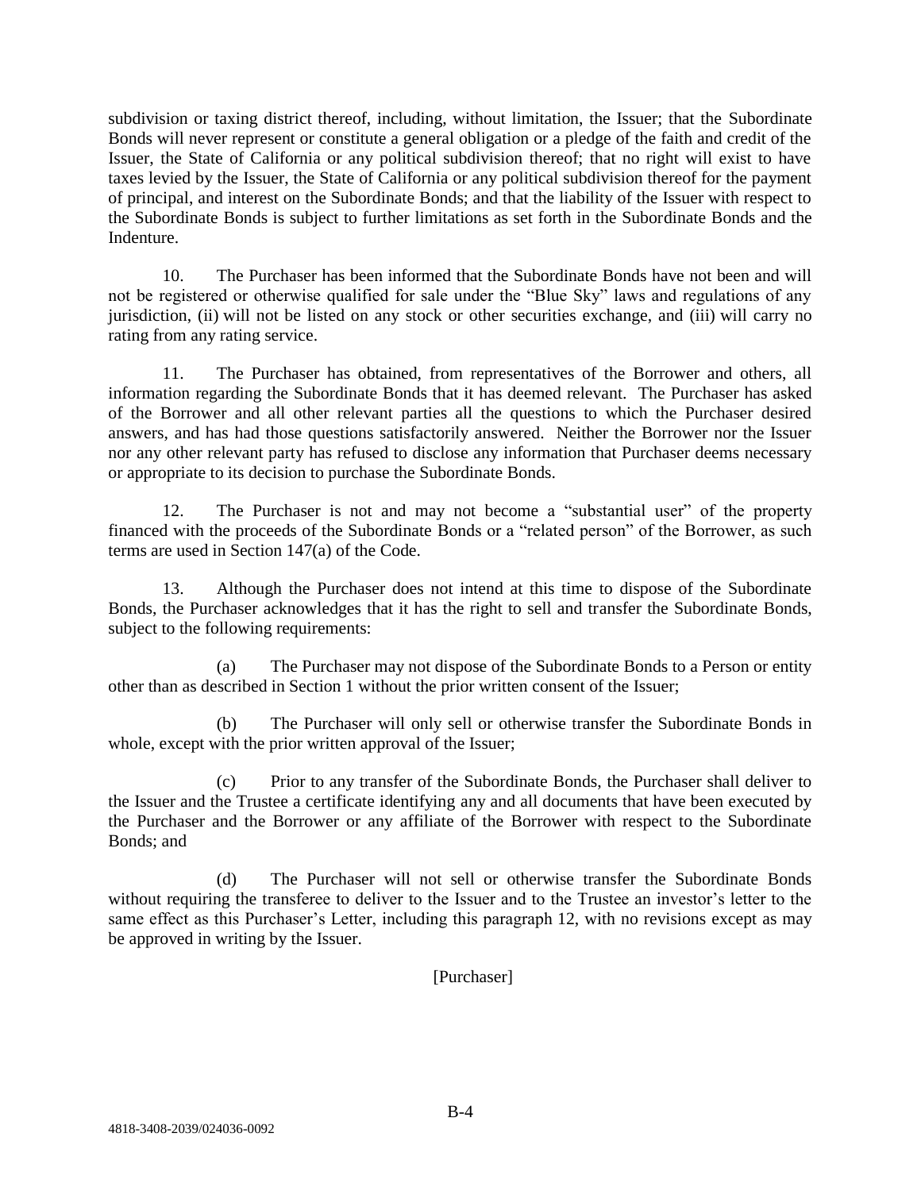subdivision or taxing district thereof, including, without limitation, the Issuer; that the Subordinate Bonds will never represent or constitute a general obligation or a pledge of the faith and credit of the Issuer, the State of California or any political subdivision thereof; that no right will exist to have taxes levied by the Issuer, the State of California or any political subdivision thereof for the payment of principal, and interest on the Subordinate Bonds; and that the liability of the Issuer with respect to the Subordinate Bonds is subject to further limitations as set forth in the Subordinate Bonds and the Indenture.

10. The Purchaser has been informed that the Subordinate Bonds have not been and will not be registered or otherwise qualified for sale under the "Blue Sky" laws and regulations of any jurisdiction, (ii) will not be listed on any stock or other securities exchange, and (iii) will carry no rating from any rating service.

11. The Purchaser has obtained, from representatives of the Borrower and others, all information regarding the Subordinate Bonds that it has deemed relevant. The Purchaser has asked of the Borrower and all other relevant parties all the questions to which the Purchaser desired answers, and has had those questions satisfactorily answered. Neither the Borrower nor the Issuer nor any other relevant party has refused to disclose any information that Purchaser deems necessary or appropriate to its decision to purchase the Subordinate Bonds.

12. The Purchaser is not and may not become a "substantial user" of the property financed with the proceeds of the Subordinate Bonds or a "related person" of the Borrower, as such terms are used in Section 147(a) of the Code.

13. Although the Purchaser does not intend at this time to dispose of the Subordinate Bonds, the Purchaser acknowledges that it has the right to sell and transfer the Subordinate Bonds, subject to the following requirements:

(a) The Purchaser may not dispose of the Subordinate Bonds to a Person or entity other than as described in Section 1 without the prior written consent of the Issuer;

(b) The Purchaser will only sell or otherwise transfer the Subordinate Bonds in whole, except with the prior written approval of the Issuer;

(c) Prior to any transfer of the Subordinate Bonds, the Purchaser shall deliver to the Issuer and the Trustee a certificate identifying any and all documents that have been executed by the Purchaser and the Borrower or any affiliate of the Borrower with respect to the Subordinate Bonds; and

(d) The Purchaser will not sell or otherwise transfer the Subordinate Bonds without requiring the transferee to deliver to the Issuer and to the Trustee an investor's letter to the same effect as this Purchaser's Letter, including this paragraph 12, with no revisions except as may be approved in writing by the Issuer.

[Purchaser]

4818-3408-2039/024036-0092